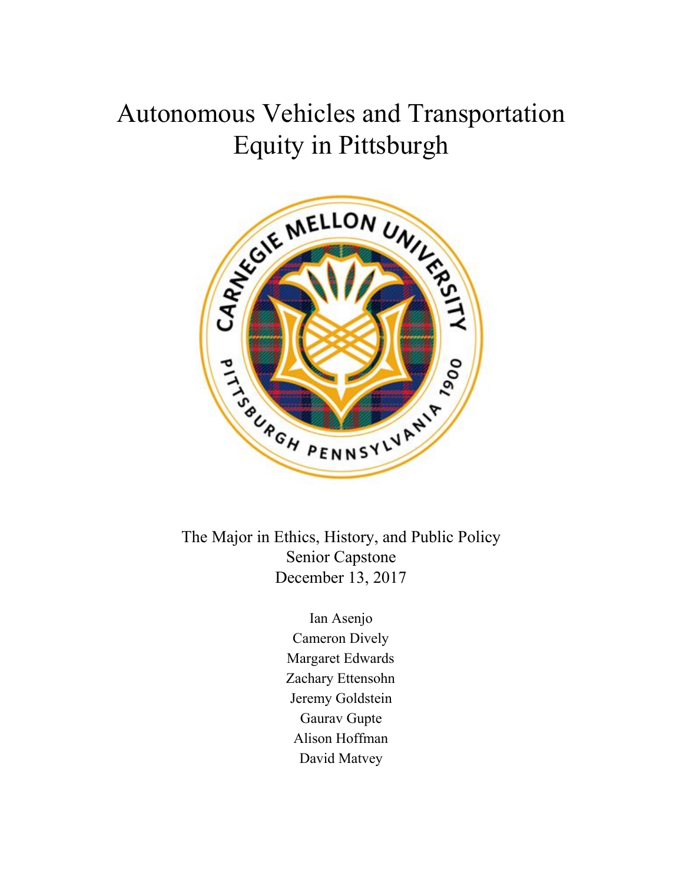# Autonomous Vehicles and Transportation Equity in Pittsburgh

The Major in Ethics, History, and Public Policy
Senior Capstone
December 13, 2017

Ian Asenjo
Cameron Dively
Margaret Edwards
Zachary Ettensohn
Jeremy Goldstein
Gaurav Gupte
Alison Hoffman
David Matvey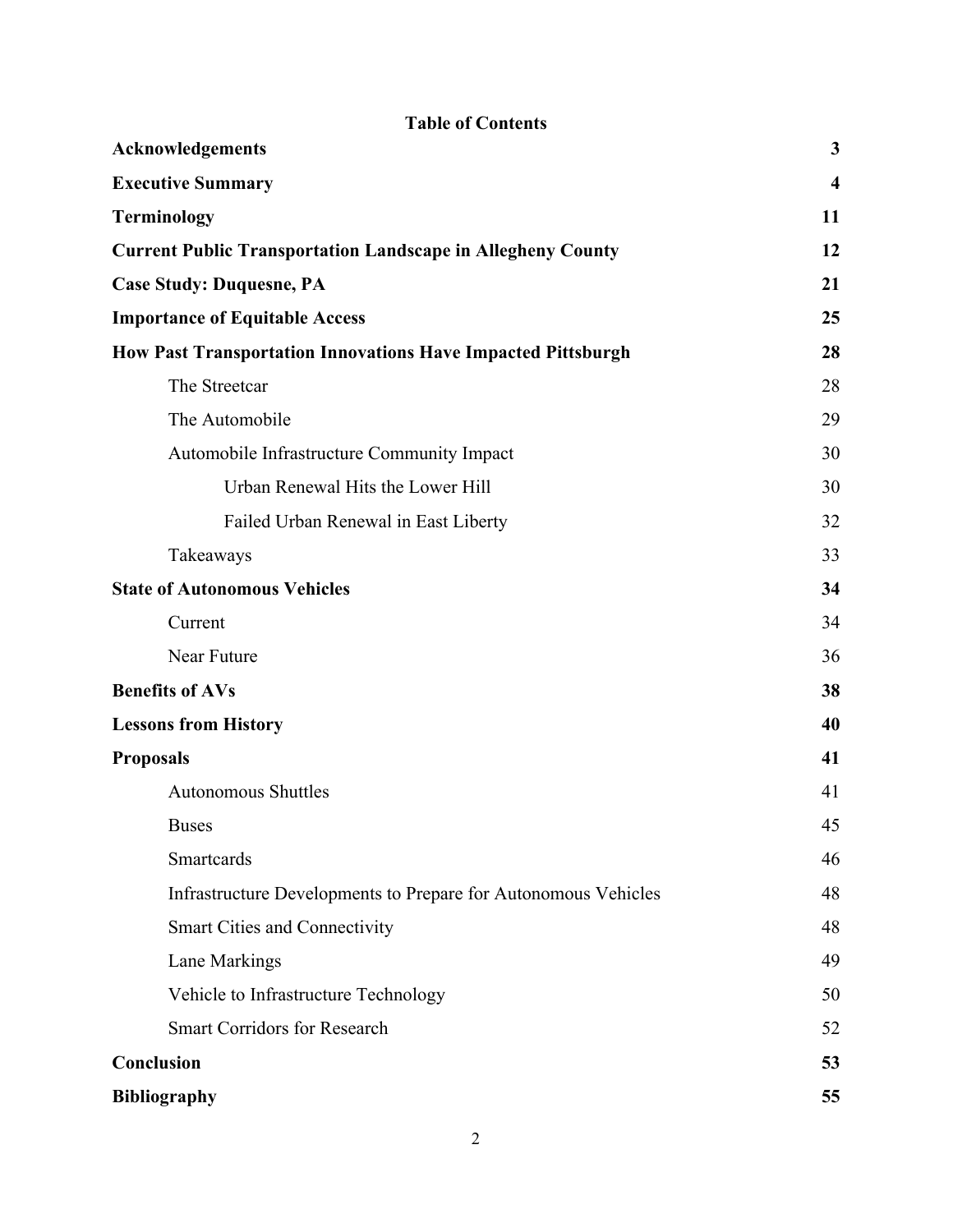# Table of Contents

| | |
|---|---|
| **Acknowledgements** | **3** |
| **Executive Summary** | **4** |
| **Terminology** | **11** |
| **Current Public Transportation Landscape in Allegheny County** | **12** |
| **Case Study: Duquesne, PA** | **21** |
| **Importance of Equitable Access** | **25** |
| **How Past Transportation Innovations Have Impacted Pittsburgh** | **28** |
| The Streetcar | 28 |
| The Automobile | 29 |
| Automobile Infrastructure Community Impact | 30 |
| Urban Renewal Hits the Lower Hill | 30 |
| Failed Urban Renewal in East Liberty | 32 |
| Takeaways | 33 |
| **State of Autonomous Vehicles** | **34** |
| Current | 34 |
| Near Future | 36 |
| **Benefits of AVs** | **38** |
| **Lessons from History** | **40** |
| **Proposals** | **41** |
| Autonomous Shuttles | 41 |
| Buses | 45 |
| Smartcards | 46 |
| Infrastructure Developments to Prepare for Autonomous Vehicles | 48 |
| Smart Cities and Connectivity | 48 |
| Lane Markings | 49 |
| Vehicle to Infrastructure Technology | 50 |
| Smart Corridors for Research | 52 |
| **Conclusion** | **53** |
| **Bibliography** | **55** |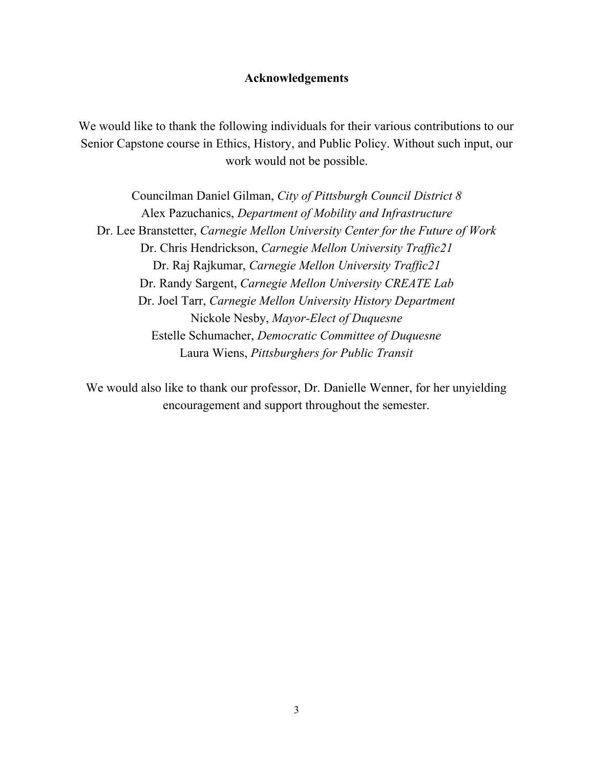## Acknowledgements

We would like to thank the following individuals for their various contributions to our Senior Capstone course in Ethics, History, and Public Policy. Without such input, our work would not be possible.

Councilman Daniel Gilman, *City of Pittsburgh Council District 8*
Alex Pazuchanics, *Department of Mobility and Infrastructure*
Dr. Lee Branstetter, *Carnegie Mellon University Center for the Future of Work*
Dr. Chris Hendrickson, *Carnegie Mellon University Traffic21*
Dr. Raj Rajkumar, *Carnegie Mellon University Traffic21*
Dr. Randy Sargent, *Carnegie Mellon University CREATE Lab*
Dr. Joel Tarr, *Carnegie Mellon University History Department*
Nickole Nesby, *Mayor-Elect of Duquesne*
Estelle Schumacher, *Democratic Committee of Duquesne*
Laura Wiens, *Pittsburghers for Public Transit*

We would also like to thank our professor, Dr. Danielle Wenner, for her unyielding encouragement and support throughout the semester.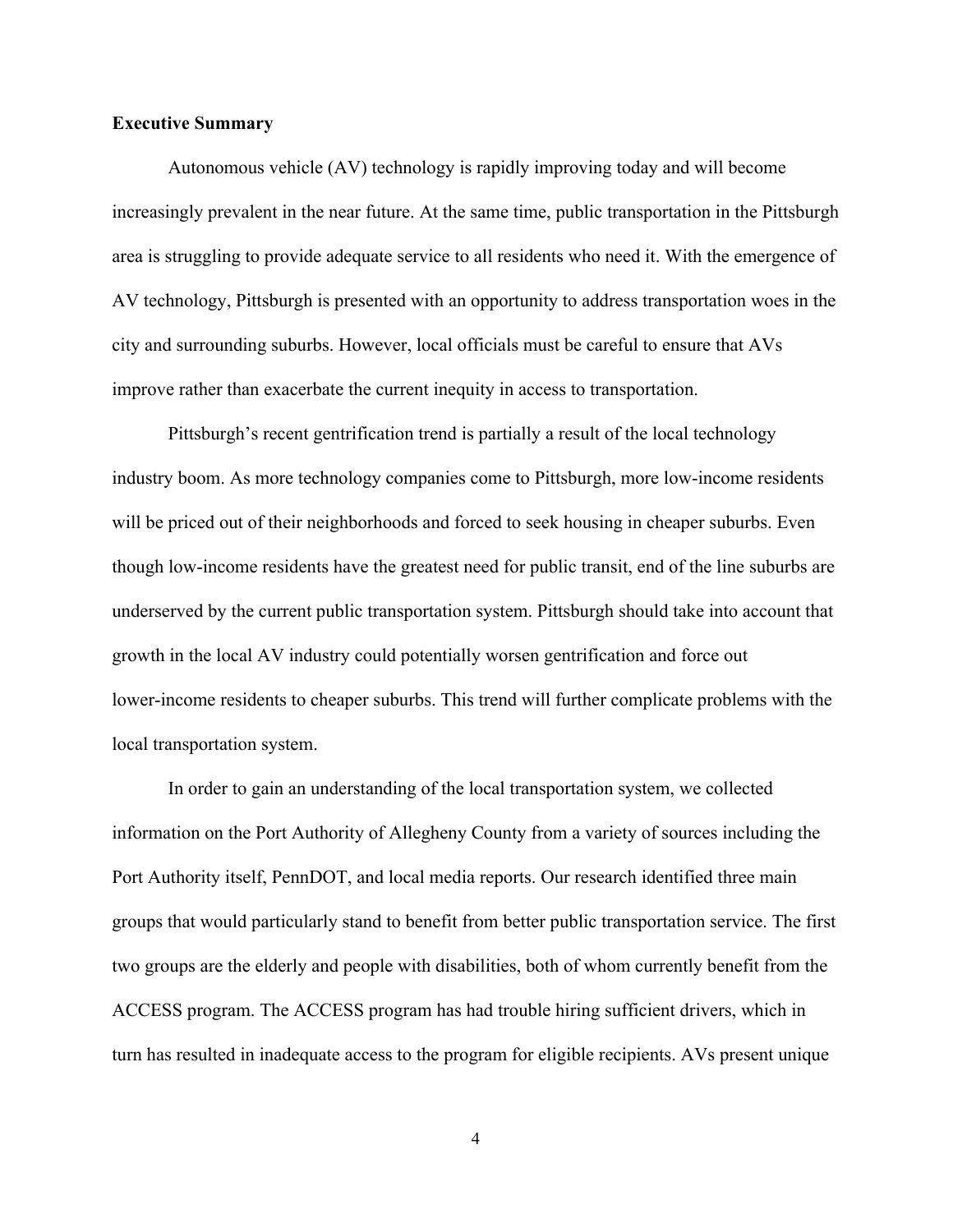## Executive Summary

Autonomous vehicle (AV) technology is rapidly improving today and will become increasingly prevalent in the near future. At the same time, public transportation in the Pittsburgh area is struggling to provide adequate service to all residents who need it. With the emergence of AV technology, Pittsburgh is presented with an opportunity to address transportation woes in the city and surrounding suburbs. However, local officials must be careful to ensure that AVs improve rather than exacerbate the current inequity in access to transportation.

Pittsburgh's recent gentrification trend is partially a result of the local technology industry boom. As more technology companies come to Pittsburgh, more low-income residents will be priced out of their neighborhoods and forced to seek housing in cheaper suburbs. Even though low-income residents have the greatest need for public transit, end of the line suburbs are underserved by the current public transportation system. Pittsburgh should take into account that growth in the local AV industry could potentially worsen gentrification and force out lower-income residents to cheaper suburbs. This trend will further complicate problems with the local transportation system.

In order to gain an understanding of the local transportation system, we collected information on the Port Authority of Allegheny County from a variety of sources including the Port Authority itself, PennDOT, and local media reports. Our research identified three main groups that would particularly stand to benefit from better public transportation service. The first two groups are the elderly and people with disabilities, both of whom currently benefit from the ACCESS program. The ACCESS program has had trouble hiring sufficient drivers, which in turn has resulted in inadequate access to the program for eligible recipients. AVs present unique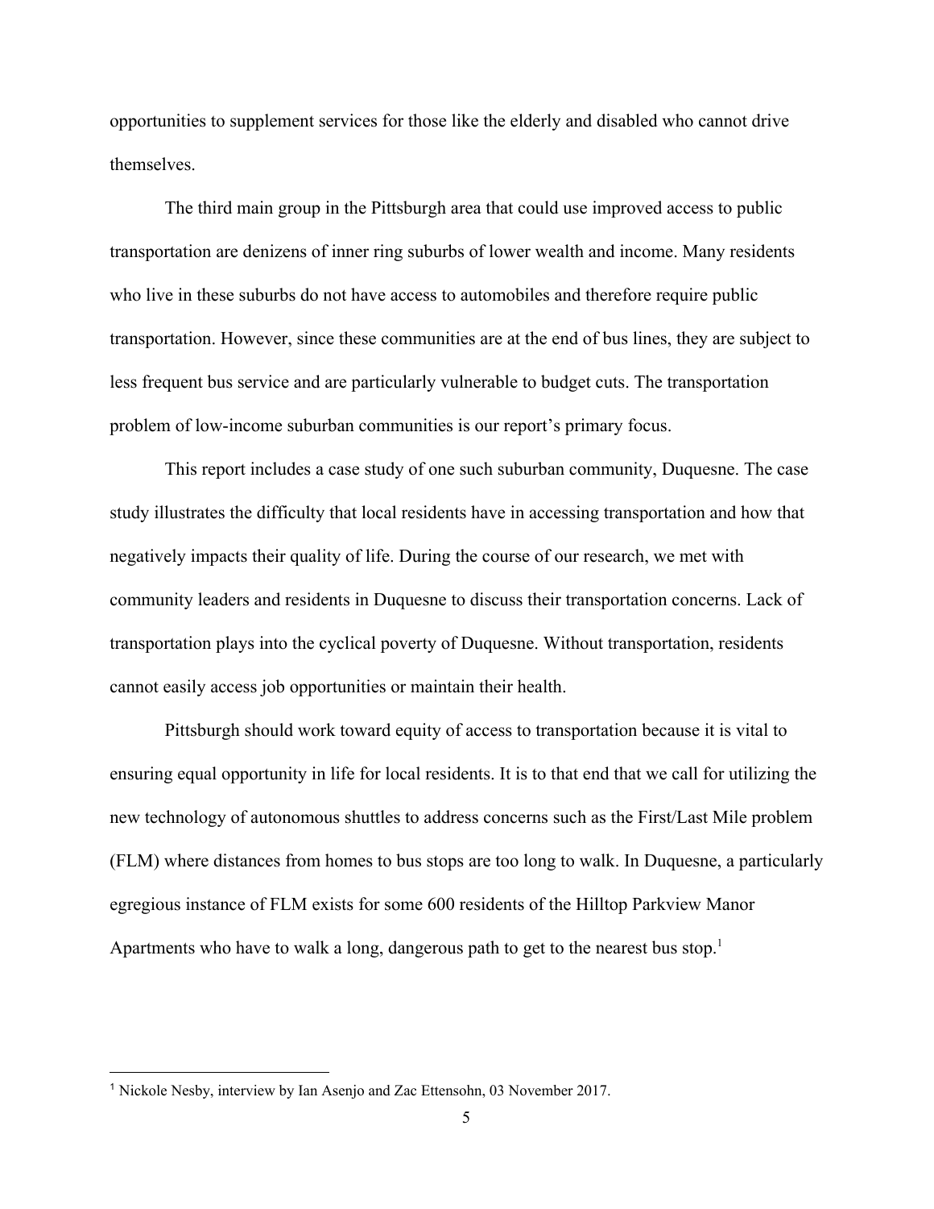opportunities to supplement services for those like the elderly and disabled who cannot drive themselves.

The third main group in the Pittsburgh area that could use improved access to public transportation are denizens of inner ring suburbs of lower wealth and income. Many residents who live in these suburbs do not have access to automobiles and therefore require public transportation. However, since these communities are at the end of bus lines, they are subject to less frequent bus service and are particularly vulnerable to budget cuts. The transportation problem of low-income suburban communities is our report's primary focus.

This report includes a case study of one such suburban community, Duquesne. The case study illustrates the difficulty that local residents have in accessing transportation and how that negatively impacts their quality of life. During the course of our research, we met with community leaders and residents in Duquesne to discuss their transportation concerns. Lack of transportation plays into the cyclical poverty of Duquesne. Without transportation, residents cannot easily access job opportunities or maintain their health.

Pittsburgh should work toward equity of access to transportation because it is vital to ensuring equal opportunity in life for local residents. It is to that end that we call for utilizing the new technology of autonomous shuttles to address concerns such as the First/Last Mile problem (FLM) where distances from homes to bus stops are too long to walk. In Duquesne, a particularly egregious instance of FLM exists for some 600 residents of the Hilltop Parkview Manor Apartments who have to walk a long, dangerous path to get to the nearest bus stop.[1]

[1] Nickole Nesby, interview by Ian Asenjo and Zac Ettensohn, 03 November 2017.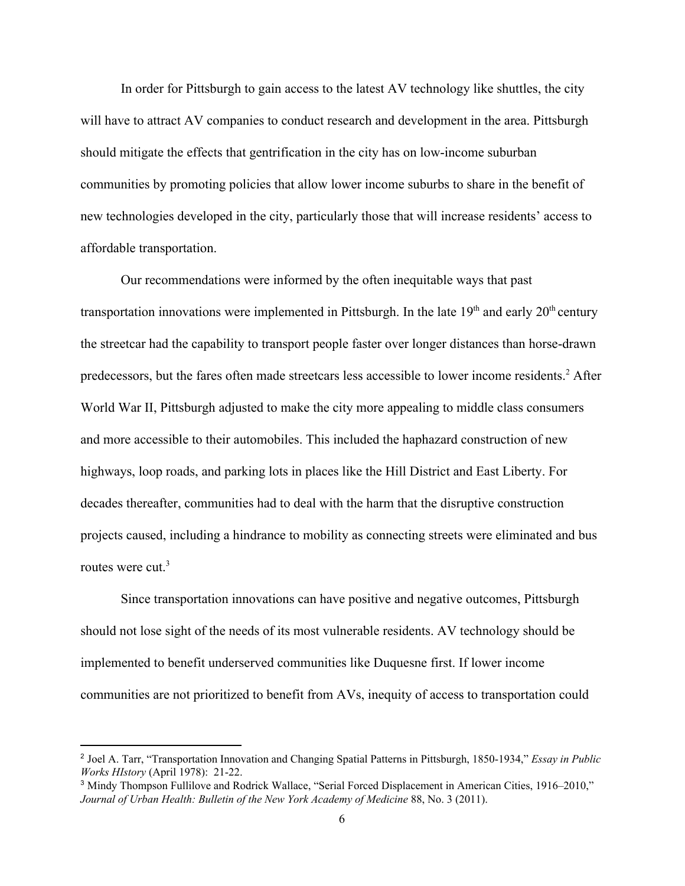In order for Pittsburgh to gain access to the latest AV technology like shuttles, the city will have to attract AV companies to conduct research and development in the area. Pittsburgh should mitigate the effects that gentrification in the city has on low-income suburban communities by promoting policies that allow lower income suburbs to share in the benefit of new technologies developed in the city, particularly those that will increase residents' access to affordable transportation.

Our recommendations were informed by the often inequitable ways that past transportation innovations were implemented in Pittsburgh. In the late 19th and early 20th century the streetcar had the capability to transport people faster over longer distances than horse-drawn predecessors, but the fares often made streetcars less accessible to lower income residents.[2] After World War II, Pittsburgh adjusted to make the city more appealing to middle class consumers and more accessible to their automobiles. This included the haphazard construction of new highways, loop roads, and parking lots in places like the Hill District and East Liberty. For decades thereafter, communities had to deal with the harm that the disruptive construction projects caused, including a hindrance to mobility as connecting streets were eliminated and bus routes were cut.[3]

Since transportation innovations can have positive and negative outcomes, Pittsburgh should not lose sight of the needs of its most vulnerable residents. AV technology should be implemented to benefit underserved communities like Duquesne first. If lower income communities are not prioritized to benefit from AVs, inequity of access to transportation could

---

[2] Joel A. Tarr, "Transportation Innovation and Changing Spatial Patterns in Pittsburgh, 1850-1934," *Essay in Public Works HIstory* (April 1978): 21-22.

[3] Mindy Thompson Fullilove and Rodrick Wallace, "Serial Forced Displacement in American Cities, 1916–2010," *Journal of Urban Health: Bulletin of the New York Academy of Medicine* 88, No. 3 (2011).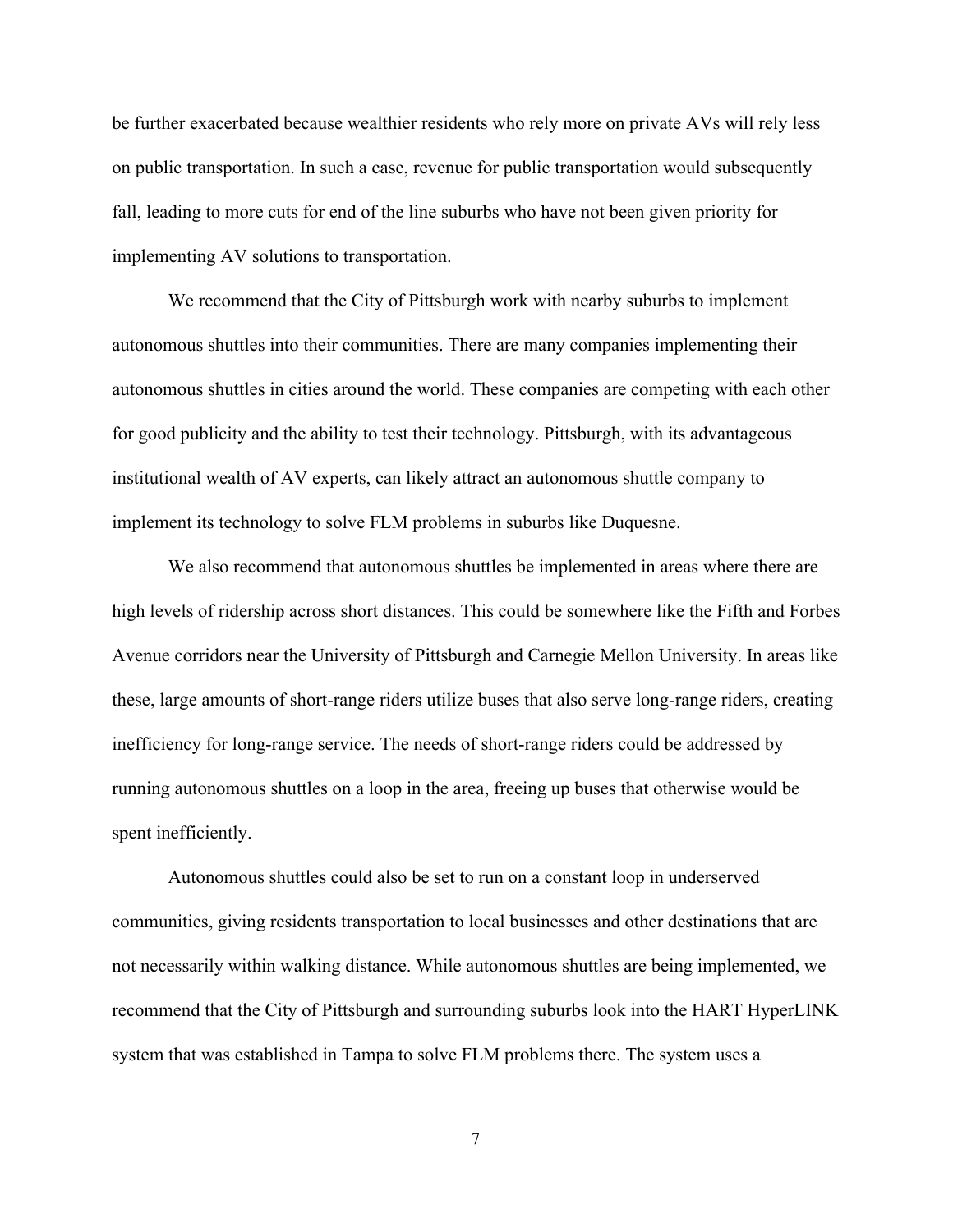be further exacerbated because wealthier residents who rely more on private AVs will rely less on public transportation. In such a case, revenue for public transportation would subsequently fall, leading to more cuts for end of the line suburbs who have not been given priority for implementing AV solutions to transportation.

We recommend that the City of Pittsburgh work with nearby suburbs to implement autonomous shuttles into their communities. There are many companies implementing their autonomous shuttles in cities around the world. These companies are competing with each other for good publicity and the ability to test their technology. Pittsburgh, with its advantageous institutional wealth of AV experts, can likely attract an autonomous shuttle company to implement its technology to solve FLM problems in suburbs like Duquesne.

We also recommend that autonomous shuttles be implemented in areas where there are high levels of ridership across short distances. This could be somewhere like the Fifth and Forbes Avenue corridors near the University of Pittsburgh and Carnegie Mellon University. In areas like these, large amounts of short-range riders utilize buses that also serve long-range riders, creating inefficiency for long-range service. The needs of short-range riders could be addressed by running autonomous shuttles on a loop in the area, freeing up buses that otherwise would be spent inefficiently.

Autonomous shuttles could also be set to run on a constant loop in underserved communities, giving residents transportation to local businesses and other destinations that are not necessarily within walking distance. While autonomous shuttles are being implemented, we recommend that the City of Pittsburgh and surrounding suburbs look into the HART HyperLINK system that was established in Tampa to solve FLM problems there. The system uses a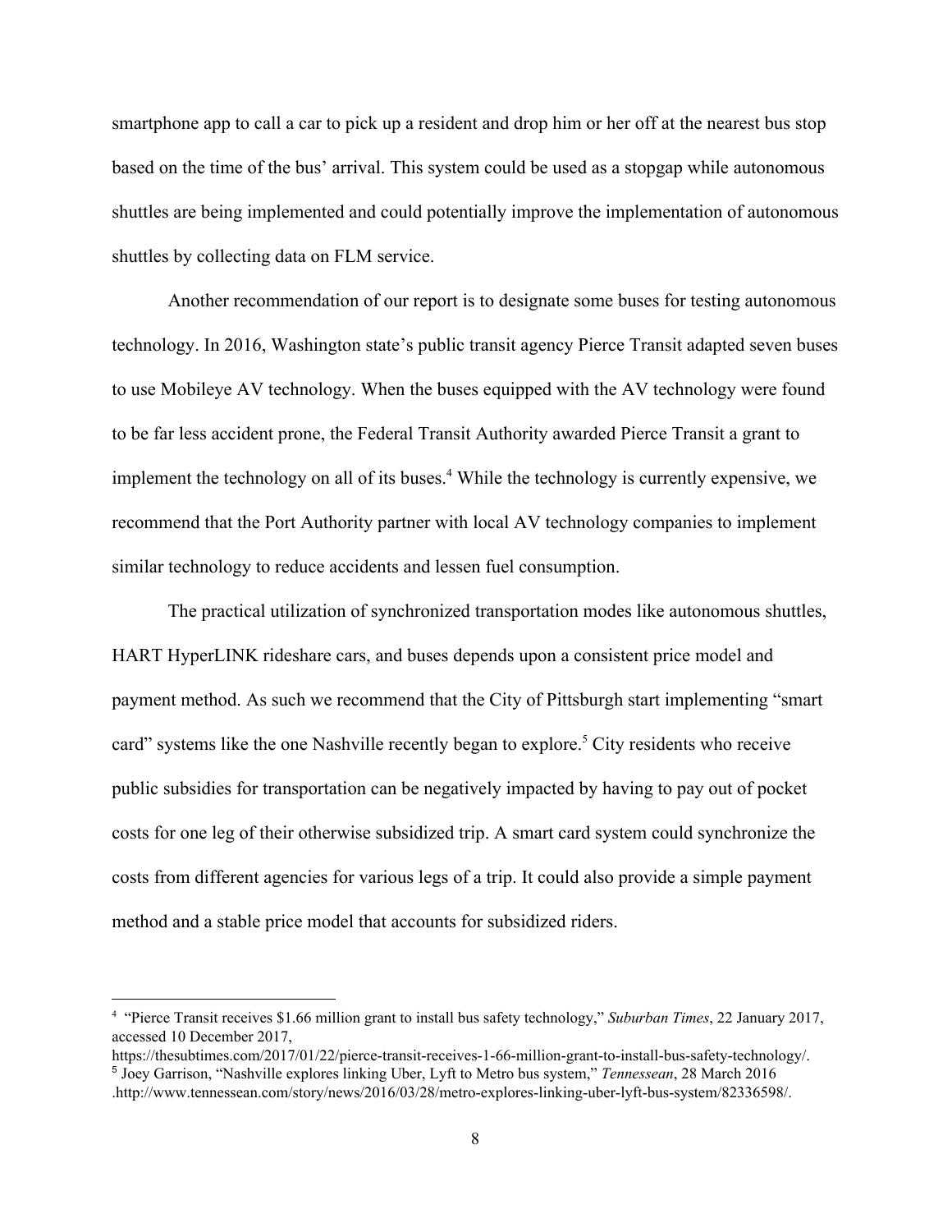smartphone app to call a car to pick up a resident and drop him or her off at the nearest bus stop based on the time of the bus' arrival. This system could be used as a stopgap while autonomous shuttles are being implemented and could potentially improve the implementation of autonomous shuttles by collecting data on FLM service.

Another recommendation of our report is to designate some buses for testing autonomous technology. In 2016, Washington state's public transit agency Pierce Transit adapted seven buses to use Mobileye AV technology. When the buses equipped with the AV technology were found to be far less accident prone, the Federal Transit Authority awarded Pierce Transit a grant to implement the technology on all of its buses.[4] While the technology is currently expensive, we recommend that the Port Authority partner with local AV technology companies to implement similar technology to reduce accidents and lessen fuel consumption.

The practical utilization of synchronized transportation modes like autonomous shuttles, HART HyperLINK rideshare cars, and buses depends upon a consistent price model and payment method. As such we recommend that the City of Pittsburgh start implementing "smart card" systems like the one Nashville recently began to explore.[5] City residents who receive public subsidies for transportation can be negatively impacted by having to pay out of pocket costs for one leg of their otherwise subsidized trip. A smart card system could synchronize the costs from different agencies for various legs of a trip. It could also provide a simple payment method and a stable price model that accounts for subsidized riders.

---

[4] "Pierce Transit receives $1.66 million grant to install bus safety technology," *Suburban Times*, 22 January 2017, accessed 10 December 2017, https://thesubtimes.com/2017/01/22/pierce-transit-receives-1-66-million-grant-to-install-bus-safety-technology/.

[5] Joey Garrison, "Nashville explores linking Uber, Lyft to Metro bus system," *Tennessean*, 28 March 2016 .http://www.tennessean.com/story/news/2016/03/28/metro-explores-linking-uber-lyft-bus-system/82336598/.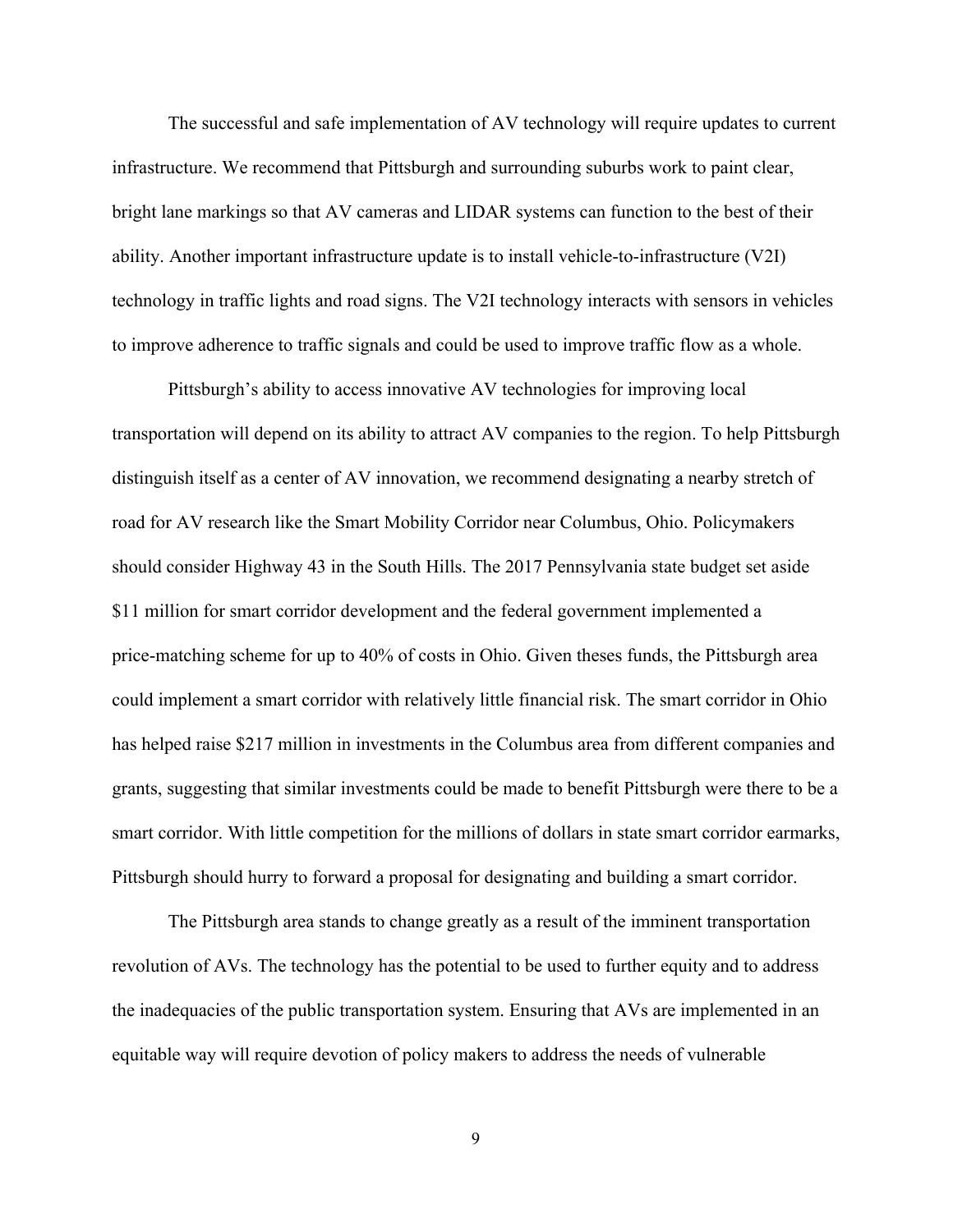The successful and safe implementation of AV technology will require updates to current infrastructure. We recommend that Pittsburgh and surrounding suburbs work to paint clear, bright lane markings so that AV cameras and LIDAR systems can function to the best of their ability. Another important infrastructure update is to install vehicle-to-infrastructure (V2I) technology in traffic lights and road signs. The V2I technology interacts with sensors in vehicles to improve adherence to traffic signals and could be used to improve traffic flow as a whole.

Pittsburgh's ability to access innovative AV technologies for improving local transportation will depend on its ability to attract AV companies to the region. To help Pittsburgh distinguish itself as a center of AV innovation, we recommend designating a nearby stretch of road for AV research like the Smart Mobility Corridor near Columbus, Ohio. Policymakers should consider Highway 43 in the South Hills. The 2017 Pennsylvania state budget set aside $11 million for smart corridor development and the federal government implemented a price-matching scheme for up to 40% of costs in Ohio. Given theses funds, the Pittsburgh area could implement a smart corridor with relatively little financial risk. The smart corridor in Ohio has helped raise $217 million in investments in the Columbus area from different companies and grants, suggesting that similar investments could be made to benefit Pittsburgh were there to be a smart corridor. With little competition for the millions of dollars in state smart corridor earmarks, Pittsburgh should hurry to forward a proposal for designating and building a smart corridor.

The Pittsburgh area stands to change greatly as a result of the imminent transportation revolution of AVs. The technology has the potential to be used to further equity and to address the inadequacies of the public transportation system. Ensuring that AVs are implemented in an equitable way will require devotion of policy makers to address the needs of vulnerable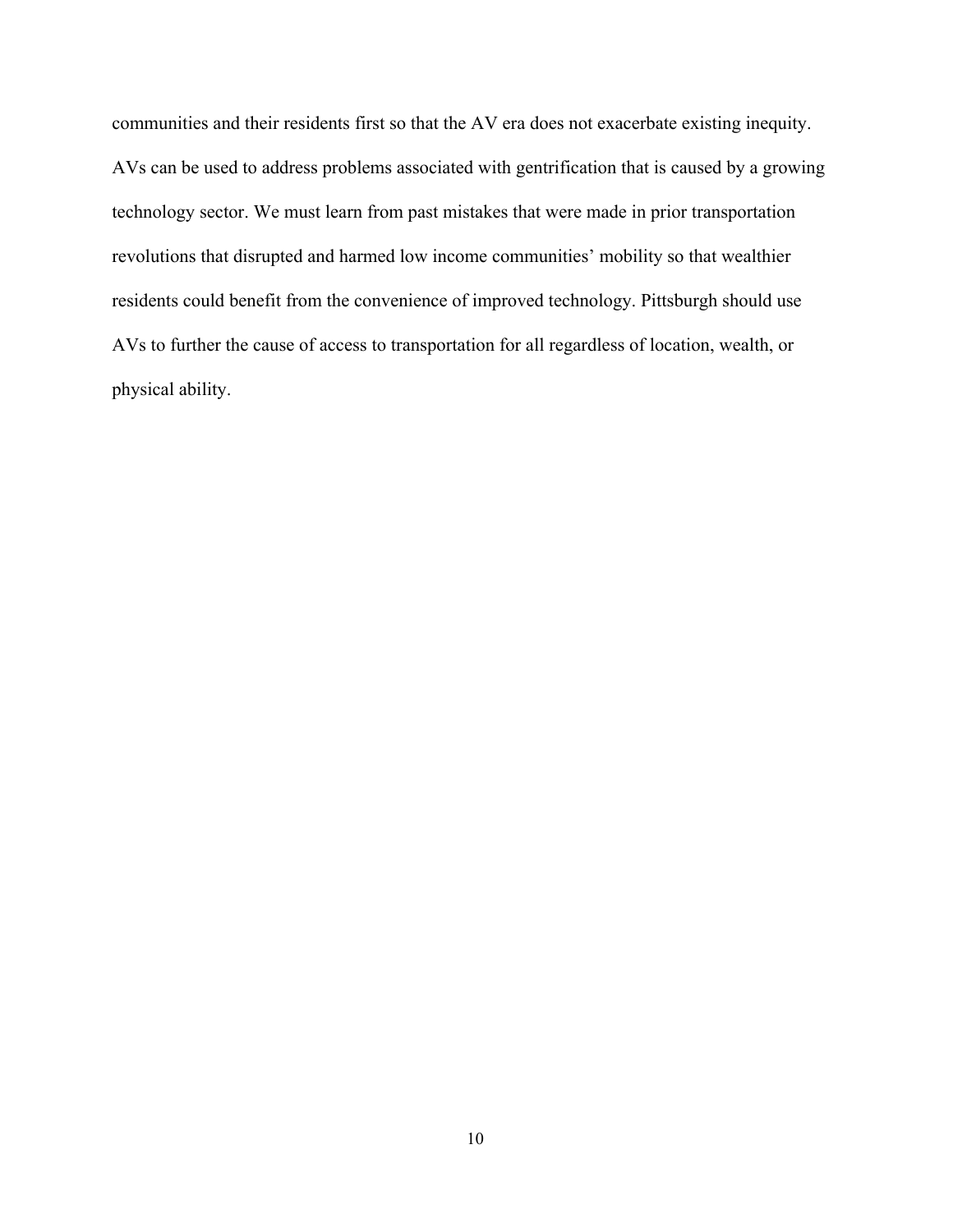communities and their residents first so that the AV era does not exacerbate existing inequity. AVs can be used to address problems associated with gentrification that is caused by a growing technology sector. We must learn from past mistakes that were made in prior transportation revolutions that disrupted and harmed low income communities' mobility so that wealthier residents could benefit from the convenience of improved technology. Pittsburgh should use AVs to further the cause of access to transportation for all regardless of location, wealth, or physical ability.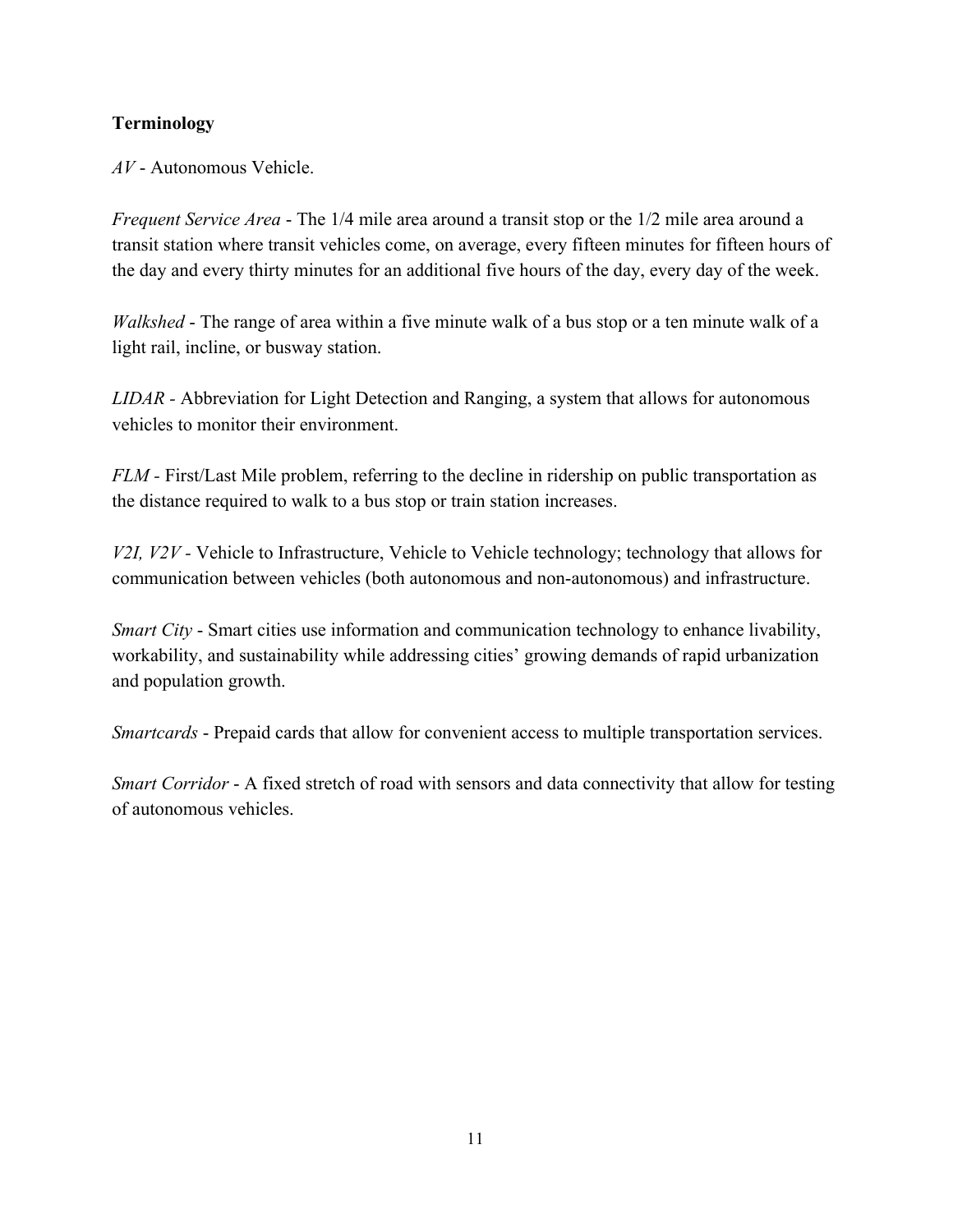**Terminology**

*AV* - Autonomous Vehicle.

*Frequent Service Area* - The 1/4 mile area around a transit stop or the 1/2 mile area around a transit station where transit vehicles come, on average, every fifteen minutes for fifteen hours of the day and every thirty minutes for an additional five hours of the day, every day of the week.

*Walkshed* - The range of area within a five minute walk of a bus stop or a ten minute walk of a light rail, incline, or busway station.

*LIDAR* - Abbreviation for Light Detection and Ranging, a system that allows for autonomous vehicles to monitor their environment.

*FLM* - First/Last Mile problem, referring to the decline in ridership on public transportation as the distance required to walk to a bus stop or train station increases.

*V2I, V2V* - Vehicle to Infrastructure, Vehicle to Vehicle technology; technology that allows for communication between vehicles (both autonomous and non-autonomous) and infrastructure.

*Smart City* - Smart cities use information and communication technology to enhance livability, workability, and sustainability while addressing cities' growing demands of rapid urbanization and population growth.

*Smartcards* - Prepaid cards that allow for convenient access to multiple transportation services.

*Smart Corridor* - A fixed stretch of road with sensors and data connectivity that allow for testing of autonomous vehicles.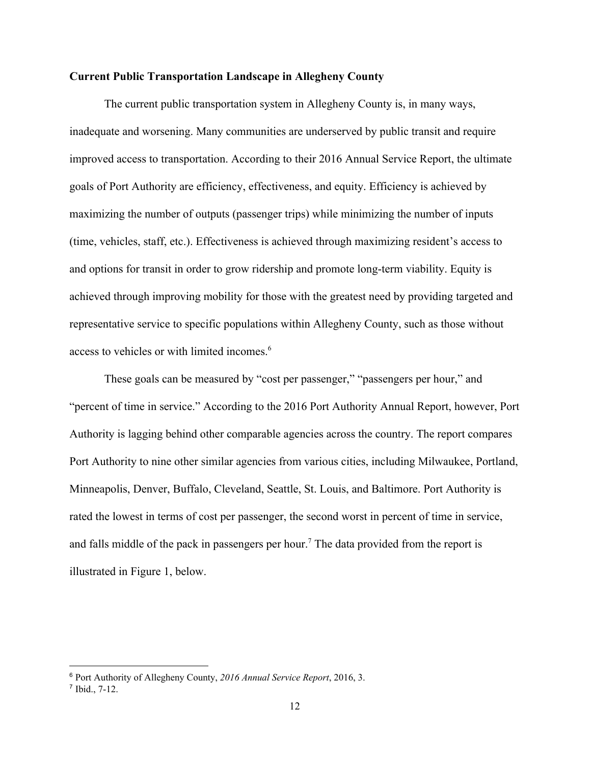**Current Public Transportation Landscape in Allegheny County**

The current public transportation system in Allegheny County is, in many ways, inadequate and worsening. Many communities are underserved by public transit and require improved access to transportation. According to their 2016 Annual Service Report, the ultimate goals of Port Authority are efficiency, effectiveness, and equity. Efficiency is achieved by maximizing the number of outputs (passenger trips) while minimizing the number of inputs (time, vehicles, staff, etc.). Effectiveness is achieved through maximizing resident's access to and options for transit in order to grow ridership and promote long-term viability. Equity is achieved through improving mobility for those with the greatest need by providing targeted and representative service to specific populations within Allegheny County, such as those without access to vehicles or with limited incomes.[6]

These goals can be measured by "cost per passenger," "passengers per hour," and "percent of time in service." According to the 2016 Port Authority Annual Report, however, Port Authority is lagging behind other comparable agencies across the country. The report compares Port Authority to nine other similar agencies from various cities, including Milwaukee, Portland, Minneapolis, Denver, Buffalo, Cleveland, Seattle, St. Louis, and Baltimore. Port Authority is rated the lowest in terms of cost per passenger, the second worst in percent of time in service, and falls middle of the pack in passengers per hour.[7] The data provided from the report is illustrated in Figure 1, below.

---

[6] Port Authority of Allegheny County, *2016 Annual Service Report*, 2016, 3.

[7] Ibid., 7-12.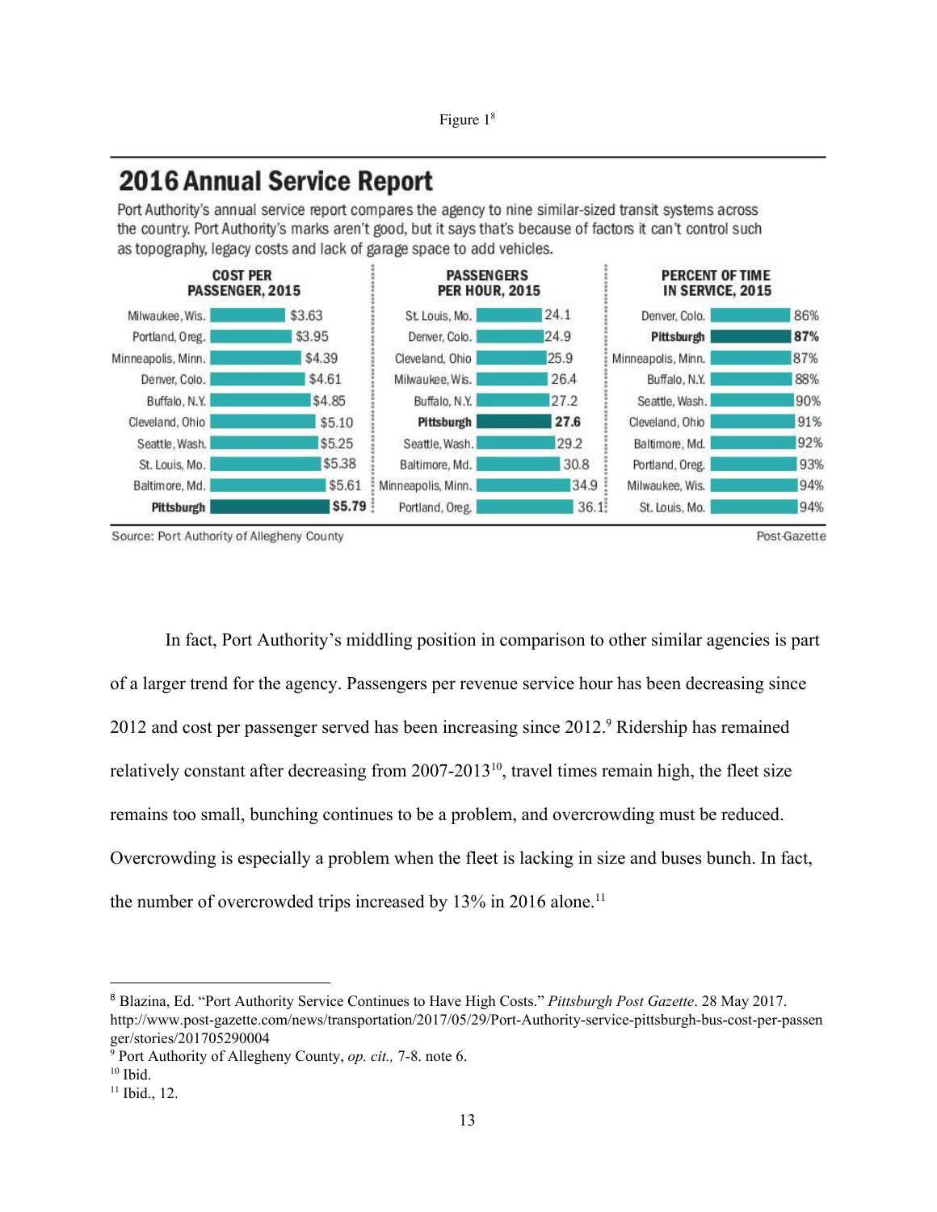Figure 1[8]

## 2016 Annual Service Report

Port Authority's annual service report compares the agency to nine similar-sized transit systems across the country. Port Authority's marks aren't good, but it says that's because of factors it can't control such as topography, legacy costs and lack of garage space to add vehicles.

| COST PER PASSENGER, 2015 | | PASSENGERS PER HOUR, 2015 | | PERCENT OF TIME IN SERVICE, 2015 | |
|---|---|---|---|---|---|
| Milwaukee, Wis. | $3.63 | St. Louis, Mo. | 24.1 | Denver, Colo. | 86% |
| Portland, Oreg. | $3.95 | Denver, Colo. | 24.9 | **Pittsburgh** | **87%** |
| Minneapolis, Minn. | $4.39 | Cleveland, Ohio | 25.9 | Minneapolis, Minn. | 87% |
| Denver, Colo. | $4.61 | Milwaukee, Wis. | 26.4 | Buffalo, N.Y. | 88% |
| Buffalo, N.Y. | $4.85 | Buffalo, N.Y. | 27.2 | Seattle, Wash. | 90% |
| Cleveland, Ohio | $5.10 | **Pittsburgh** | **27.6** | Cleveland, Ohio | 91% |
| Seattle, Wash. | $5.25 | Seattle, Wash. | 29.2 | Baltimore, Md. | 92% |
| St. Louis, Mo. | $5.38 | Baltimore, Md. | 30.8 | Portland, Oreg. | 93% |
| Baltimore, Md. | $5.61 | Minneapolis, Minn. | 34.9 | Milwaukee, Wis. | 94% |
| **Pittsburgh** | **$5.79** | Portland, Oreg. | 36.1 | St. Louis, Mo. | 94% |

Source: Port Authority of Allegheny County — Post-Gazette

In fact, Port Authority's middling position in comparison to other similar agencies is part of a larger trend for the agency. Passengers per revenue service hour has been decreasing since 2012 and cost per passenger served has been increasing since 2012.[9] Ridership has remained relatively constant after decreasing from 2007-2013[10], travel times remain high, the fleet size remains too small, bunching continues to be a problem, and overcrowding must be reduced. Overcrowding is especially a problem when the fleet is lacking in size and buses bunch. In fact, the number of overcrowded trips increased by 13% in 2016 alone.[11]

---

[8] Blazina, Ed. "Port Authority Service Continues to Have High Costs." *Pittsburgh Post Gazette*. 28 May 2017. http://www.post-gazette.com/news/transportation/2017/05/29/Port-Authority-service-pittsburgh-bus-cost-per-passenger/stories/201705290004

[9] Port Authority of Allegheny County, *op. cit.,* 7-8. note 6.

[10] Ibid.

[11] Ibid., 12.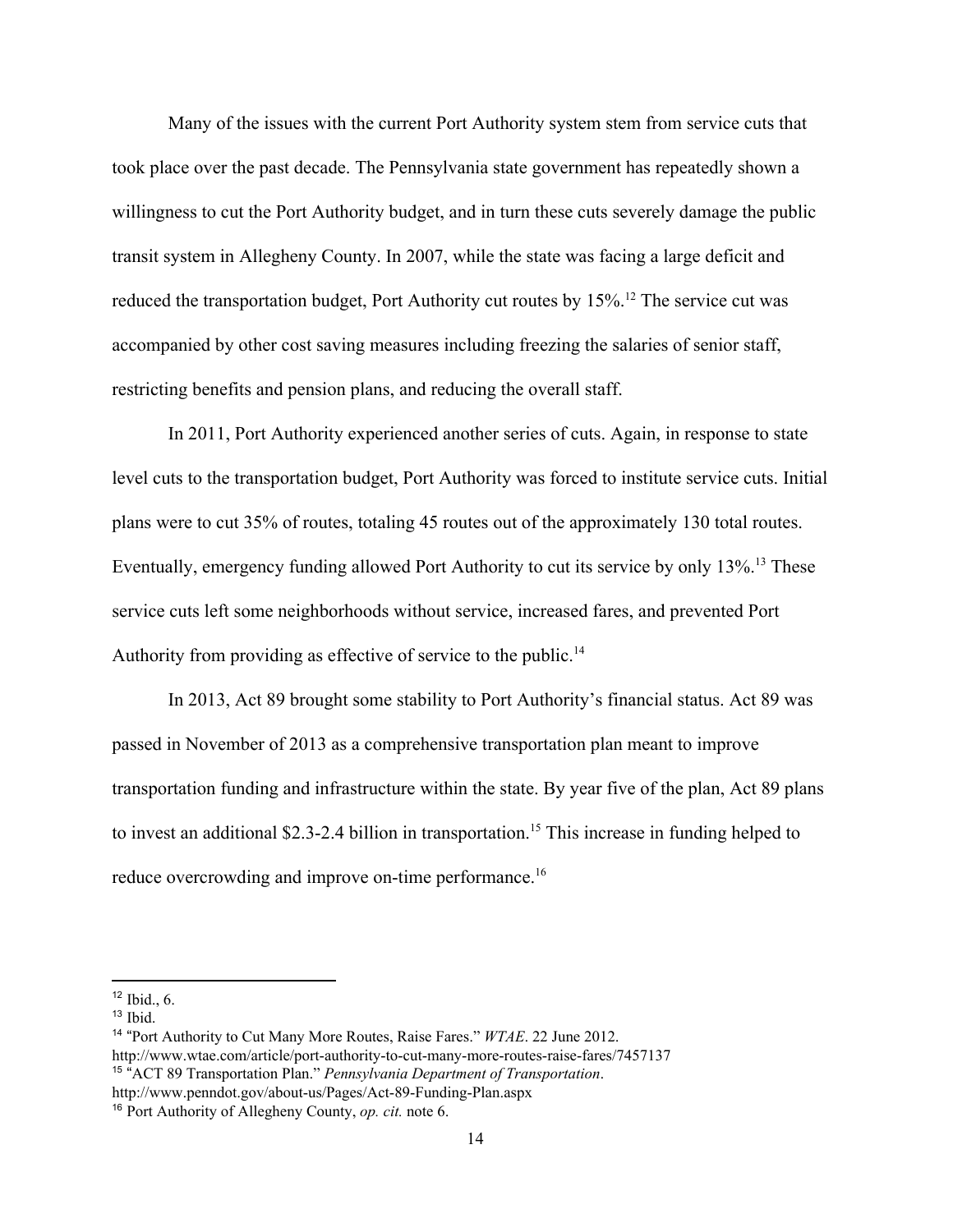Many of the issues with the current Port Authority system stem from service cuts that took place over the past decade. The Pennsylvania state government has repeatedly shown a willingness to cut the Port Authority budget, and in turn these cuts severely damage the public transit system in Allegheny County. In 2007, while the state was facing a large deficit and reduced the transportation budget, Port Authority cut routes by 15%.[12] The service cut was accompanied by other cost saving measures including freezing the salaries of senior staff, restricting benefits and pension plans, and reducing the overall staff.

In 2011, Port Authority experienced another series of cuts. Again, in response to state level cuts to the transportation budget, Port Authority was forced to institute service cuts. Initial plans were to cut 35% of routes, totaling 45 routes out of the approximately 130 total routes. Eventually, emergency funding allowed Port Authority to cut its service by only 13%.[13] These service cuts left some neighborhoods without service, increased fares, and prevented Port Authority from providing as effective of service to the public.[14]

In 2013, Act 89 brought some stability to Port Authority's financial status. Act 89 was passed in November of 2013 as a comprehensive transportation plan meant to improve transportation funding and infrastructure within the state. By year five of the plan, Act 89 plans to invest an additional $2.3-2.4 billion in transportation.[15] This increase in funding helped to reduce overcrowding and improve on-time performance.[16]

---

[12] Ibid., 6.

[13] Ibid.

[14] "Port Authority to Cut Many More Routes, Raise Fares." *WTAE*. 22 June 2012. http://www.wtae.com/article/port-authority-to-cut-many-more-routes-raise-fares/7457137

[15] "ACT 89 Transportation Plan." *Pennsylvania Department of Transportation*. http://www.penndot.gov/about-us/Pages/Act-89-Funding-Plan.aspx

[16] Port Authority of Allegheny County, *op. cit.* note 6.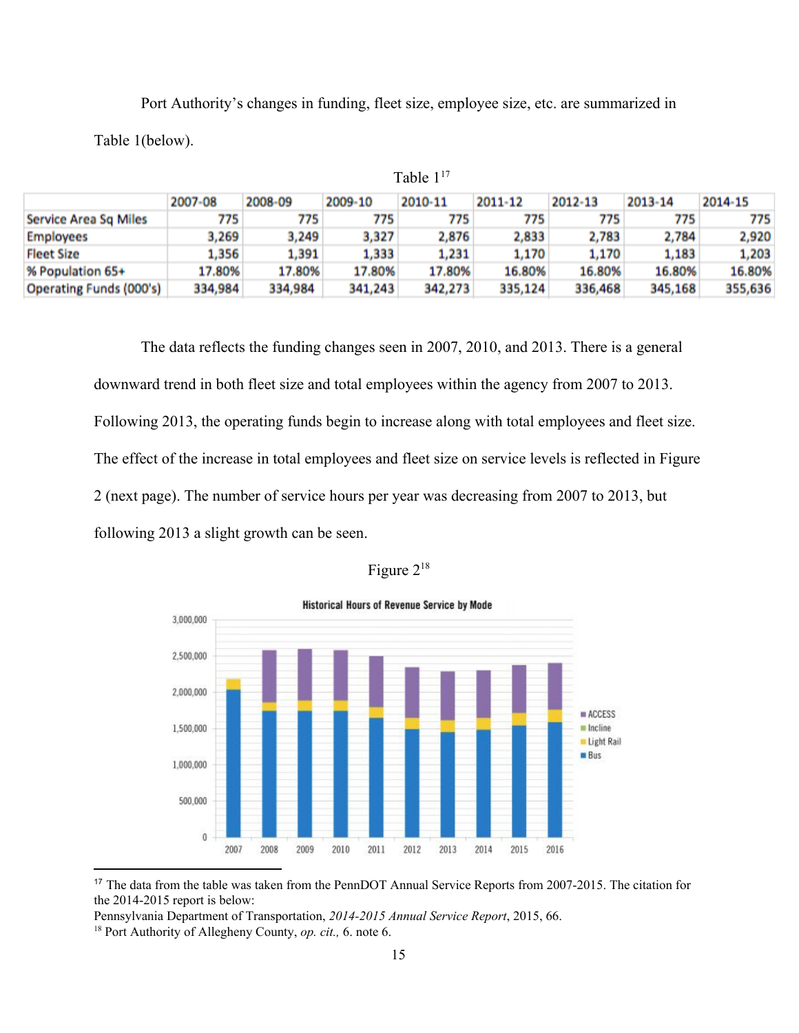Port Authority's changes in funding, fleet size, employee size, etc. are summarized in Table 1(below).

Table 1[17]

| | 2007-08 | 2008-09 | 2009-10 | 2010-11 | 2011-12 | 2012-13 | 2013-14 | 2014-15 |
|---|---|---|---|---|---|---|---|---|
| Service Area Sq Miles | 775 | 775 | 775 | 775 | 775 | 775 | 775 | 775 |
| Employees | 3,269 | 3,249 | 3,327 | 2,876 | 2,833 | 2,783 | 2,784 | 2,920 |
| Fleet Size | 1,356 | 1,391 | 1,333 | 1,231 | 1,170 | 1,170 | 1,183 | 1,203 |
| % Population 65+ | 17.80% | 17.80% | 17.80% | 17.80% | 16.80% | 16.80% | 16.80% | 16.80% |
| Operating Funds (000's) | 334,984 | 334,984 | 341,243 | 342,273 | 335,124 | 336,468 | 345,168 | 355,636 |

The data reflects the funding changes seen in 2007, 2010, and 2013. There is a general downward trend in both fleet size and total employees within the agency from 2007 to 2013. Following 2013, the operating funds begin to increase along with total employees and fleet size. The effect of the increase in total employees and fleet size on service levels is reflected in Figure 2 (next page). The number of service hours per year was decreasing from 2007 to 2013, but following 2013 a slight growth can be seen.

Figure 2[18]

Historical Hours of Revenue Service by Mode

---

[17] The data from the table was taken from the PennDOT Annual Service Reports from 2007-2015. The citation for the 2014-2015 report is below:
Pennsylvania Department of Transportation, *2014-2015 Annual Service Report*, 2015, 66.

[18] Port Authority of Allegheny County, *op. cit.,* 6. note 6.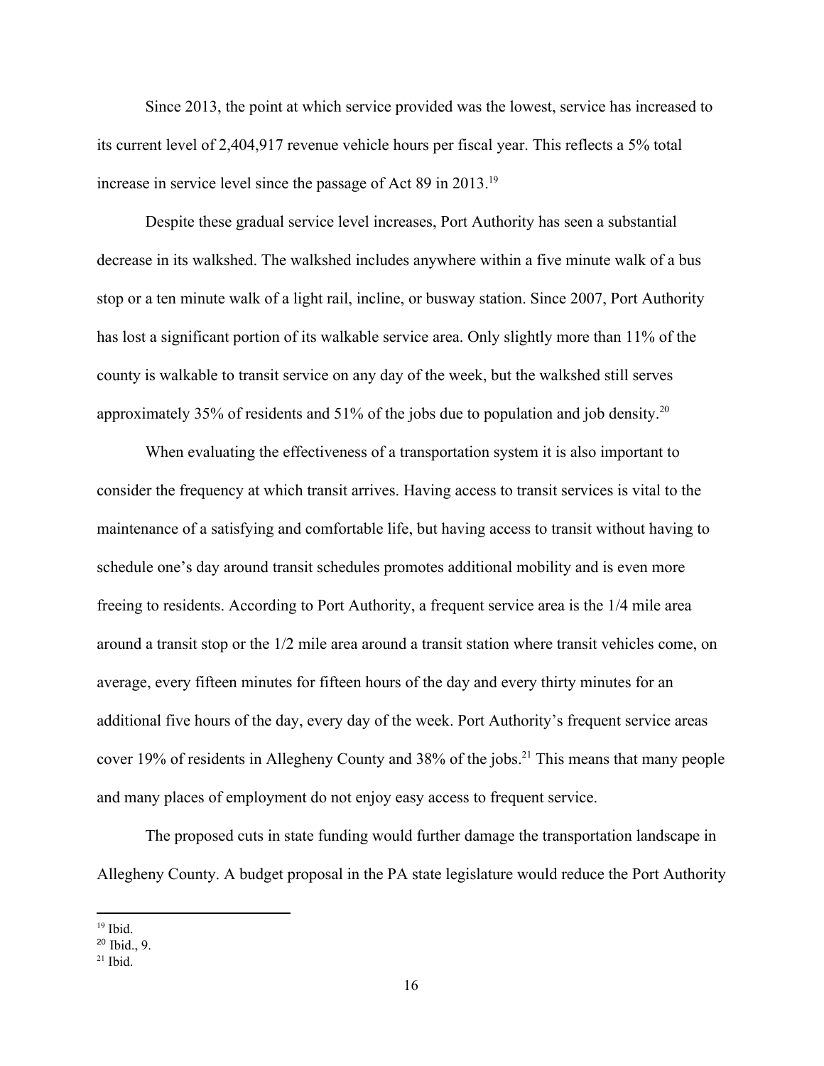Since 2013, the point at which service provided was the lowest, service has increased to its current level of 2,404,917 revenue vehicle hours per fiscal year. This reflects a 5% total increase in service level since the passage of Act 89 in 2013.[19]

Despite these gradual service level increases, Port Authority has seen a substantial decrease in its walkshed. The walkshed includes anywhere within a five minute walk of a bus stop or a ten minute walk of a light rail, incline, or busway station. Since 2007, Port Authority has lost a significant portion of its walkable service area. Only slightly more than 11% of the county is walkable to transit service on any day of the week, but the walkshed still serves approximately 35% of residents and 51% of the jobs due to population and job density.[20]

When evaluating the effectiveness of a transportation system it is also important to consider the frequency at which transit arrives. Having access to transit services is vital to the maintenance of a satisfying and comfortable life, but having access to transit without having to schedule one's day around transit schedules promotes additional mobility and is even more freeing to residents. According to Port Authority, a frequent service area is the 1/4 mile area around a transit stop or the 1/2 mile area around a transit station where transit vehicles come, on average, every fifteen minutes for fifteen hours of the day and every thirty minutes for an additional five hours of the day, every day of the week. Port Authority's frequent service areas cover 19% of residents in Allegheny County and 38% of the jobs.[21] This means that many people and many places of employment do not enjoy easy access to frequent service.

The proposed cuts in state funding would further damage the transportation landscape in Allegheny County. A budget proposal in the PA state legislature would reduce the Port Authority

---

[19] Ibid.

[20] Ibid., 9.

[21] Ibid.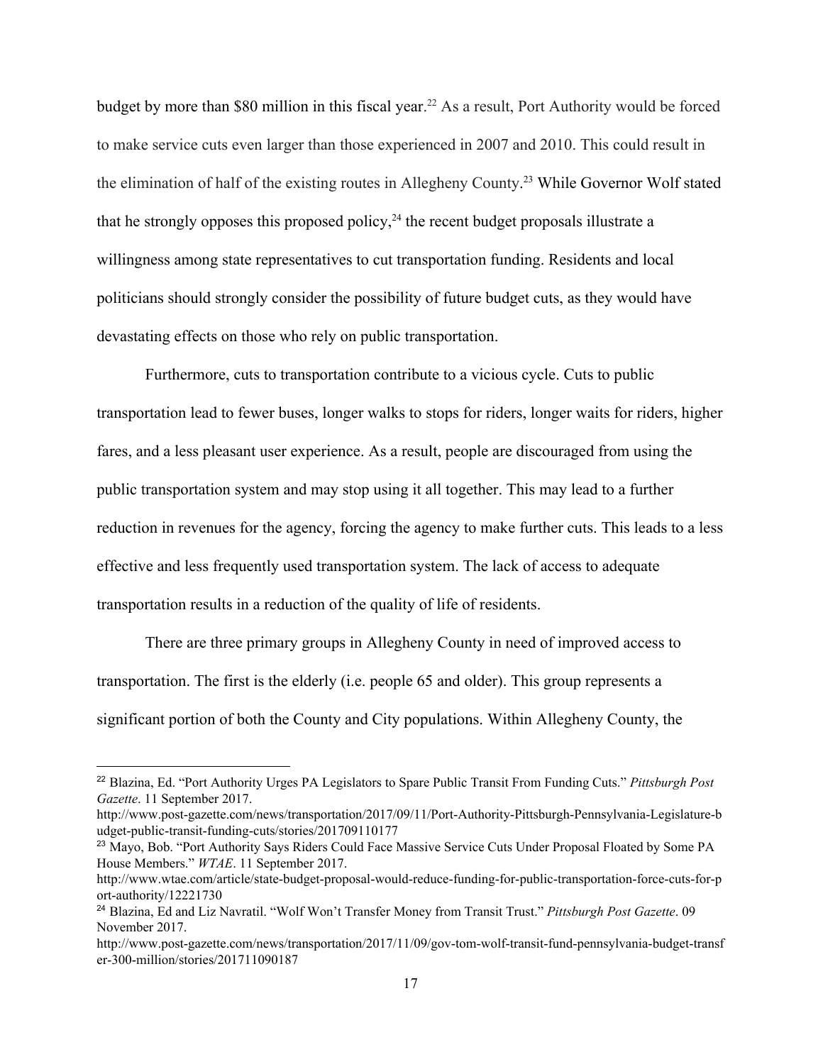budget by more than $80 million in this fiscal year.[22] As a result, Port Authority would be forced to make service cuts even larger than those experienced in 2007 and 2010. This could result in the elimination of half of the existing routes in Allegheny County.[23] While Governor Wolf stated that he strongly opposes this proposed policy,[24] the recent budget proposals illustrate a willingness among state representatives to cut transportation funding. Residents and local politicians should strongly consider the possibility of future budget cuts, as they would have devastating effects on those who rely on public transportation.

Furthermore, cuts to transportation contribute to a vicious cycle. Cuts to public transportation lead to fewer buses, longer walks to stops for riders, longer waits for riders, higher fares, and a less pleasant user experience. As a result, people are discouraged from using the public transportation system and may stop using it all together. This may lead to a further reduction in revenues for the agency, forcing the agency to make further cuts. This leads to a less effective and less frequently used transportation system. The lack of access to adequate transportation results in a reduction of the quality of life of residents.

There are three primary groups in Allegheny County in need of improved access to transportation. The first is the elderly (i.e. people 65 and older). This group represents a significant portion of both the County and City populations. Within Allegheny County, the

---

[22] Blazina, Ed. "Port Authority Urges PA Legislators to Spare Public Transit From Funding Cuts." *Pittsburgh Post Gazette*. 11 September 2017. http://www.post-gazette.com/news/transportation/2017/09/11/Port-Authority-Pittsburgh-Pennsylvania-Legislature-budget-public-transit-funding-cuts/stories/201709110177

[23] Mayo, Bob. "Port Authority Says Riders Could Face Massive Service Cuts Under Proposal Floated by Some PA House Members." *WTAE*. 11 September 2017. http://www.wtae.com/article/state-budget-proposal-would-reduce-funding-for-public-transportation-force-cuts-for-port-authority/12221730

[24] Blazina, Ed and Liz Navratil. "Wolf Won't Transfer Money from Transit Trust." *Pittsburgh Post Gazette*. 09 November 2017. http://www.post-gazette.com/news/transportation/2017/11/09/gov-tom-wolf-transit-fund-pennsylvania-budget-transfer-300-million/stories/201711090187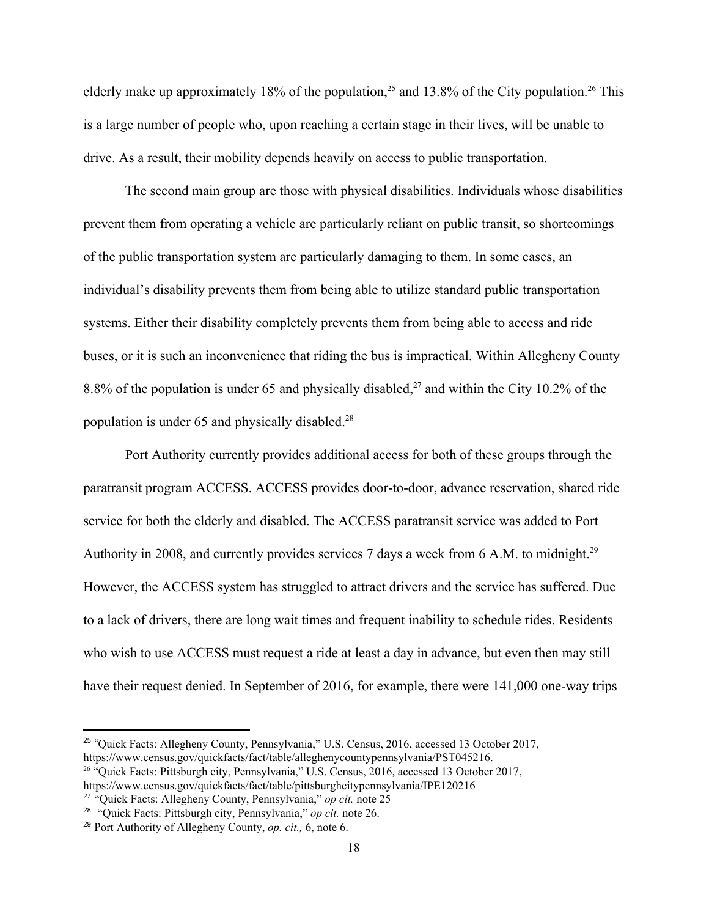elderly make up approximately 18% of the population,[25] and 13.8% of the City population.[26] This is a large number of people who, upon reaching a certain stage in their lives, will be unable to drive. As a result, their mobility depends heavily on access to public transportation.

The second main group are those with physical disabilities. Individuals whose disabilities prevent them from operating a vehicle are particularly reliant on public transit, so shortcomings of the public transportation system are particularly damaging to them. In some cases, an individual's disability prevents them from being able to utilize standard public transportation systems. Either their disability completely prevents them from being able to access and ride buses, or it is such an inconvenience that riding the bus is impractical. Within Allegheny County 8.8% of the population is under 65 and physically disabled,[27] and within the City 10.2% of the population is under 65 and physically disabled.[28]

Port Authority currently provides additional access for both of these groups through the paratransit program ACCESS. ACCESS provides door-to-door, advance reservation, shared ride service for both the elderly and disabled. The ACCESS paratransit service was added to Port Authority in 2008, and currently provides services 7 days a week from 6 A.M. to midnight.[29] However, the ACCESS system has struggled to attract drivers and the service has suffered. Due to a lack of drivers, there are long wait times and frequent inability to schedule rides. Residents who wish to use ACCESS must request a ride at least a day in advance, but even then may still have their request denied. In September of 2016, for example, there were 141,000 one-way trips

---

[25] "Quick Facts: Allegheny County, Pennsylvania," U.S. Census, 2016, accessed 13 October 2017, https://www.census.gov/quickfacts/fact/table/alleghenycountypennsylvania/PST045216.

[26] "Quick Facts: Pittsburgh city, Pennsylvania," U.S. Census, 2016, accessed 13 October 2017, https://www.census.gov/quickfacts/fact/table/pittsburghcitypennsylvania/IPE120216

[27] "Quick Facts: Allegheny County, Pennsylvania," *op cit.* note 25

[28] "Quick Facts: Pittsburgh city, Pennsylvania," *op cit.* note 26.

[29] Port Authority of Allegheny County, *op. cit.,* 6, note 6.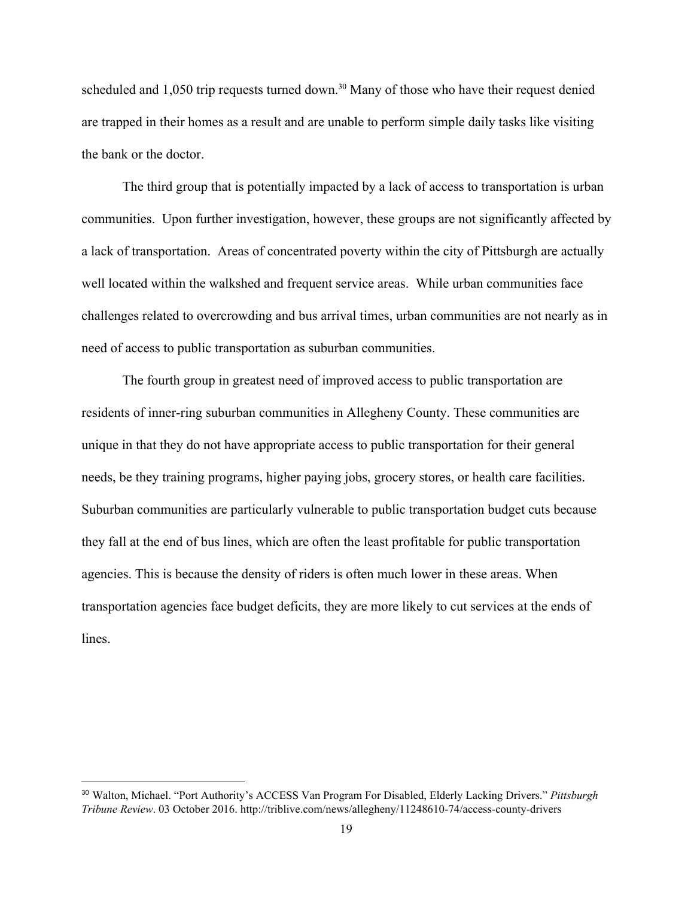scheduled and 1,050 trip requests turned down.[30] Many of those who have their request denied are trapped in their homes as a result and are unable to perform simple daily tasks like visiting the bank or the doctor.

The third group that is potentially impacted by a lack of access to transportation is urban communities. Upon further investigation, however, these groups are not significantly affected by a lack of transportation. Areas of concentrated poverty within the city of Pittsburgh are actually well located within the walkshed and frequent service areas. While urban communities face challenges related to overcrowding and bus arrival times, urban communities are not nearly as in need of access to public transportation as suburban communities.

The fourth group in greatest need of improved access to public transportation are residents of inner-ring suburban communities in Allegheny County. These communities are unique in that they do not have appropriate access to public transportation for their general needs, be they training programs, higher paying jobs, grocery stores, or health care facilities. Suburban communities are particularly vulnerable to public transportation budget cuts because they fall at the end of bus lines, which are often the least profitable for public transportation agencies. This is because the density of riders is often much lower in these areas. When transportation agencies face budget deficits, they are more likely to cut services at the ends of lines.

---

[30] Walton, Michael. "Port Authority's ACCESS Van Program For Disabled, Elderly Lacking Drivers." *Pittsburgh Tribune Review*. 03 October 2016. http://triblive.com/news/allegheny/11248610-74/access-county-drivers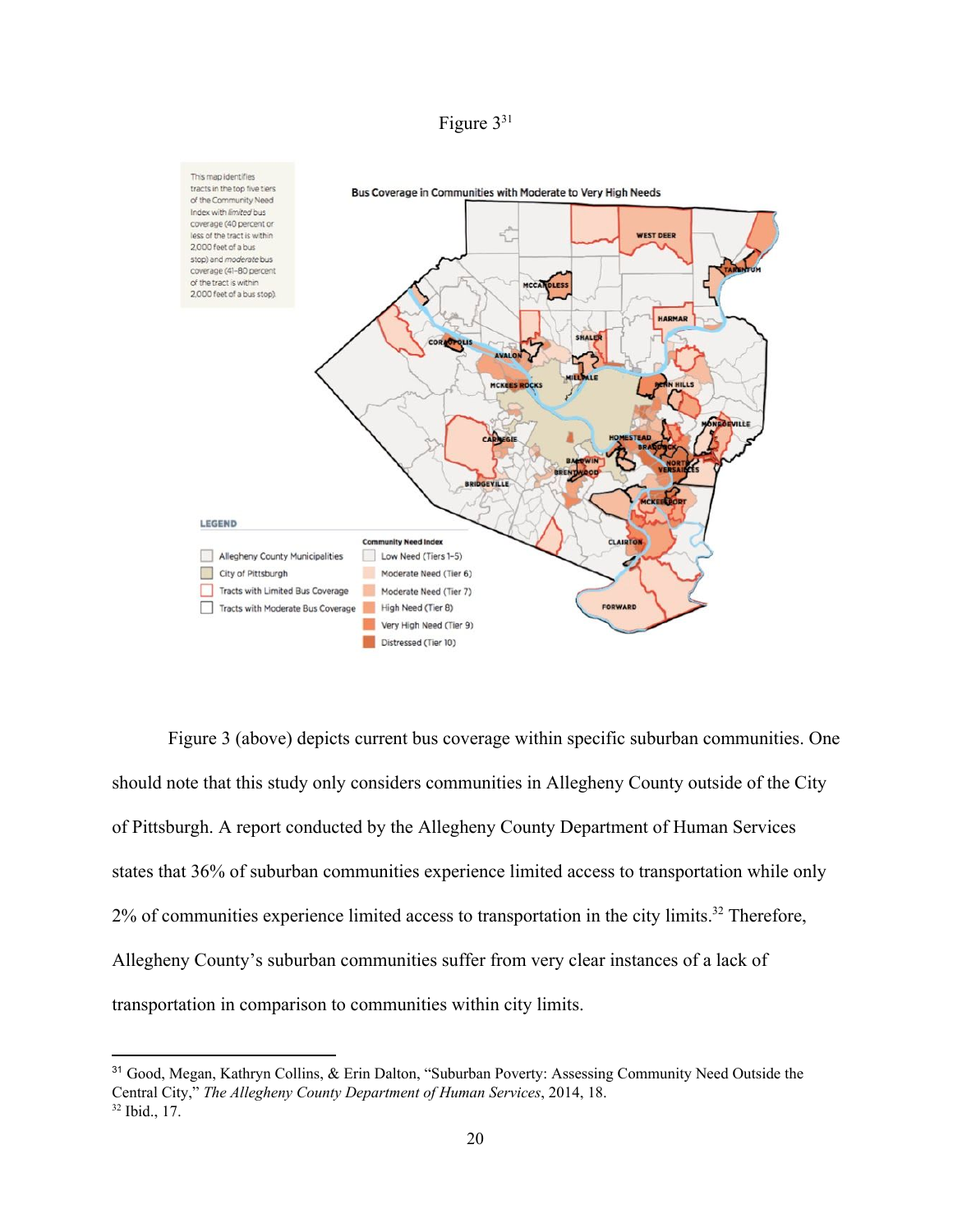Figure 3[31]

This map identifies tracts in the top five tiers of the Community Need Index with *limited* bus coverage (40 percent or less of the tract is within 2,000 feet of a bus stop) and *moderate* bus coverage (41–80 percent of the tract is within 2,000 feet of a bus stop).

**Bus Coverage in Communities with Moderate to Very High Needs**

**LEGEND**

- Allegheny County Municipalities
- City of Pittsburgh
- Tracts with Limited Bus Coverage
- Tracts with Moderate Bus Coverage

**Community Need Index**

- Low Need (Tiers 1–5)
- Moderate Need (Tier 6)
- Moderate Need (Tier 7)
- High Need (Tier 8)
- Very High Need (Tier 9)
- Distressed (Tier 10)

Figure 3 (above) depicts current bus coverage within specific suburban communities. One should note that this study only considers communities in Allegheny County outside of the City of Pittsburgh. A report conducted by the Allegheny County Department of Human Services states that 36% of suburban communities experience limited access to transportation while only 2% of communities experience limited access to transportation in the city limits.[32] Therefore, Allegheny County's suburban communities suffer from very clear instances of a lack of transportation in comparison to communities within city limits.

---

[31] Good, Megan, Kathryn Collins, & Erin Dalton, "Suburban Poverty: Assessing Community Need Outside the Central City," *The Allegheny County Department of Human Services*, 2014, 18.

[32] Ibid., 17.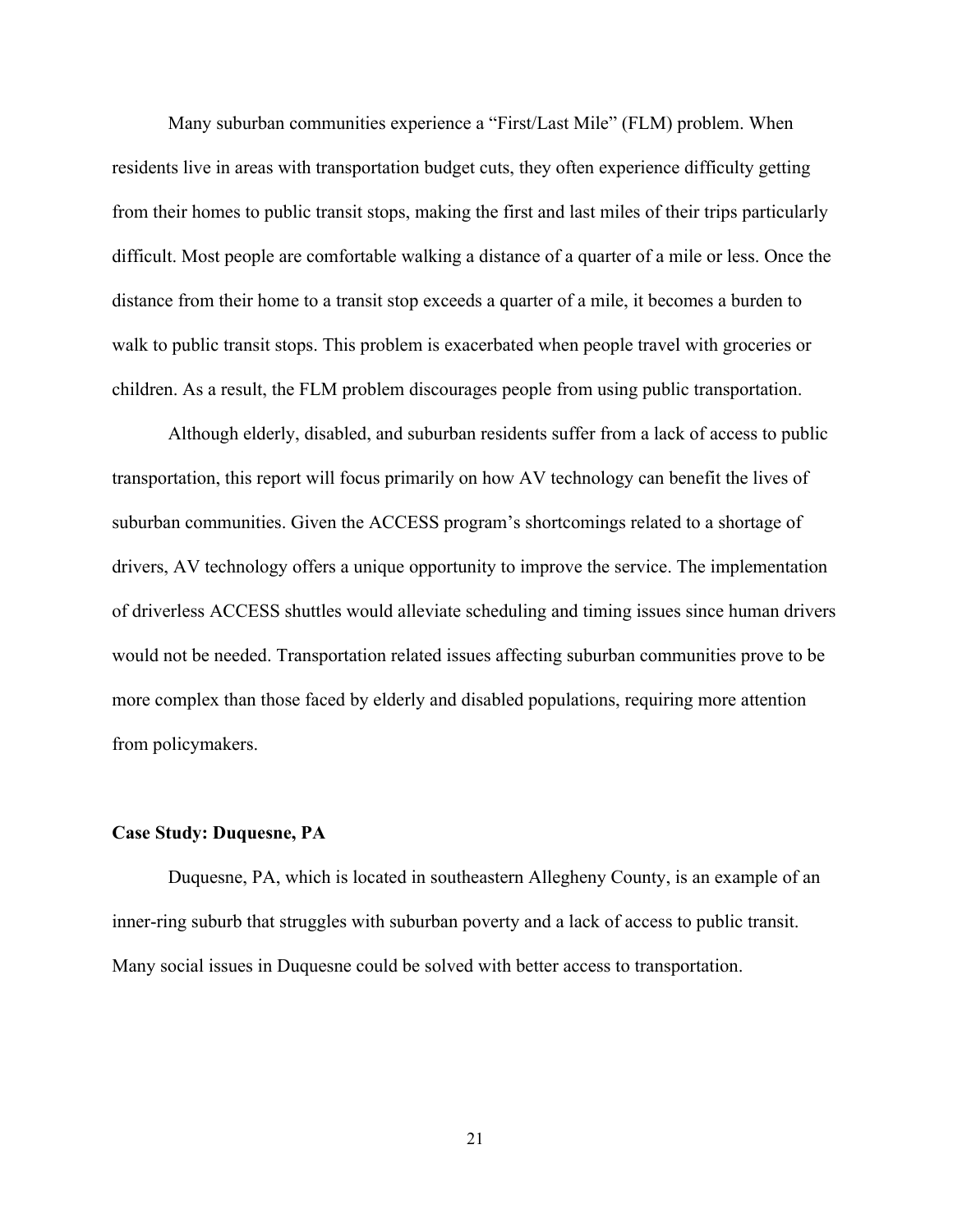Many suburban communities experience a "First/Last Mile" (FLM) problem. When residents live in areas with transportation budget cuts, they often experience difficulty getting from their homes to public transit stops, making the first and last miles of their trips particularly difficult. Most people are comfortable walking a distance of a quarter of a mile or less. Once the distance from their home to a transit stop exceeds a quarter of a mile, it becomes a burden to walk to public transit stops. This problem is exacerbated when people travel with groceries or children. As a result, the FLM problem discourages people from using public transportation.

Although elderly, disabled, and suburban residents suffer from a lack of access to public transportation, this report will focus primarily on how AV technology can benefit the lives of suburban communities. Given the ACCESS program's shortcomings related to a shortage of drivers, AV technology offers a unique opportunity to improve the service. The implementation of driverless ACCESS shuttles would alleviate scheduling and timing issues since human drivers would not be needed. Transportation related issues affecting suburban communities prove to be more complex than those faced by elderly and disabled populations, requiring more attention from policymakers.

**Case Study: Duquesne, PA**

Duquesne, PA, which is located in southeastern Allegheny County, is an example of an inner-ring suburb that struggles with suburban poverty and a lack of access to public transit. Many social issues in Duquesne could be solved with better access to transportation.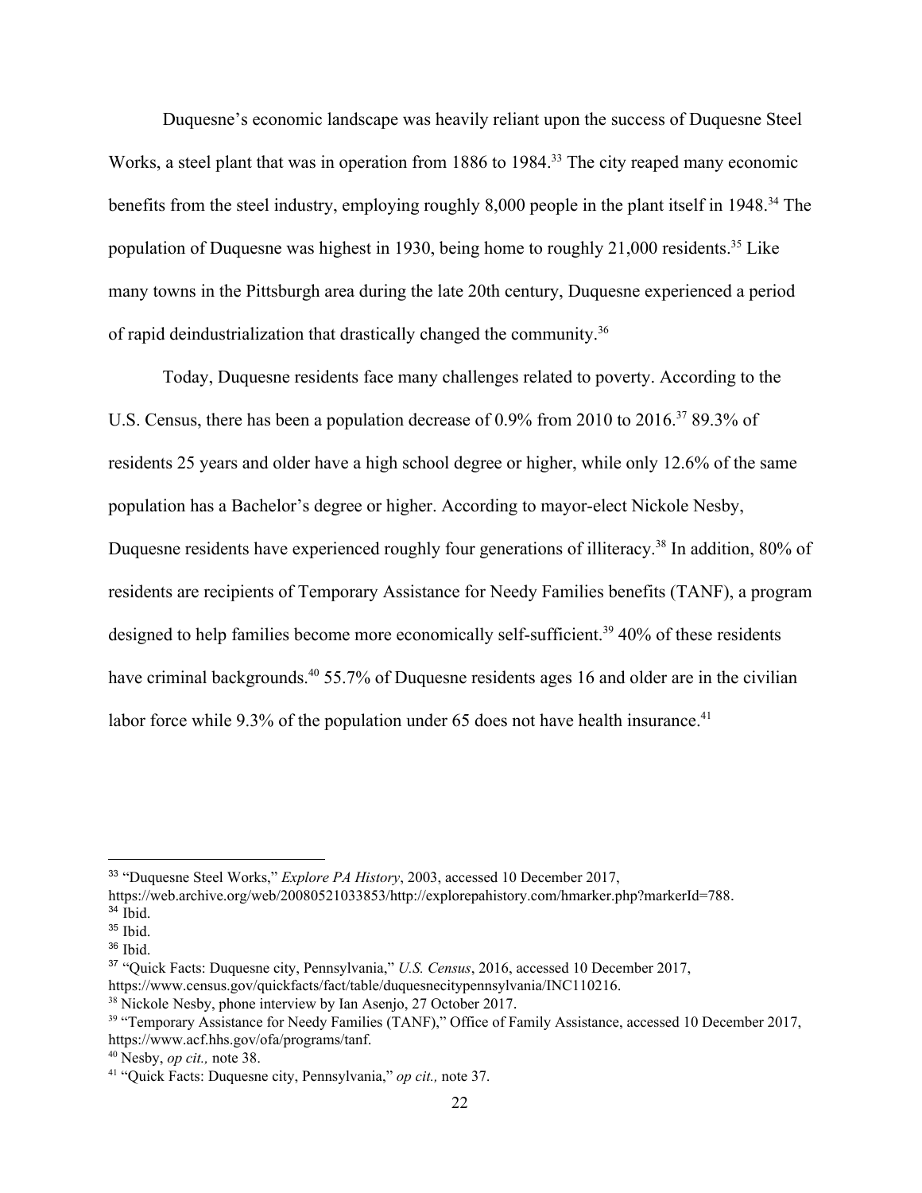Duquesne's economic landscape was heavily reliant upon the success of Duquesne Steel Works, a steel plant that was in operation from 1886 to 1984.[33] The city reaped many economic benefits from the steel industry, employing roughly 8,000 people in the plant itself in 1948.[34] The population of Duquesne was highest in 1930, being home to roughly 21,000 residents.[35] Like many towns in the Pittsburgh area during the late 20th century, Duquesne experienced a period of rapid deindustrialization that drastically changed the community.[36]

Today, Duquesne residents face many challenges related to poverty. According to the U.S. Census, there has been a population decrease of 0.9% from 2010 to 2016.[37] 89.3% of residents 25 years and older have a high school degree or higher, while only 12.6% of the same population has a Bachelor's degree or higher. According to mayor-elect Nickole Nesby, Duquesne residents have experienced roughly four generations of illiteracy.[38] In addition, 80% of residents are recipients of Temporary Assistance for Needy Families benefits (TANF), a program designed to help families become more economically self-sufficient.[39] 40% of these residents have criminal backgrounds.[40] 55.7% of Duquesne residents ages 16 and older are in the civilian labor force while 9.3% of the population under 65 does not have health insurance.[41]

---

[33] "Duquesne Steel Works," *Explore PA History*, 2003, accessed 10 December 2017, https://web.archive.org/web/20080521033853/http://explorepahistory.com/hmarker.php?markerId=788.
[34] Ibid.
[35] Ibid.
[36] Ibid.
[37] "Quick Facts: Duquesne city, Pennsylvania," *U.S. Census*, 2016, accessed 10 December 2017, https://www.census.gov/quickfacts/fact/table/duquesnecitypennsylvania/INC110216.
[38] Nickole Nesby, phone interview by Ian Asenjo, 27 October 2017.
[39] "Temporary Assistance for Needy Families (TANF)," Office of Family Assistance, accessed 10 December 2017, https://www.acf.hhs.gov/ofa/programs/tanf.
[40] Nesby, *op cit.,* note 38.
[41] "Quick Facts: Duquesne city, Pennsylvania," *op cit.,* note 37.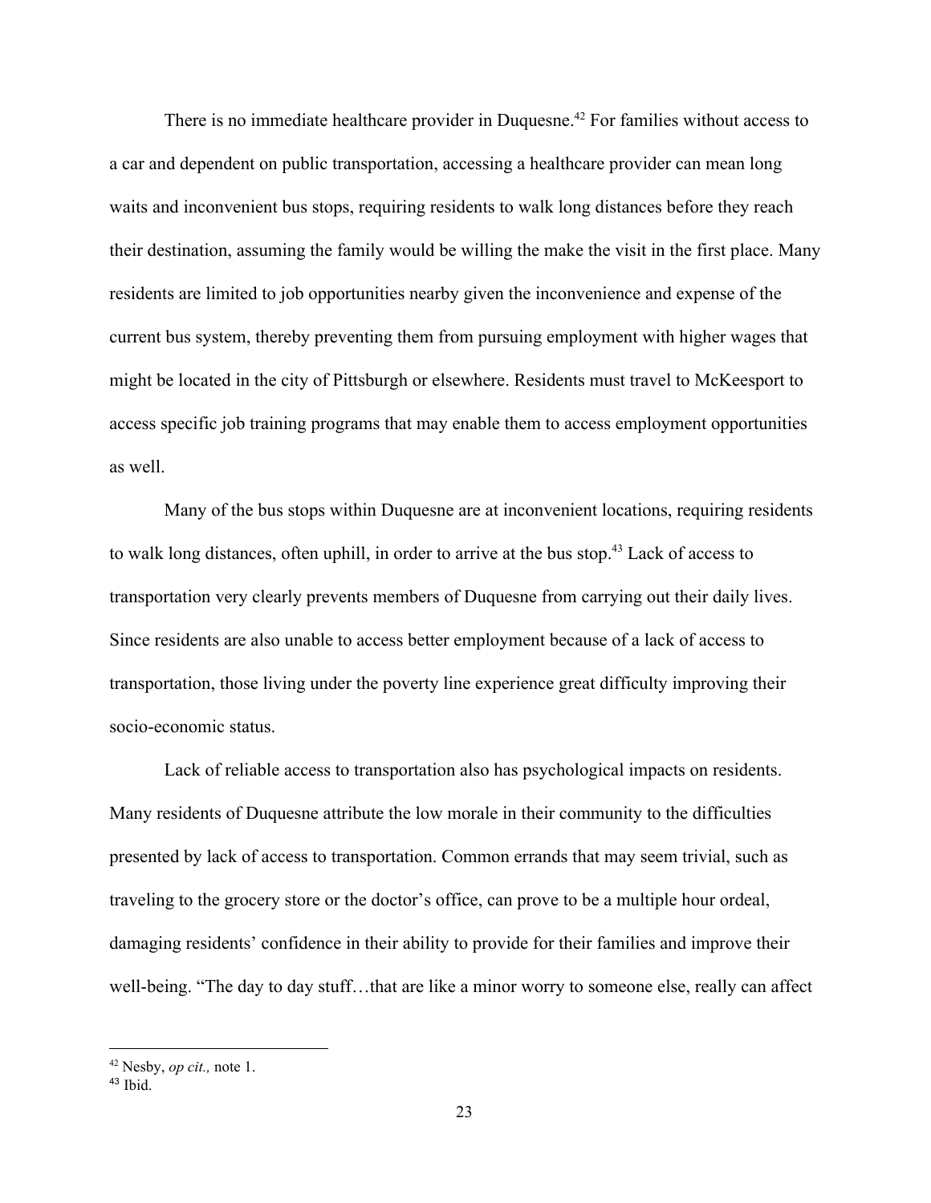There is no immediate healthcare provider in Duquesne.[42] For families without access to a car and dependent on public transportation, accessing a healthcare provider can mean long waits and inconvenient bus stops, requiring residents to walk long distances before they reach their destination, assuming the family would be willing the make the visit in the first place. Many residents are limited to job opportunities nearby given the inconvenience and expense of the current bus system, thereby preventing them from pursuing employment with higher wages that might be located in the city of Pittsburgh or elsewhere. Residents must travel to McKeesport to access specific job training programs that may enable them to access employment opportunities as well.

Many of the bus stops within Duquesne are at inconvenient locations, requiring residents to walk long distances, often uphill, in order to arrive at the bus stop.[43] Lack of access to transportation very clearly prevents members of Duquesne from carrying out their daily lives. Since residents are also unable to access better employment because of a lack of access to transportation, those living under the poverty line experience great difficulty improving their socio-economic status.

Lack of reliable access to transportation also has psychological impacts on residents. Many residents of Duquesne attribute the low morale in their community to the difficulties presented by lack of access to transportation. Common errands that may seem trivial, such as traveling to the grocery store or the doctor's office, can prove to be a multiple hour ordeal, damaging residents' confidence in their ability to provide for their families and improve their well-being. "The day to day stuff…that are like a minor worry to someone else, really can affect

---

[42] Nesby, *op cit.,* note 1.

[43] Ibid.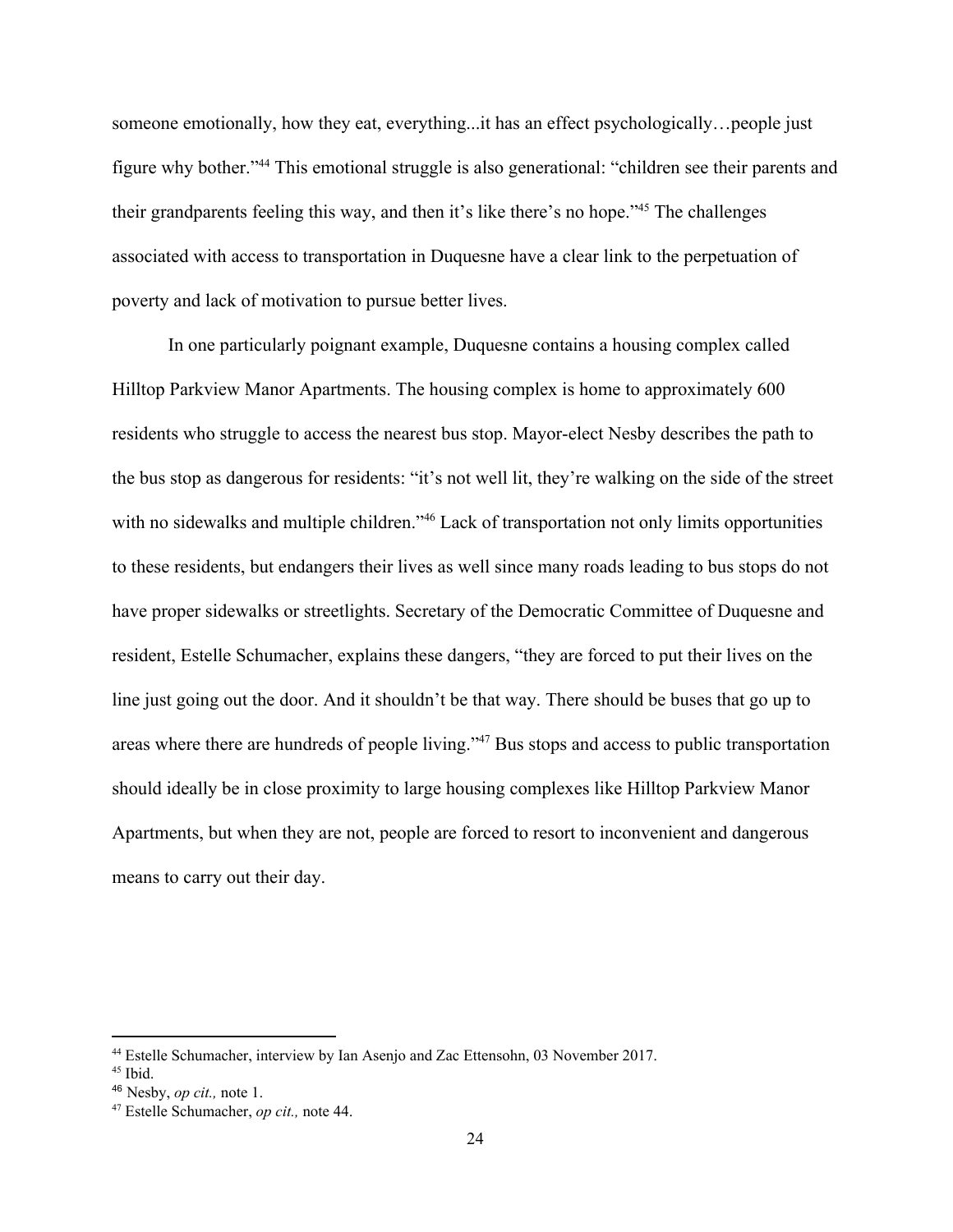someone emotionally, how they eat, everything...it has an effect psychologically…people just figure why bother."[44] This emotional struggle is also generational: "children see their parents and their grandparents feeling this way, and then it's like there's no hope."[45] The challenges associated with access to transportation in Duquesne have a clear link to the perpetuation of poverty and lack of motivation to pursue better lives.

In one particularly poignant example, Duquesne contains a housing complex called Hilltop Parkview Manor Apartments. The housing complex is home to approximately 600 residents who struggle to access the nearest bus stop. Mayor-elect Nesby describes the path to the bus stop as dangerous for residents: "it's not well lit, they're walking on the side of the street with no sidewalks and multiple children."[46] Lack of transportation not only limits opportunities to these residents, but endangers their lives as well since many roads leading to bus stops do not have proper sidewalks or streetlights. Secretary of the Democratic Committee of Duquesne and resident, Estelle Schumacher, explains these dangers, "they are forced to put their lives on the line just going out the door. And it shouldn't be that way. There should be buses that go up to areas where there are hundreds of people living."[47] Bus stops and access to public transportation should ideally be in close proximity to large housing complexes like Hilltop Parkview Manor Apartments, but when they are not, people are forced to resort to inconvenient and dangerous means to carry out their day.

---

[44] Estelle Schumacher, interview by Ian Asenjo and Zac Ettensohn, 03 November 2017.
[45] Ibid.
[46] Nesby, *op cit.,* note 1.
[47] Estelle Schumacher, *op cit.,* note 44.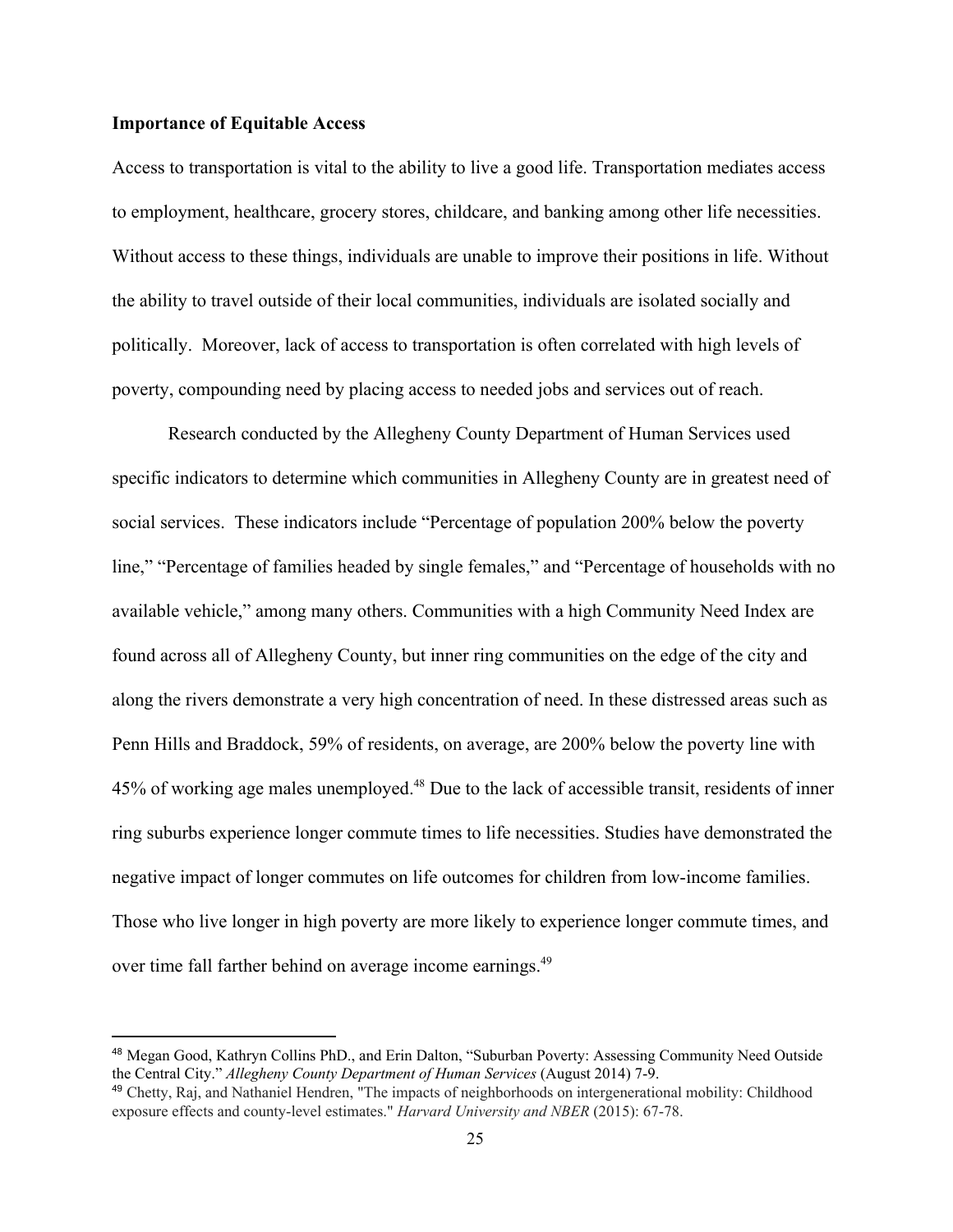**Importance of Equitable Access**

Access to transportation is vital to the ability to live a good life. Transportation mediates access to employment, healthcare, grocery stores, childcare, and banking among other life necessities. Without access to these things, individuals are unable to improve their positions in life. Without the ability to travel outside of their local communities, individuals are isolated socially and politically. Moreover, lack of access to transportation is often correlated with high levels of poverty, compounding need by placing access to needed jobs and services out of reach.

Research conducted by the Allegheny County Department of Human Services used specific indicators to determine which communities in Allegheny County are in greatest need of social services. These indicators include "Percentage of population 200% below the poverty line," "Percentage of families headed by single females," and "Percentage of households with no available vehicle," among many others. Communities with a high Community Need Index are found across all of Allegheny County, but inner ring communities on the edge of the city and along the rivers demonstrate a very high concentration of need. In these distressed areas such as Penn Hills and Braddock, 59% of residents, on average, are 200% below the poverty line with 45% of working age males unemployed.[48] Due to the lack of accessible transit, residents of inner ring suburbs experience longer commute times to life necessities. Studies have demonstrated the negative impact of longer commutes on life outcomes for children from low-income families. Those who live longer in high poverty are more likely to experience longer commute times, and over time fall farther behind on average income earnings.[49]

---

[48] Megan Good, Kathryn Collins PhD., and Erin Dalton, "Suburban Poverty: Assessing Community Need Outside the Central City." *Allegheny County Department of Human Services* (August 2014) 7-9.

[49] Chetty, Raj, and Nathaniel Hendren, "The impacts of neighborhoods on intergenerational mobility: Childhood exposure effects and county-level estimates." *Harvard University and NBER* (2015): 67-78.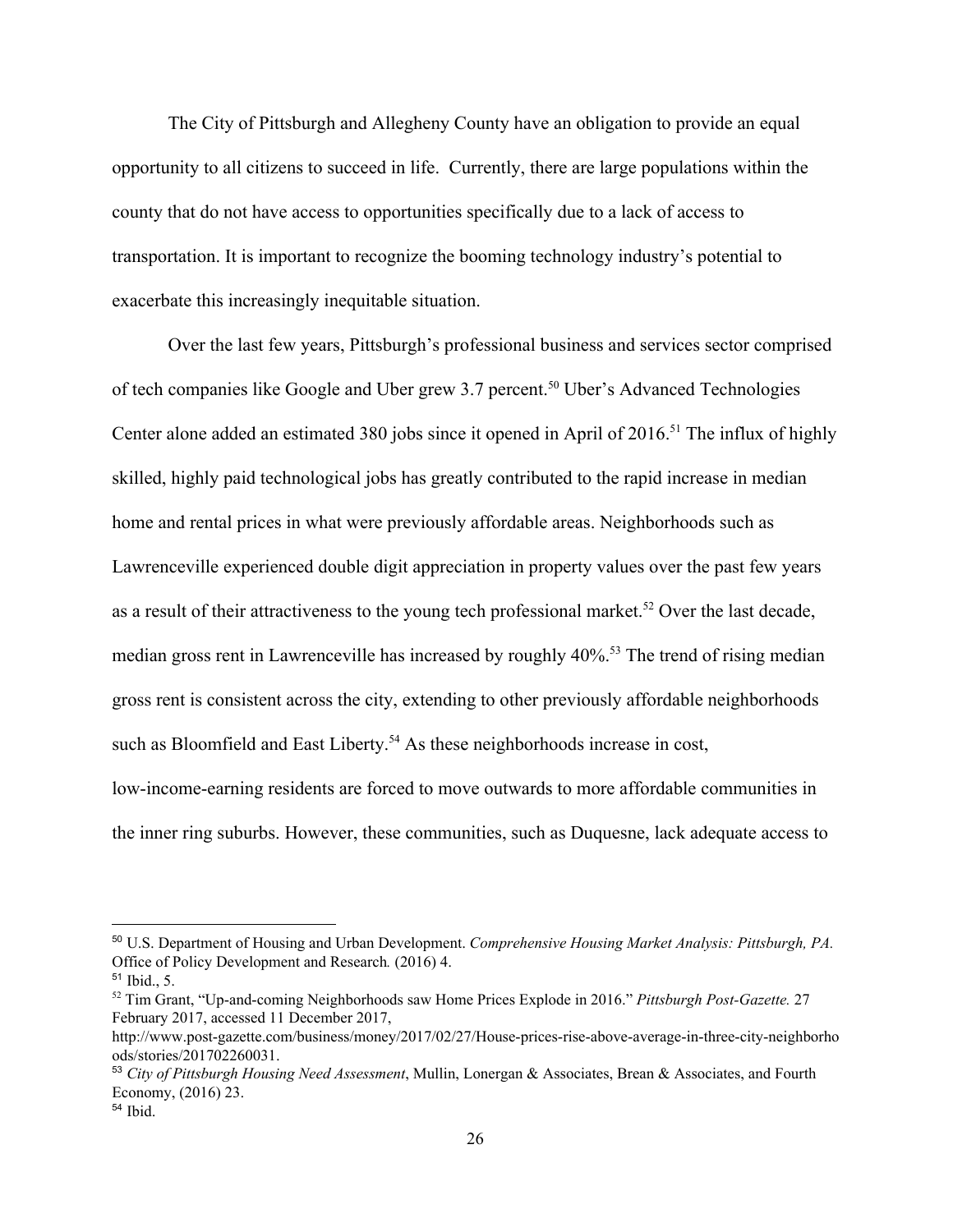The City of Pittsburgh and Allegheny County have an obligation to provide an equal opportunity to all citizens to succeed in life. Currently, there are large populations within the county that do not have access to opportunities specifically due to a lack of access to transportation. It is important to recognize the booming technology industry's potential to exacerbate this increasingly inequitable situation.

Over the last few years, Pittsburgh's professional business and services sector comprised of tech companies like Google and Uber grew 3.7 percent.[50] Uber's Advanced Technologies Center alone added an estimated 380 jobs since it opened in April of 2016.[51] The influx of highly skilled, highly paid technological jobs has greatly contributed to the rapid increase in median home and rental prices in what were previously affordable areas. Neighborhoods such as Lawrenceville experienced double digit appreciation in property values over the past few years as a result of their attractiveness to the young tech professional market.[52] Over the last decade, median gross rent in Lawrenceville has increased by roughly 40%.[53] The trend of rising median gross rent is consistent across the city, extending to other previously affordable neighborhoods such as Bloomfield and East Liberty.[54] As these neighborhoods increase in cost, low-income-earning residents are forced to move outwards to more affordable communities in the inner ring suburbs. However, these communities, such as Duquesne, lack adequate access to

---

[50] U.S. Department of Housing and Urban Development. *Comprehensive Housing Market Analysis: Pittsburgh, PA.* Office of Policy Development and Research*.* (2016) 4.

[51] Ibid., 5.

[52] Tim Grant, "Up-and-coming Neighborhoods saw Home Prices Explode in 2016." *Pittsburgh Post-Gazette.* 27 February 2017, accessed 11 December 2017, http://www.post-gazette.com/business/money/2017/02/27/House-prices-rise-above-average-in-three-city-neighborhoods/stories/201702260031.

[53] *City of Pittsburgh Housing Need Assessment*, Mullin, Lonergan & Associates, Brean & Associates, and Fourth Economy, (2016) 23.

[54] Ibid.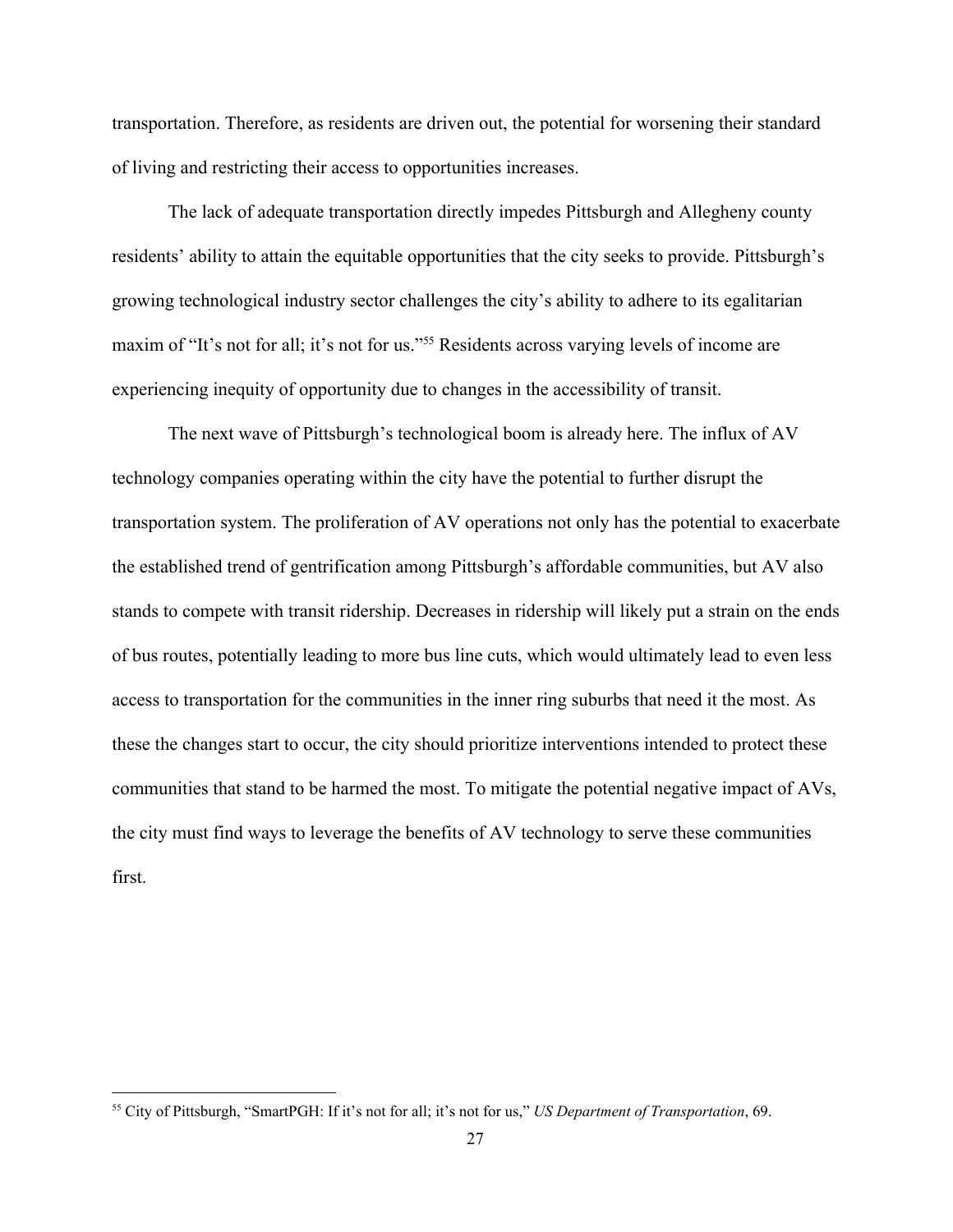transportation. Therefore, as residents are driven out, the potential for worsening their standard of living and restricting their access to opportunities increases.

The lack of adequate transportation directly impedes Pittsburgh and Allegheny county residents' ability to attain the equitable opportunities that the city seeks to provide. Pittsburgh's growing technological industry sector challenges the city's ability to adhere to its egalitarian maxim of "It's not for all; it's not for us."[55] Residents across varying levels of income are experiencing inequity of opportunity due to changes in the accessibility of transit.

The next wave of Pittsburgh's technological boom is already here. The influx of AV technology companies operating within the city have the potential to further disrupt the transportation system. The proliferation of AV operations not only has the potential to exacerbate the established trend of gentrification among Pittsburgh's affordable communities, but AV also stands to compete with transit ridership. Decreases in ridership will likely put a strain on the ends of bus routes, potentially leading to more bus line cuts, which would ultimately lead to even less access to transportation for the communities in the inner ring suburbs that need it the most. As these the changes start to occur, the city should prioritize interventions intended to protect these communities that stand to be harmed the most. To mitigate the potential negative impact of AVs, the city must find ways to leverage the benefits of AV technology to serve these communities first.

---

[55] City of Pittsburgh, "SmartPGH: If it's not for all; it's not for us," *US Department of Transportation*, 69.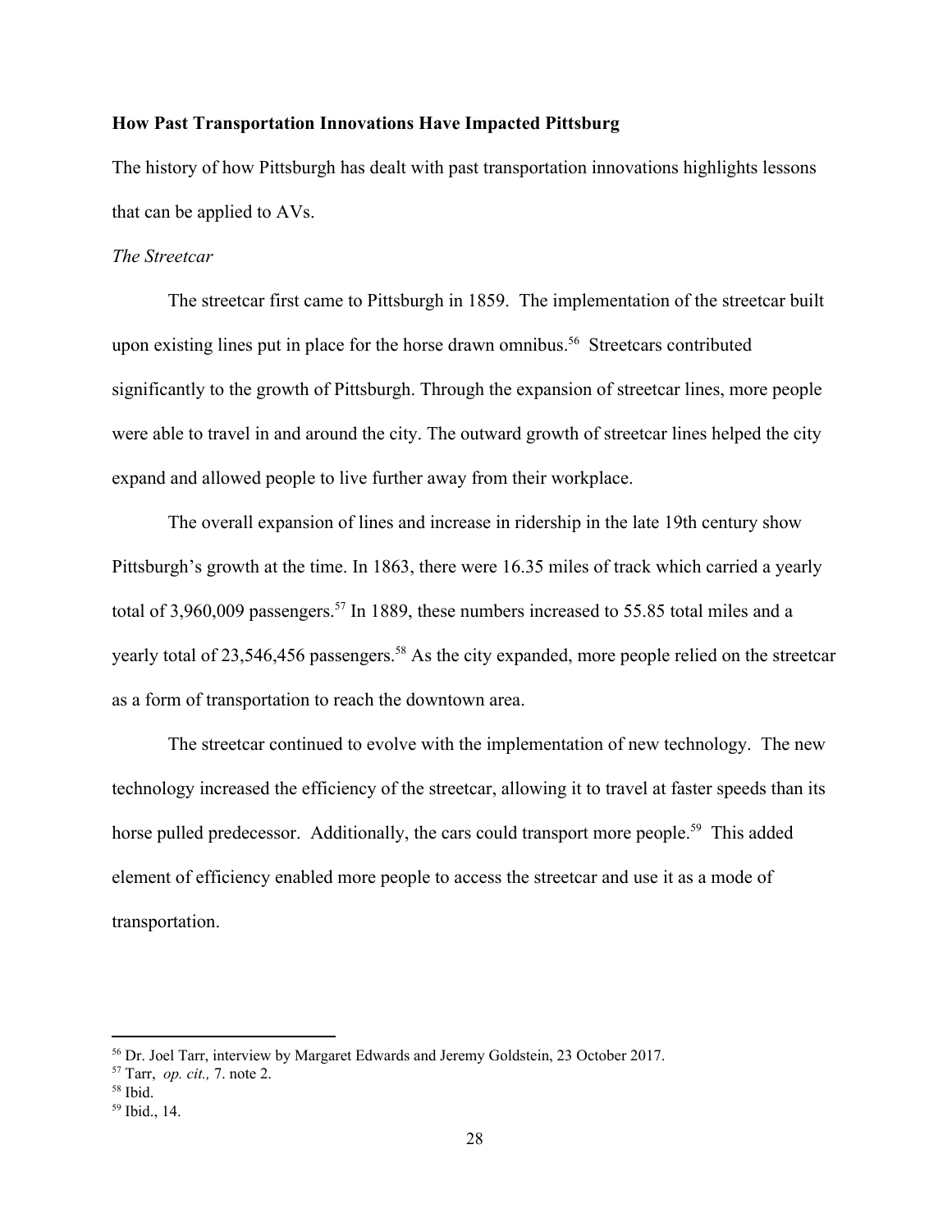**How Past Transportation Innovations Have Impacted Pittsburg**

The history of how Pittsburgh has dealt with past transportation innovations highlights lessons that can be applied to AVs.

*The Streetcar*

The streetcar first came to Pittsburgh in 1859. The implementation of the streetcar built upon existing lines put in place for the horse drawn omnibus.[56] Streetcars contributed significantly to the growth of Pittsburgh. Through the expansion of streetcar lines, more people were able to travel in and around the city. The outward growth of streetcar lines helped the city expand and allowed people to live further away from their workplace.

The overall expansion of lines and increase in ridership in the late 19th century show Pittsburgh's growth at the time. In 1863, there were 16.35 miles of track which carried a yearly total of 3,960,009 passengers.[57] In 1889, these numbers increased to 55.85 total miles and a yearly total of 23,546,456 passengers.[58] As the city expanded, more people relied on the streetcar as a form of transportation to reach the downtown area.

The streetcar continued to evolve with the implementation of new technology. The new technology increased the efficiency of the streetcar, allowing it to travel at faster speeds than its horse pulled predecessor. Additionally, the cars could transport more people.[59] This added element of efficiency enabled more people to access the streetcar and use it as a mode of transportation.

---

[56] Dr. Joel Tarr, interview by Margaret Edwards and Jeremy Goldstein, 23 October 2017.

[57] Tarr, *op. cit.,* 7. note 2.

[58] Ibid.

[59] Ibid., 14.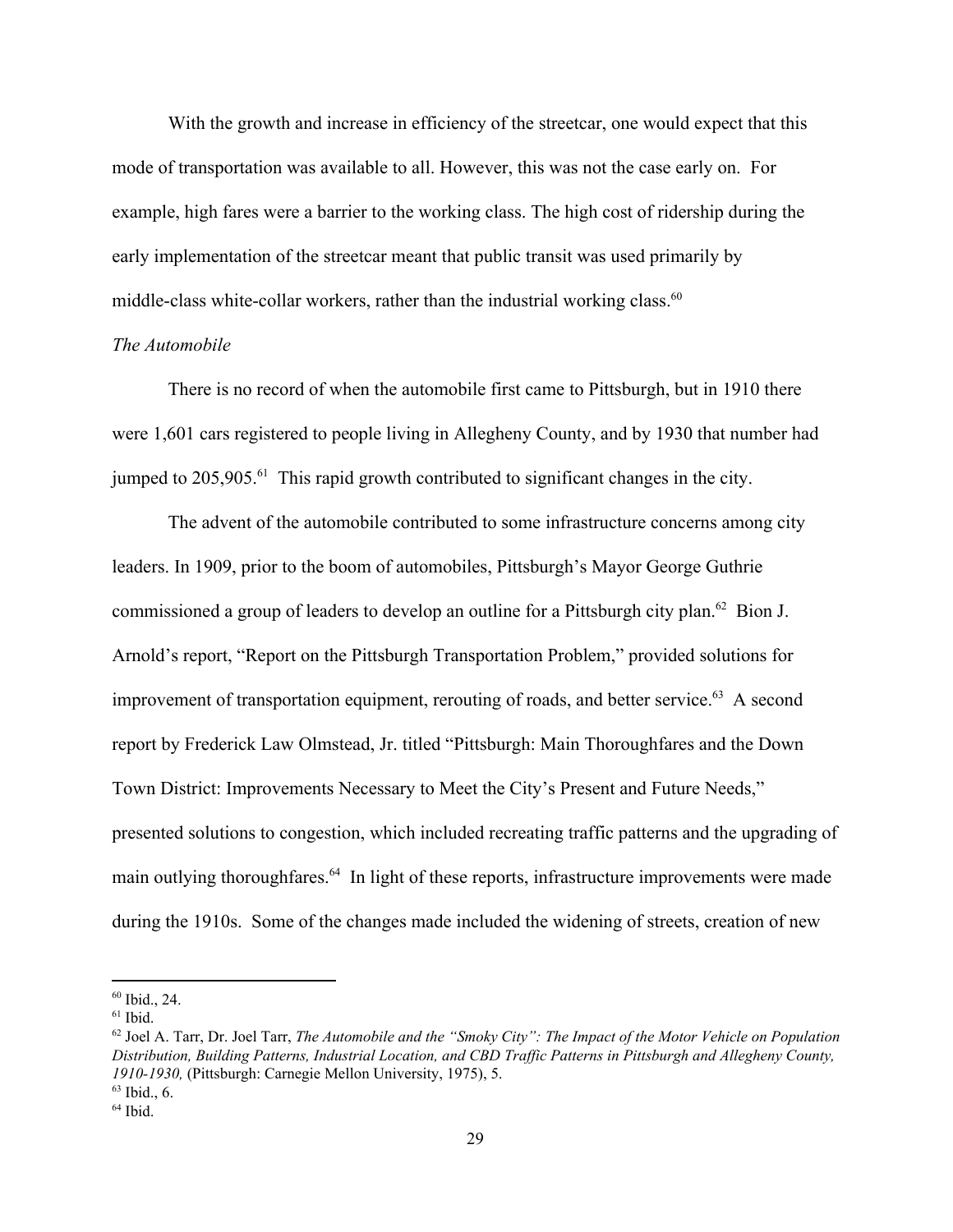With the growth and increase in efficiency of the streetcar, one would expect that this mode of transportation was available to all. However, this was not the case early on. For example, high fares were a barrier to the working class. The high cost of ridership during the early implementation of the streetcar meant that public transit was used primarily by middle-class white-collar workers, rather than the industrial working class.[60]

*The Automobile*

There is no record of when the automobile first came to Pittsburgh, but in 1910 there were 1,601 cars registered to people living in Allegheny County, and by 1930 that number had jumped to 205,905.[61] This rapid growth contributed to significant changes in the city.

The advent of the automobile contributed to some infrastructure concerns among city leaders. In 1909, prior to the boom of automobiles, Pittsburgh's Mayor George Guthrie commissioned a group of leaders to develop an outline for a Pittsburgh city plan.[62] Bion J. Arnold's report, "Report on the Pittsburgh Transportation Problem," provided solutions for improvement of transportation equipment, rerouting of roads, and better service.[63] A second report by Frederick Law Olmstead, Jr. titled "Pittsburgh: Main Thoroughfares and the Down Town District: Improvements Necessary to Meet the City's Present and Future Needs," presented solutions to congestion, which included recreating traffic patterns and the upgrading of main outlying thoroughfares.[64] In light of these reports, infrastructure improvements were made during the 1910s. Some of the changes made included the widening of streets, creation of new

---

[60] Ibid., 24.

[61] Ibid.

[62] Joel A. Tarr, Dr. Joel Tarr, *The Automobile and the "Smoky City": The Impact of the Motor Vehicle on Population Distribution, Building Patterns, Industrial Location, and CBD Traffic Patterns in Pittsburgh and Allegheny County, 1910-1930,* (Pittsburgh: Carnegie Mellon University, 1975), 5.

[63] Ibid., 6.

[64] Ibid.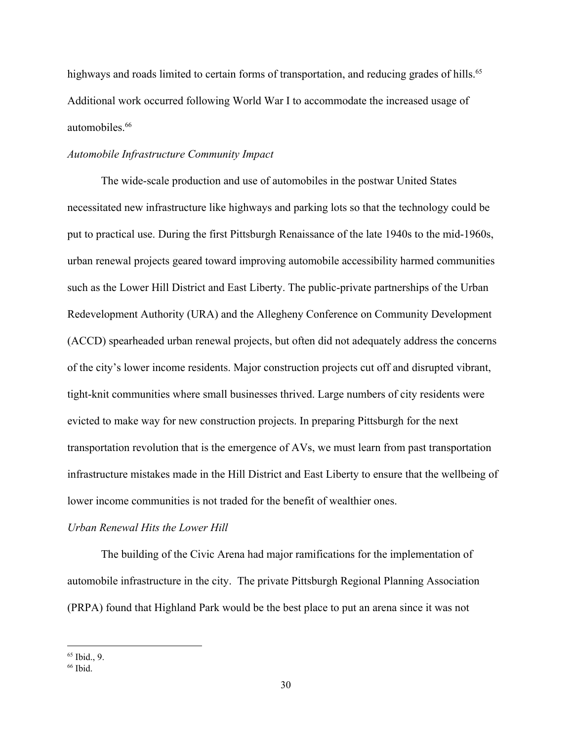highways and roads limited to certain forms of transportation, and reducing grades of hills.[65] Additional work occurred following World War I to accommodate the increased usage of automobiles.[66]

*Automobile Infrastructure Community Impact*

The wide-scale production and use of automobiles in the postwar United States necessitated new infrastructure like highways and parking lots so that the technology could be put to practical use. During the first Pittsburgh Renaissance of the late 1940s to the mid-1960s, urban renewal projects geared toward improving automobile accessibility harmed communities such as the Lower Hill District and East Liberty. The public-private partnerships of the Urban Redevelopment Authority (URA) and the Allegheny Conference on Community Development (ACCD) spearheaded urban renewal projects, but often did not adequately address the concerns of the city's lower income residents. Major construction projects cut off and disrupted vibrant, tight-knit communities where small businesses thrived. Large numbers of city residents were evicted to make way for new construction projects. In preparing Pittsburgh for the next transportation revolution that is the emergence of AVs, we must learn from past transportation infrastructure mistakes made in the Hill District and East Liberty to ensure that the wellbeing of lower income communities is not traded for the benefit of wealthier ones.

*Urban Renewal Hits the Lower Hill*

The building of the Civic Arena had major ramifications for the implementation of automobile infrastructure in the city. The private Pittsburgh Regional Planning Association (PRPA) found that Highland Park would be the best place to put an arena since it was not

[65] Ibid., 9.

[66] Ibid.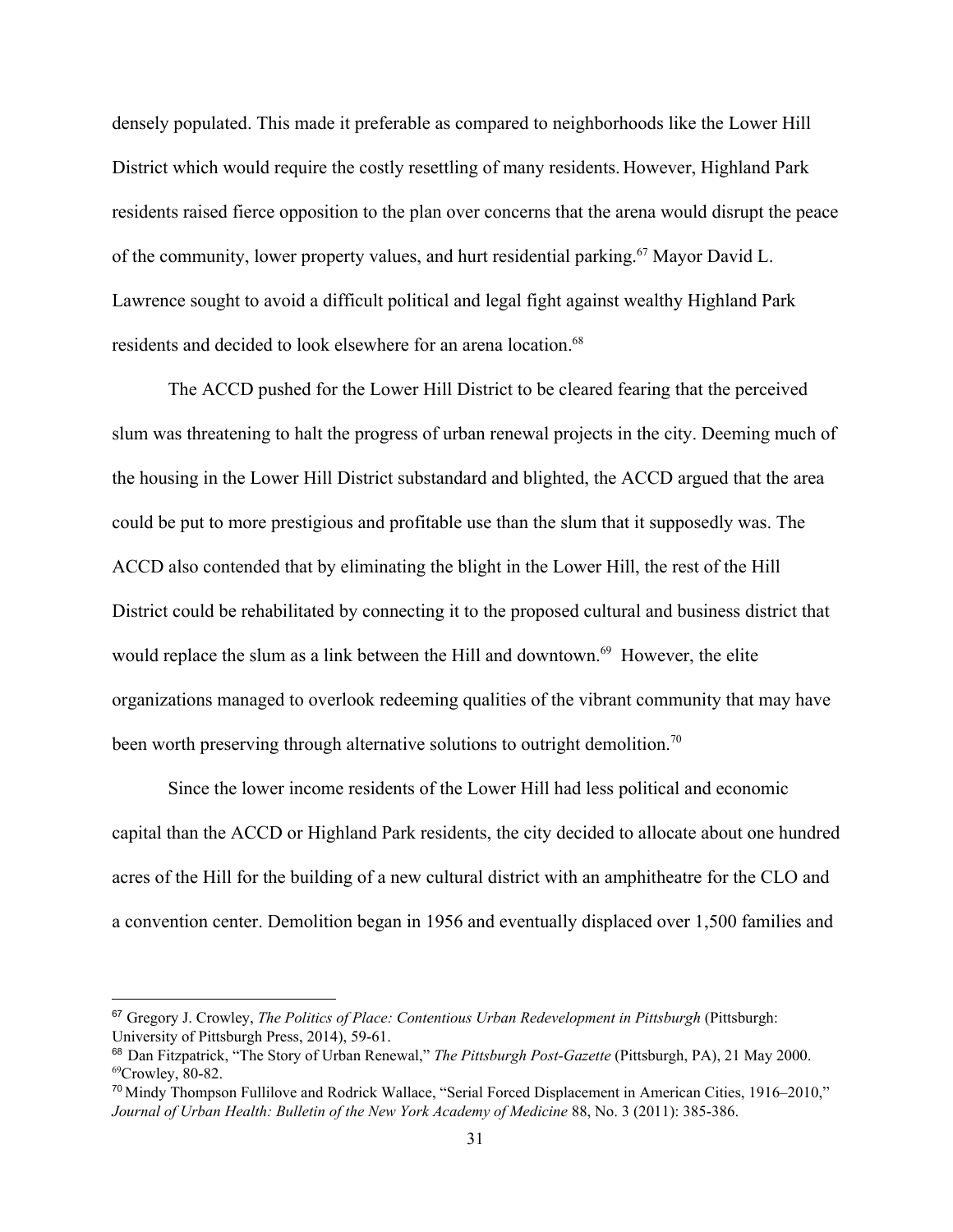densely populated. This made it preferable as compared to neighborhoods like the Lower Hill District which would require the costly resettling of many residents. However, Highland Park residents raised fierce opposition to the plan over concerns that the arena would disrupt the peace of the community, lower property values, and hurt residential parking.[67] Mayor David L. Lawrence sought to avoid a difficult political and legal fight against wealthy Highland Park residents and decided to look elsewhere for an arena location.[68]

The ACCD pushed for the Lower Hill District to be cleared fearing that the perceived slum was threatening to halt the progress of urban renewal projects in the city. Deeming much of the housing in the Lower Hill District substandard and blighted, the ACCD argued that the area could be put to more prestigious and profitable use than the slum that it supposedly was. The ACCD also contended that by eliminating the blight in the Lower Hill, the rest of the Hill District could be rehabilitated by connecting it to the proposed cultural and business district that would replace the slum as a link between the Hill and downtown.[69] However, the elite organizations managed to overlook redeeming qualities of the vibrant community that may have been worth preserving through alternative solutions to outright demolition.[70]

Since the lower income residents of the Lower Hill had less political and economic capital than the ACCD or Highland Park residents, the city decided to allocate about one hundred acres of the Hill for the building of a new cultural district with an amphitheatre for the CLO and a convention center. Demolition began in 1956 and eventually displaced over 1,500 families and

---

[67] Gregory J. Crowley, *The Politics of Place: Contentious Urban Redevelopment in Pittsburgh* (Pittsburgh: University of Pittsburgh Press, 2014), 59-61.

[68] Dan Fitzpatrick, "The Story of Urban Renewal," *The Pittsburgh Post-Gazette* (Pittsburgh, PA), 21 May 2000.

[69] Crowley, 80-82.

[70] Mindy Thompson Fullilove and Rodrick Wallace, "Serial Forced Displacement in American Cities, 1916–2010," *Journal of Urban Health: Bulletin of the New York Academy of Medicine* 88, No. 3 (2011): 385-386.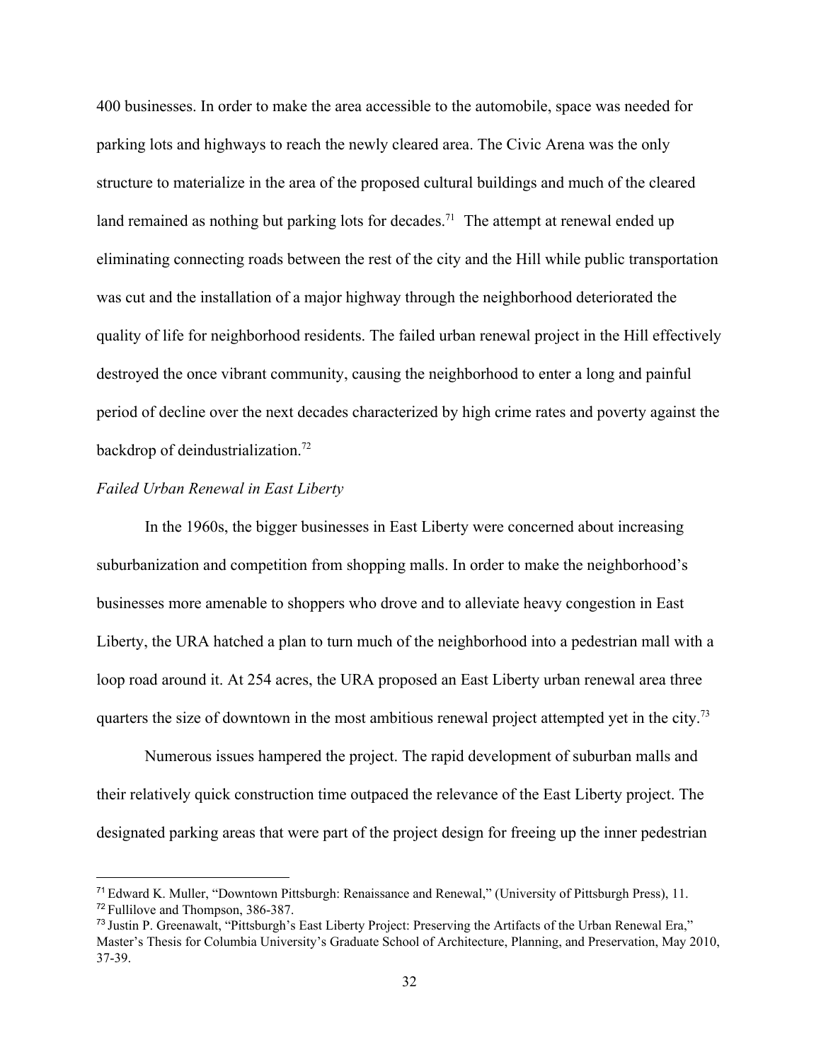400 businesses. In order to make the area accessible to the automobile, space was needed for parking lots and highways to reach the newly cleared area. The Civic Arena was the only structure to materialize in the area of the proposed cultural buildings and much of the cleared land remained as nothing but parking lots for decades.[71] The attempt at renewal ended up eliminating connecting roads between the rest of the city and the Hill while public transportation was cut and the installation of a major highway through the neighborhood deteriorated the quality of life for neighborhood residents. The failed urban renewal project in the Hill effectively destroyed the once vibrant community, causing the neighborhood to enter a long and painful period of decline over the next decades characterized by high crime rates and poverty against the backdrop of deindustrialization.[72]

*Failed Urban Renewal in East Liberty*

In the 1960s, the bigger businesses in East Liberty were concerned about increasing suburbanization and competition from shopping malls. In order to make the neighborhood's businesses more amenable to shoppers who drove and to alleviate heavy congestion in East Liberty, the URA hatched a plan to turn much of the neighborhood into a pedestrian mall with a loop road around it. At 254 acres, the URA proposed an East Liberty urban renewal area three quarters the size of downtown in the most ambitious renewal project attempted yet in the city.[73]

Numerous issues hampered the project. The rapid development of suburban malls and their relatively quick construction time outpaced the relevance of the East Liberty project. The designated parking areas that were part of the project design for freeing up the inner pedestrian

---

[71] Edward K. Muller, "Downtown Pittsburgh: Renaissance and Renewal," (University of Pittsburgh Press), 11.

[72] Fullilove and Thompson, 386-387.

[73] Justin P. Greenawalt, "Pittsburgh's East Liberty Project: Preserving the Artifacts of the Urban Renewal Era," Master's Thesis for Columbia University's Graduate School of Architecture, Planning, and Preservation, May 2010, 37-39.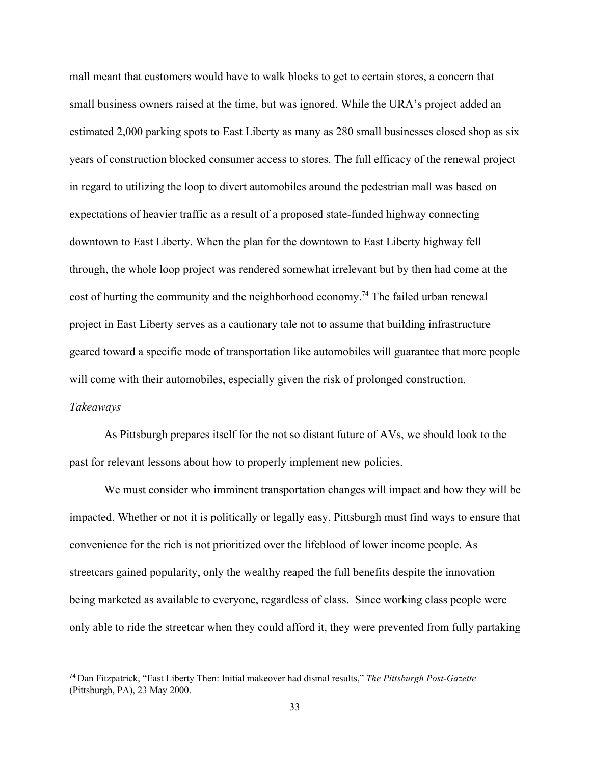mall meant that customers would have to walk blocks to get to certain stores, a concern that small business owners raised at the time, but was ignored. While the URA's project added an estimated 2,000 parking spots to East Liberty as many as 280 small businesses closed shop as six years of construction blocked consumer access to stores. The full efficacy of the renewal project in regard to utilizing the loop to divert automobiles around the pedestrian mall was based on expectations of heavier traffic as a result of a proposed state-funded highway connecting downtown to East Liberty. When the plan for the downtown to East Liberty highway fell through, the whole loop project was rendered somewhat irrelevant but by then had come at the cost of hurting the community and the neighborhood economy.[74] The failed urban renewal project in East Liberty serves as a cautionary tale not to assume that building infrastructure geared toward a specific mode of transportation like automobiles will guarantee that more people will come with their automobiles, especially given the risk of prolonged construction.

*Takeaways*

As Pittsburgh prepares itself for the not so distant future of AVs, we should look to the past for relevant lessons about how to properly implement new policies.

We must consider who imminent transportation changes will impact and how they will be impacted. Whether or not it is politically or legally easy, Pittsburgh must find ways to ensure that convenience for the rich is not prioritized over the lifeblood of lower income people. As streetcars gained popularity, only the wealthy reaped the full benefits despite the innovation being marketed as available to everyone, regardless of class. Since working class people were only able to ride the streetcar when they could afford it, they were prevented from fully partaking

[74] Dan Fitzpatrick, "East Liberty Then: Initial makeover had dismal results," *The Pittsburgh Post-Gazette* (Pittsburgh, PA), 23 May 2000.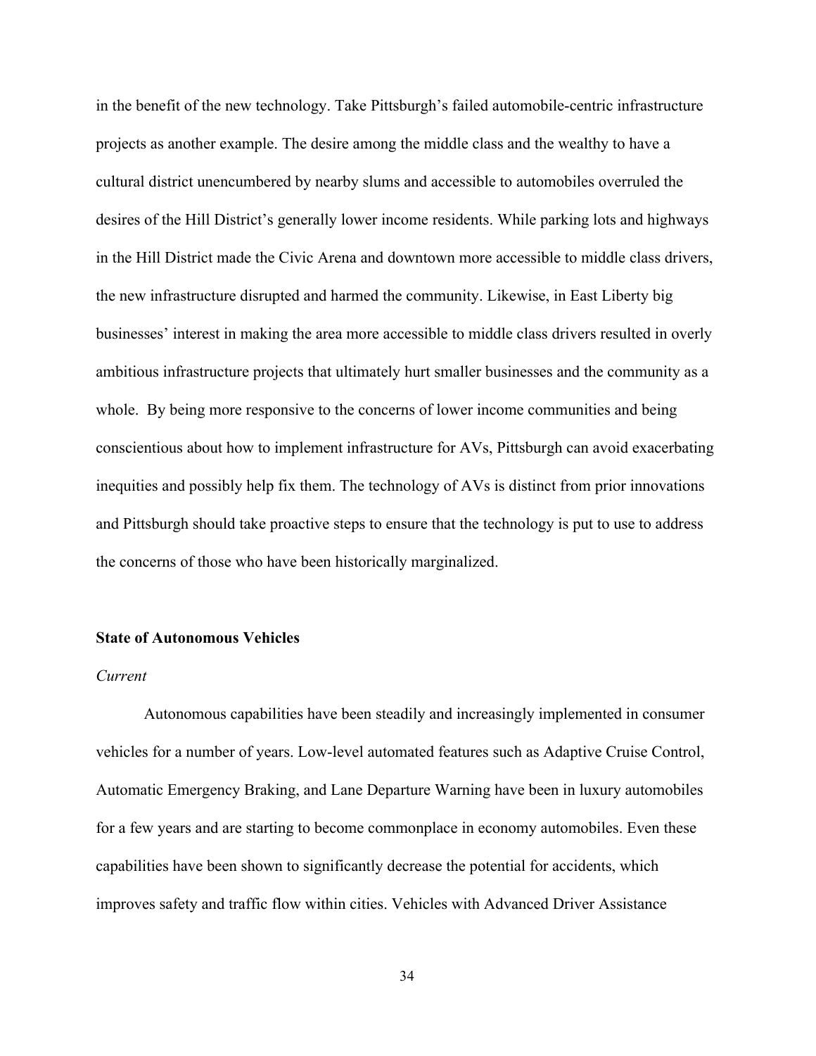in the benefit of the new technology. Take Pittsburgh's failed automobile-centric infrastructure projects as another example. The desire among the middle class and the wealthy to have a cultural district unencumbered by nearby slums and accessible to automobiles overruled the desires of the Hill District's generally lower income residents. While parking lots and highways in the Hill District made the Civic Arena and downtown more accessible to middle class drivers, the new infrastructure disrupted and harmed the community. Likewise, in East Liberty big businesses' interest in making the area more accessible to middle class drivers resulted in overly ambitious infrastructure projects that ultimately hurt smaller businesses and the community as a whole. By being more responsive to the concerns of lower income communities and being conscientious about how to implement infrastructure for AVs, Pittsburgh can avoid exacerbating inequities and possibly help fix them. The technology of AVs is distinct from prior innovations and Pittsburgh should take proactive steps to ensure that the technology is put to use to address the concerns of those who have been historically marginalized.

## State of Autonomous Vehicles

### *Current*

Autonomous capabilities have been steadily and increasingly implemented in consumer vehicles for a number of years. Low-level automated features such as Adaptive Cruise Control, Automatic Emergency Braking, and Lane Departure Warning have been in luxury automobiles for a few years and are starting to become commonplace in economy automobiles. Even these capabilities have been shown to significantly decrease the potential for accidents, which improves safety and traffic flow within cities. Vehicles with Advanced Driver Assistance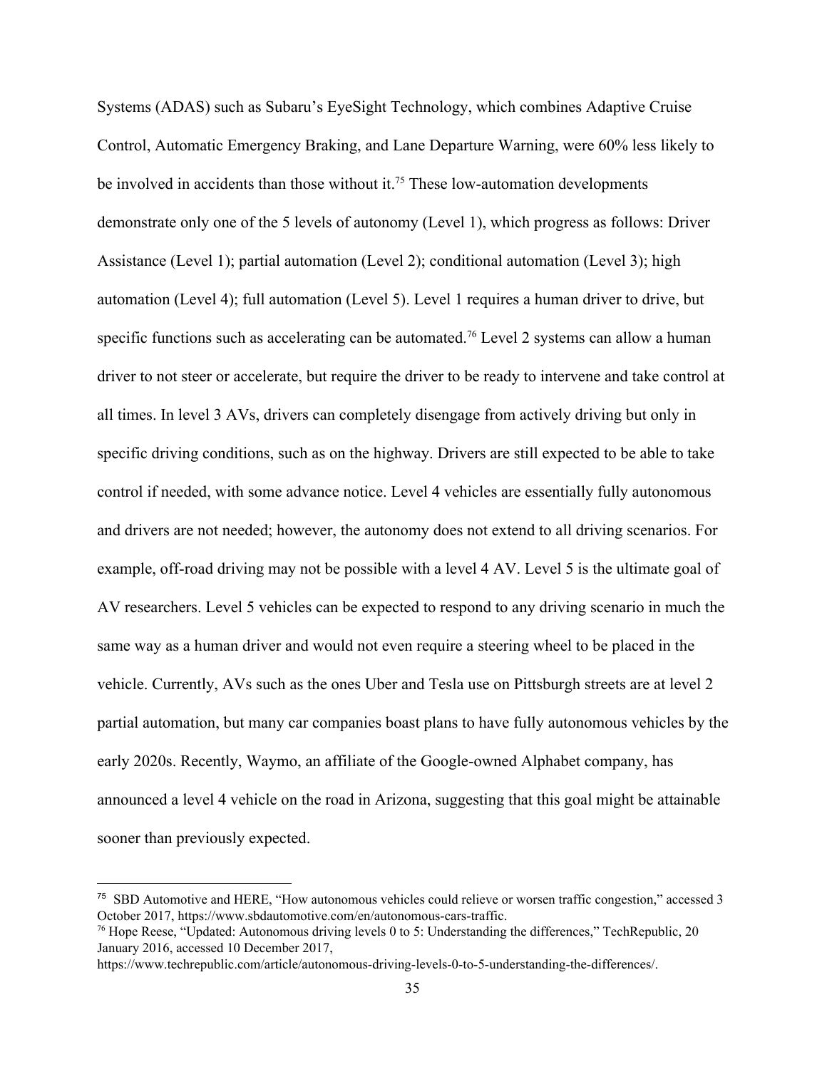Systems (ADAS) such as Subaru's EyeSight Technology, which combines Adaptive Cruise Control, Automatic Emergency Braking, and Lane Departure Warning, were 60% less likely to be involved in accidents than those without it.[75] These low-automation developments demonstrate only one of the 5 levels of autonomy (Level 1), which progress as follows: Driver Assistance (Level 1); partial automation (Level 2); conditional automation (Level 3); high automation (Level 4); full automation (Level 5). Level 1 requires a human driver to drive, but specific functions such as accelerating can be automated.[76] Level 2 systems can allow a human driver to not steer or accelerate, but require the driver to be ready to intervene and take control at all times. In level 3 AVs, drivers can completely disengage from actively driving but only in specific driving conditions, such as on the highway. Drivers are still expected to be able to take control if needed, with some advance notice. Level 4 vehicles are essentially fully autonomous and drivers are not needed; however, the autonomy does not extend to all driving scenarios. For example, off-road driving may not be possible with a level 4 AV. Level 5 is the ultimate goal of AV researchers. Level 5 vehicles can be expected to respond to any driving scenario in much the same way as a human driver and would not even require a steering wheel to be placed in the vehicle. Currently, AVs such as the ones Uber and Tesla use on Pittsburgh streets are at level 2 partial automation, but many car companies boast plans to have fully autonomous vehicles by the early 2020s. Recently, Waymo, an affiliate of the Google-owned Alphabet company, has announced a level 4 vehicle on the road in Arizona, suggesting that this goal might be attainable sooner than previously expected.

---

[75] SBD Automotive and HERE, "How autonomous vehicles could relieve or worsen traffic congestion," accessed 3 October 2017, https://www.sbdautomotive.com/en/autonomous-cars-traffic.

[76] Hope Reese, "Updated: Autonomous driving levels 0 to 5: Understanding the differences," TechRepublic, 20 January 2016, accessed 10 December 2017, https://www.techrepublic.com/article/autonomous-driving-levels-0-to-5-understanding-the-differences/.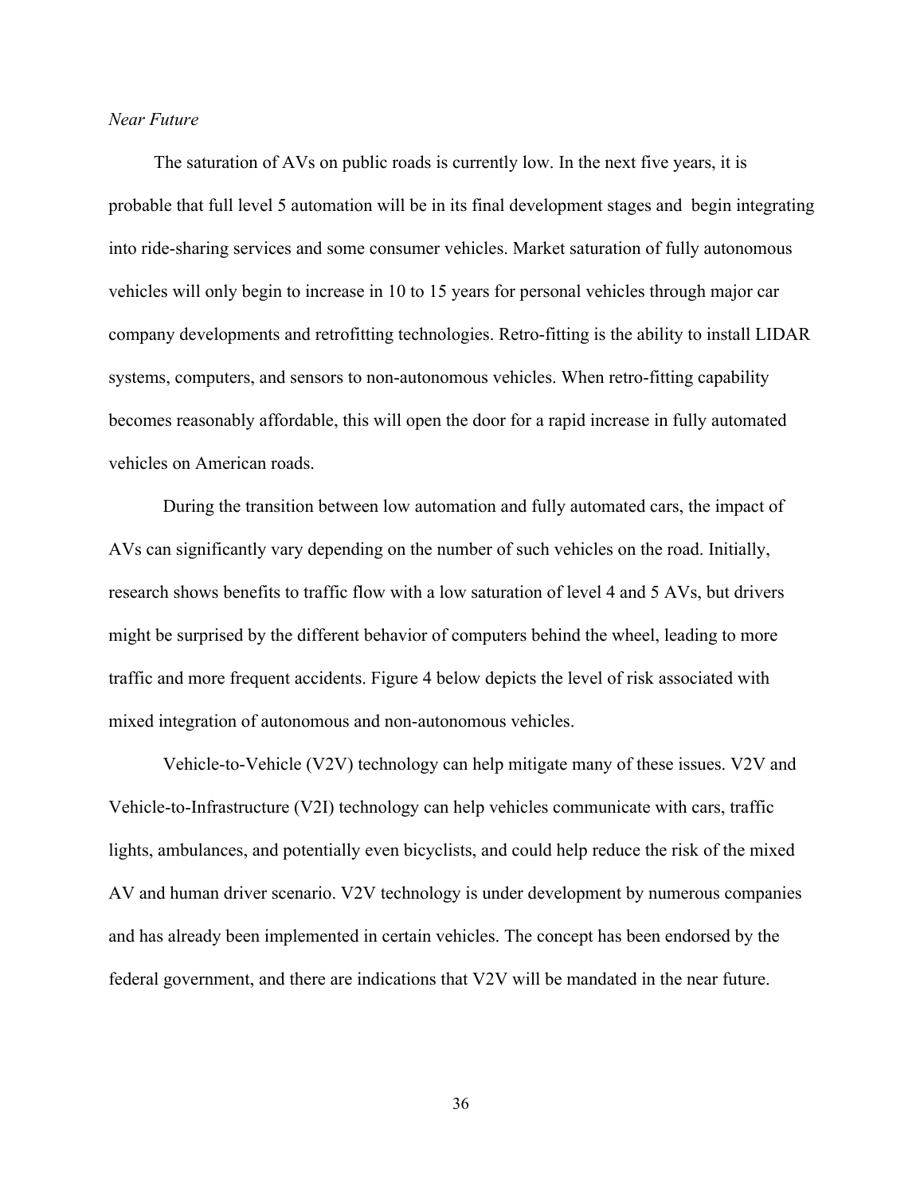*Near Future*

The saturation of AVs on public roads is currently low. In the next five years, it is probable that full level 5 automation will be in its final development stages and begin integrating into ride-sharing services and some consumer vehicles. Market saturation of fully autonomous vehicles will only begin to increase in 10 to 15 years for personal vehicles through major car company developments and retrofitting technologies. Retro-fitting is the ability to install LIDAR systems, computers, and sensors to non-autonomous vehicles. When retro-fitting capability becomes reasonably affordable, this will open the door for a rapid increase in fully automated vehicles on American roads.

During the transition between low automation and fully automated cars, the impact of AVs can significantly vary depending on the number of such vehicles on the road. Initially, research shows benefits to traffic flow with a low saturation of level 4 and 5 AVs, but drivers might be surprised by the different behavior of computers behind the wheel, leading to more traffic and more frequent accidents. Figure 4 below depicts the level of risk associated with mixed integration of autonomous and non-autonomous vehicles.

Vehicle-to-Vehicle (V2V) technology can help mitigate many of these issues. V2V and Vehicle-to-Infrastructure (V2I) technology can help vehicles communicate with cars, traffic lights, ambulances, and potentially even bicyclists, and could help reduce the risk of the mixed AV and human driver scenario. V2V technology is under development by numerous companies and has already been implemented in certain vehicles. The concept has been endorsed by the federal government, and there are indications that V2V will be mandated in the near future.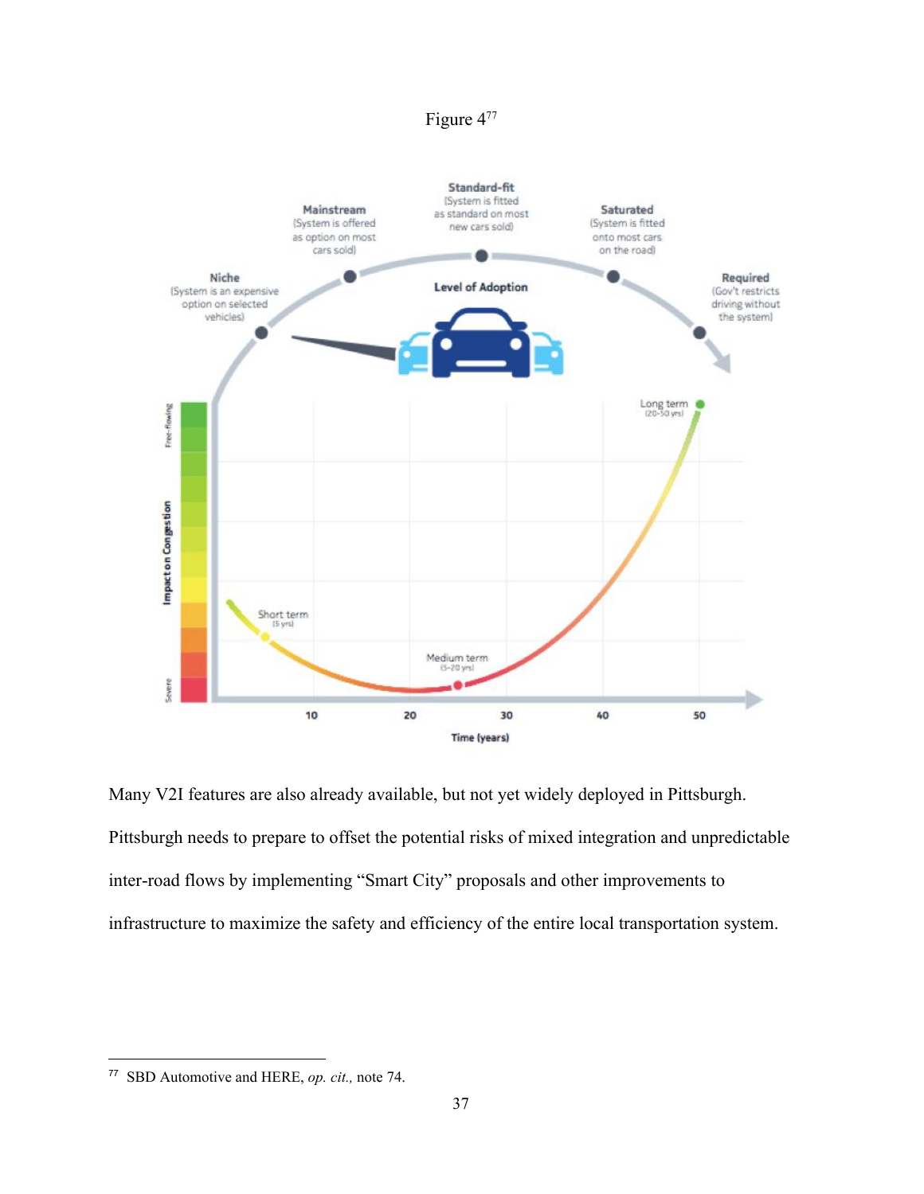Figure 4[77]

Many V2I features are also already available, but not yet widely deployed in Pittsburgh. Pittsburgh needs to prepare to offset the potential risks of mixed integration and unpredictable inter-road flows by implementing "Smart City" proposals and other improvements to infrastructure to maximize the safety and efficiency of the entire local transportation system.

---

[77] SBD Automotive and HERE, *op. cit.,* note 74.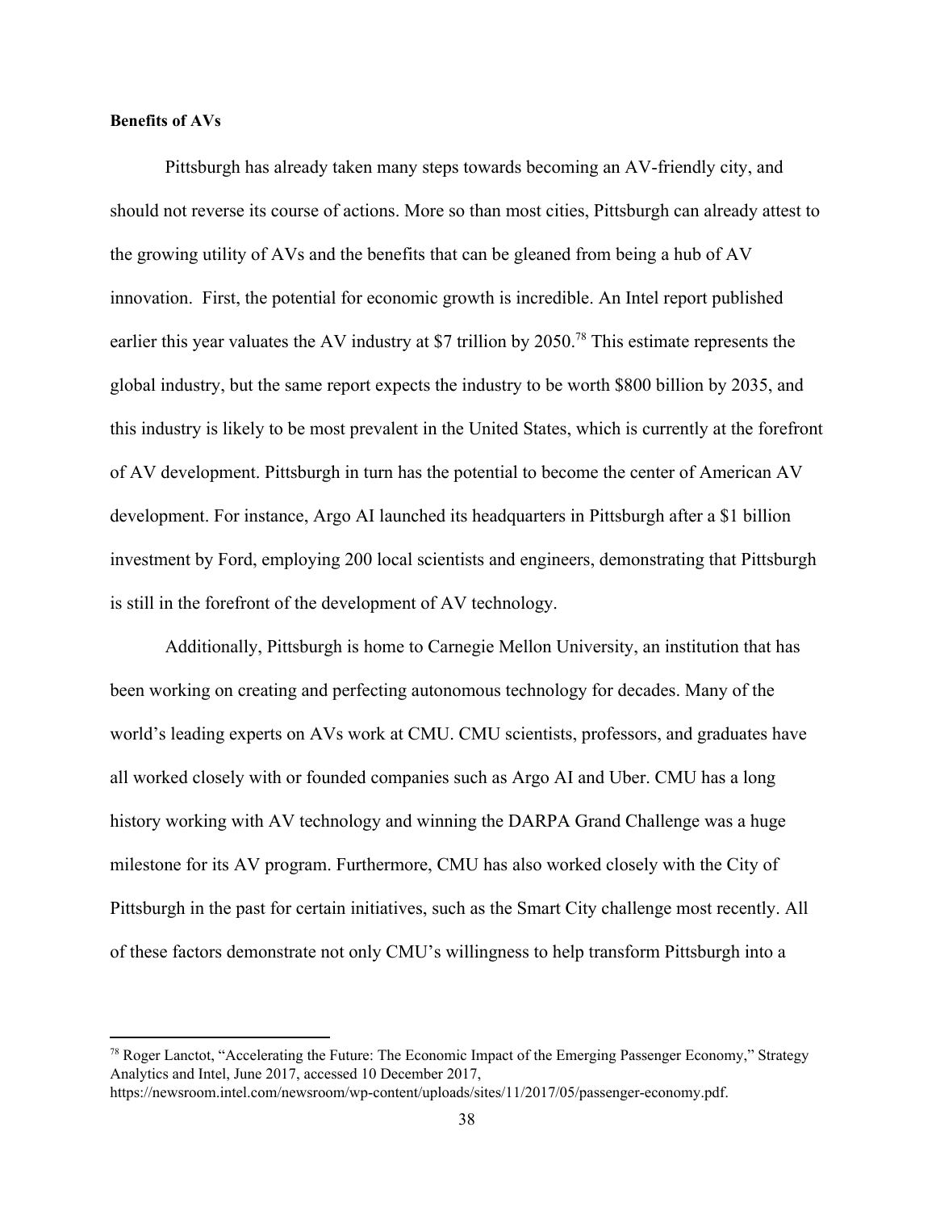**Benefits of AVs**

Pittsburgh has already taken many steps towards becoming an AV-friendly city, and should not reverse its course of actions. More so than most cities, Pittsburgh can already attest to the growing utility of AVs and the benefits that can be gleaned from being a hub of AV innovation. First, the potential for economic growth is incredible. An Intel report published earlier this year valuates the AV industry at $7 trillion by 2050.[78] This estimate represents the global industry, but the same report expects the industry to be worth $800 billion by 2035, and this industry is likely to be most prevalent in the United States, which is currently at the forefront of AV development. Pittsburgh in turn has the potential to become the center of American AV development. For instance, Argo AI launched its headquarters in Pittsburgh after a $1 billion investment by Ford, employing 200 local scientists and engineers, demonstrating that Pittsburgh is still in the forefront of the development of AV technology.

Additionally, Pittsburgh is home to Carnegie Mellon University, an institution that has been working on creating and perfecting autonomous technology for decades. Many of the world's leading experts on AVs work at CMU. CMU scientists, professors, and graduates have all worked closely with or founded companies such as Argo AI and Uber. CMU has a long history working with AV technology and winning the DARPA Grand Challenge was a huge milestone for its AV program. Furthermore, CMU has also worked closely with the City of Pittsburgh in the past for certain initiatives, such as the Smart City challenge most recently. All of these factors demonstrate not only CMU's willingness to help transform Pittsburgh into a

---

[78] Roger Lanctot, "Accelerating the Future: The Economic Impact of the Emerging Passenger Economy," Strategy Analytics and Intel, June 2017, accessed 10 December 2017, https://newsroom.intel.com/newsroom/wp-content/uploads/sites/11/2017/05/passenger-economy.pdf.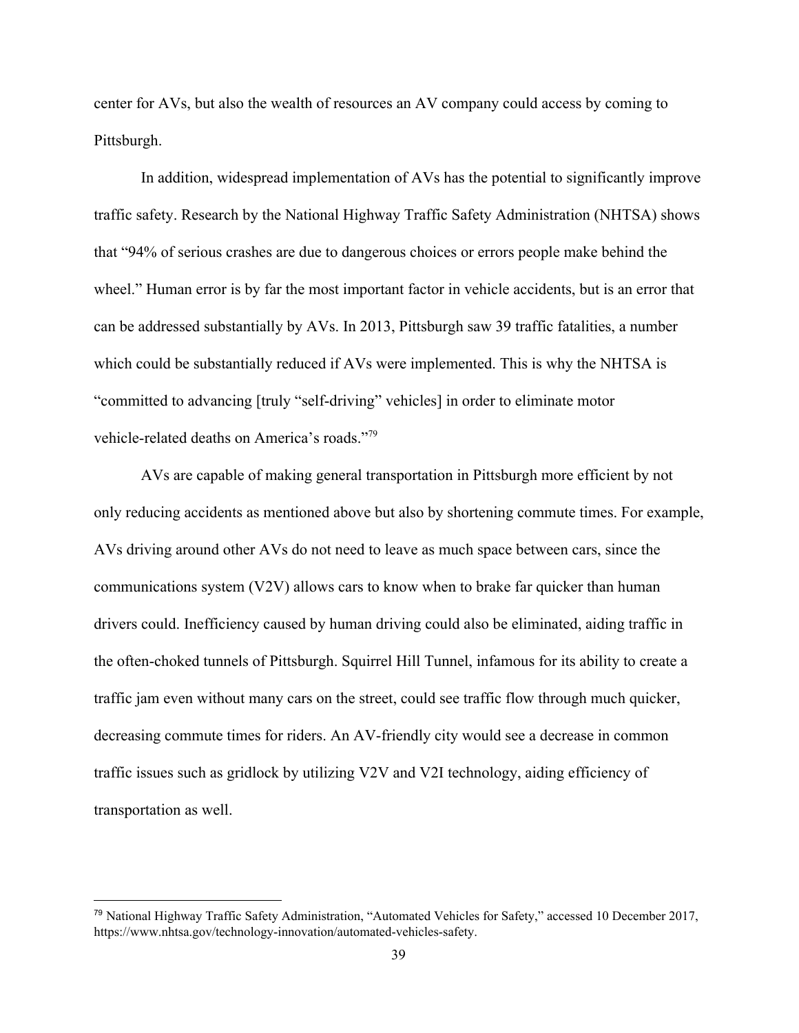center for AVs, but also the wealth of resources an AV company could access by coming to Pittsburgh.

In addition, widespread implementation of AVs has the potential to significantly improve traffic safety. Research by the National Highway Traffic Safety Administration (NHTSA) shows that "94% of serious crashes are due to dangerous choices or errors people make behind the wheel." Human error is by far the most important factor in vehicle accidents, but is an error that can be addressed substantially by AVs. In 2013, Pittsburgh saw 39 traffic fatalities, a number which could be substantially reduced if AVs were implemented. This is why the NHTSA is "committed to advancing [truly "self-driving" vehicles] in order to eliminate motor vehicle-related deaths on America's roads."[79]

AVs are capable of making general transportation in Pittsburgh more efficient by not only reducing accidents as mentioned above but also by shortening commute times. For example, AVs driving around other AVs do not need to leave as much space between cars, since the communications system (V2V) allows cars to know when to brake far quicker than human drivers could. Inefficiency caused by human driving could also be eliminated, aiding traffic in the often-choked tunnels of Pittsburgh. Squirrel Hill Tunnel, infamous for its ability to create a traffic jam even without many cars on the street, could see traffic flow through much quicker, decreasing commute times for riders. An AV-friendly city would see a decrease in common traffic issues such as gridlock by utilizing V2V and V2I technology, aiding efficiency of transportation as well.

---

[79] National Highway Traffic Safety Administration, "Automated Vehicles for Safety," accessed 10 December 2017, https://www.nhtsa.gov/technology-innovation/automated-vehicles-safety.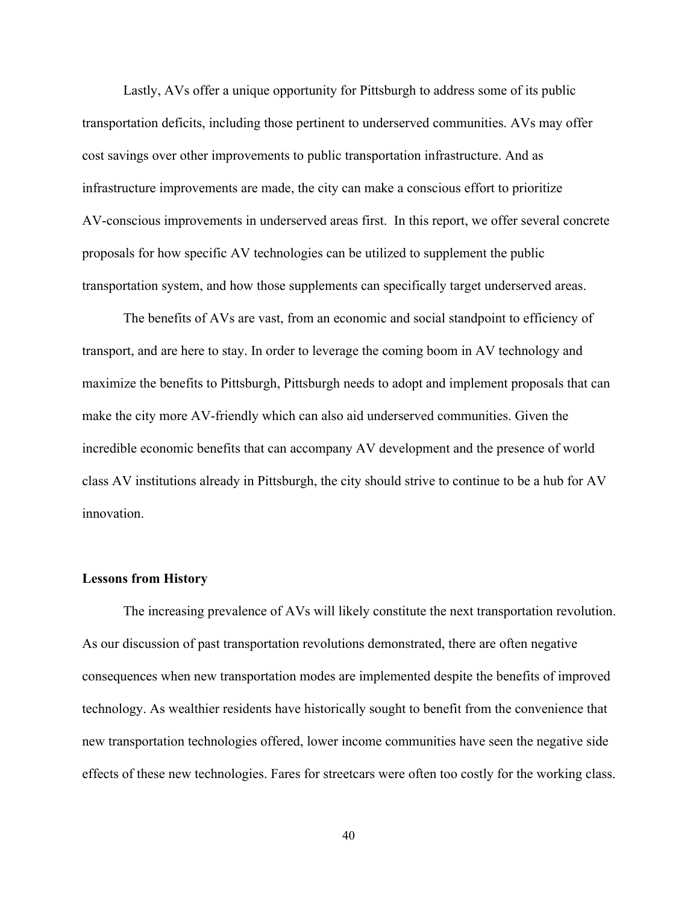Lastly, AVs offer a unique opportunity for Pittsburgh to address some of its public transportation deficits, including those pertinent to underserved communities. AVs may offer cost savings over other improvements to public transportation infrastructure. And as infrastructure improvements are made, the city can make a conscious effort to prioritize AV-conscious improvements in underserved areas first. In this report, we offer several concrete proposals for how specific AV technologies can be utilized to supplement the public transportation system, and how those supplements can specifically target underserved areas.

The benefits of AVs are vast, from an economic and social standpoint to efficiency of transport, and are here to stay. In order to leverage the coming boom in AV technology and maximize the benefits to Pittsburgh, Pittsburgh needs to adopt and implement proposals that can make the city more AV-friendly which can also aid underserved communities. Given the incredible economic benefits that can accompany AV development and the presence of world class AV institutions already in Pittsburgh, the city should strive to continue to be a hub for AV innovation.

**Lessons from History**

The increasing prevalence of AVs will likely constitute the next transportation revolution. As our discussion of past transportation revolutions demonstrated, there are often negative consequences when new transportation modes are implemented despite the benefits of improved technology. As wealthier residents have historically sought to benefit from the convenience that new transportation technologies offered, lower income communities have seen the negative side effects of these new technologies. Fares for streetcars were often too costly for the working class.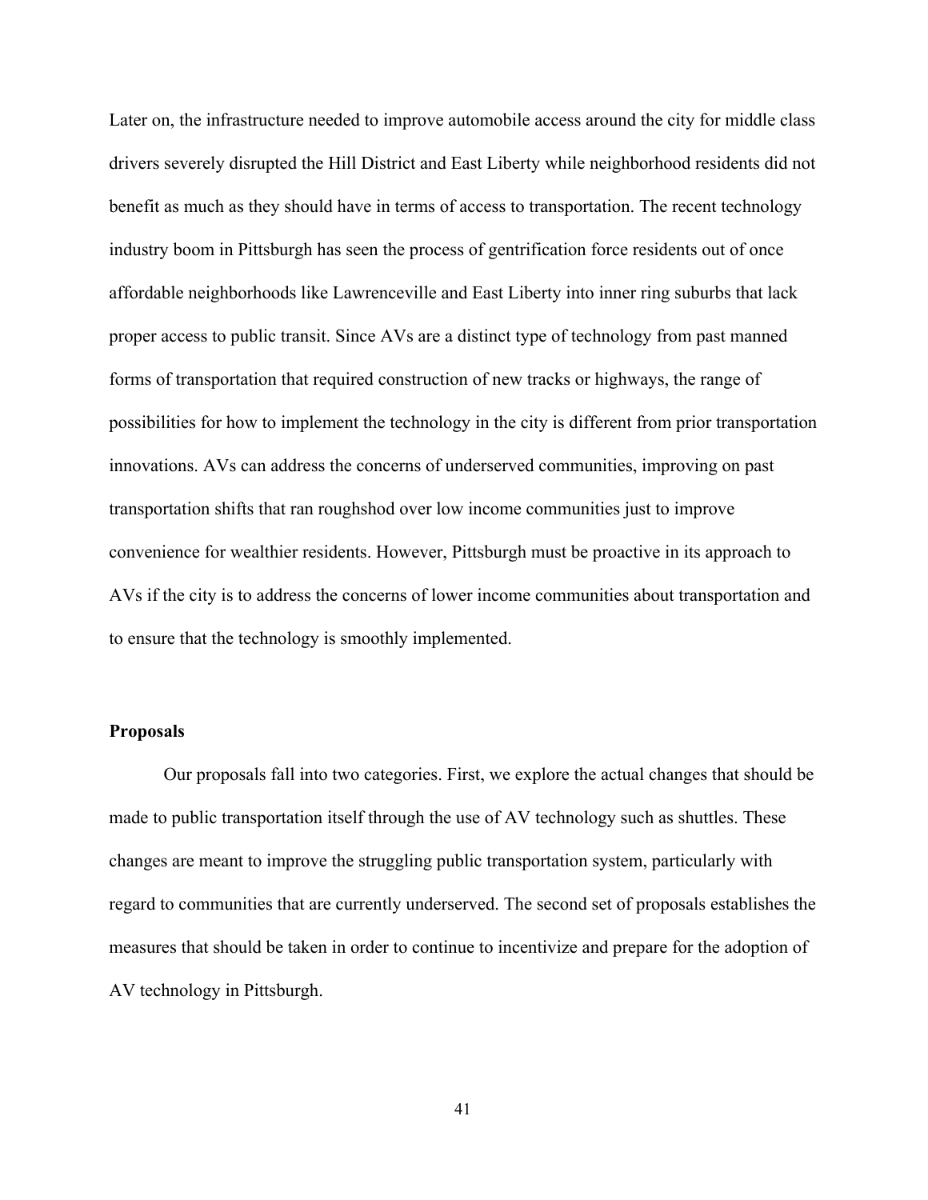Later on, the infrastructure needed to improve automobile access around the city for middle class drivers severely disrupted the Hill District and East Liberty while neighborhood residents did not benefit as much as they should have in terms of access to transportation. The recent technology industry boom in Pittsburgh has seen the process of gentrification force residents out of once affordable neighborhoods like Lawrenceville and East Liberty into inner ring suburbs that lack proper access to public transit. Since AVs are a distinct type of technology from past manned forms of transportation that required construction of new tracks or highways, the range of possibilities for how to implement the technology in the city is different from prior transportation innovations. AVs can address the concerns of underserved communities, improving on past transportation shifts that ran roughshod over low income communities just to improve convenience for wealthier residents. However, Pittsburgh must be proactive in its approach to AVs if the city is to address the concerns of lower income communities about transportation and to ensure that the technology is smoothly implemented.

**Proposals**

Our proposals fall into two categories. First, we explore the actual changes that should be made to public transportation itself through the use of AV technology such as shuttles. These changes are meant to improve the struggling public transportation system, particularly with regard to communities that are currently underserved. The second set of proposals establishes the measures that should be taken in order to continue to incentivize and prepare for the adoption of AV technology in Pittsburgh.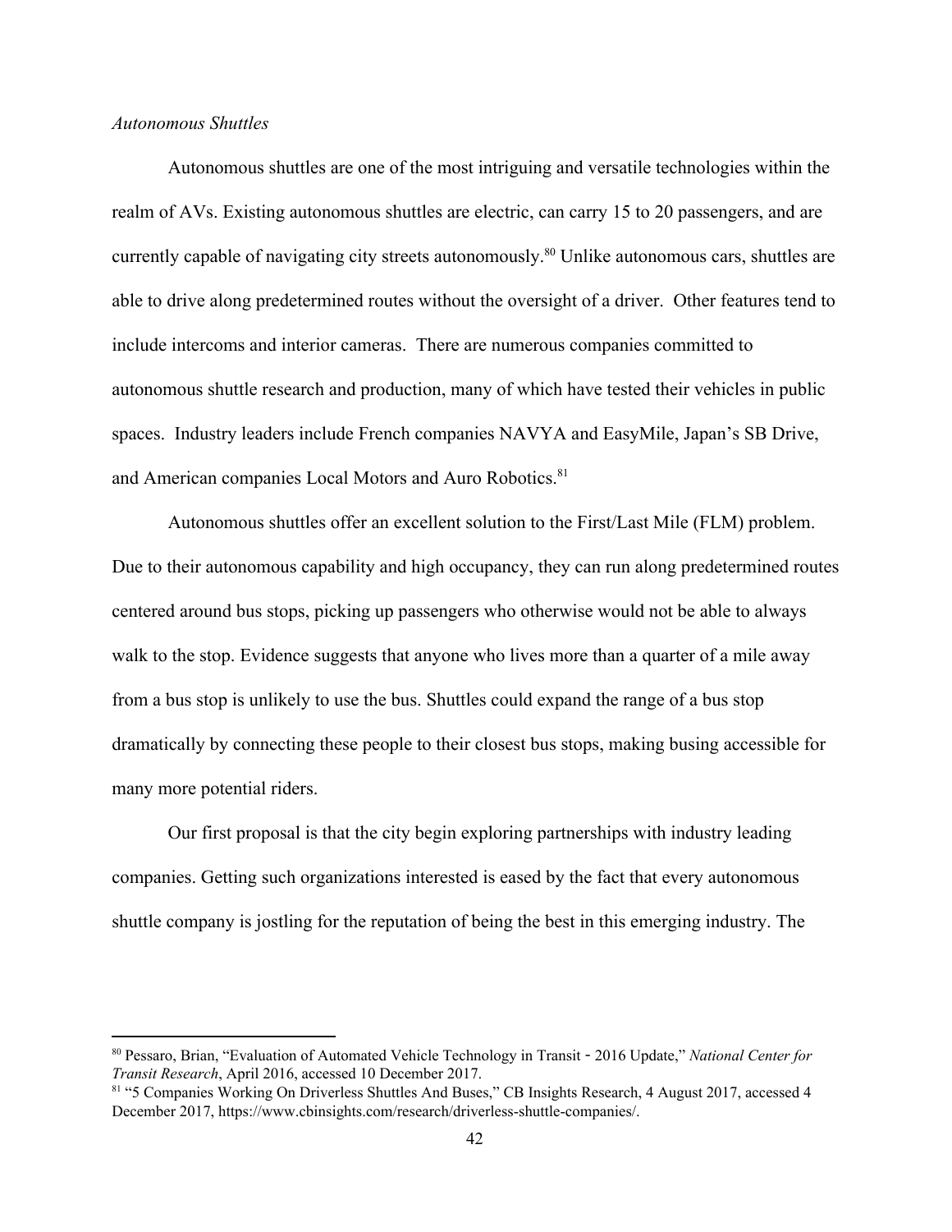*Autonomous Shuttles*

Autonomous shuttles are one of the most intriguing and versatile technologies within the realm of AVs. Existing autonomous shuttles are electric, can carry 15 to 20 passengers, and are currently capable of navigating city streets autonomously.[80] Unlike autonomous cars, shuttles are able to drive along predetermined routes without the oversight of a driver. Other features tend to include intercoms and interior cameras. There are numerous companies committed to autonomous shuttle research and production, many of which have tested their vehicles in public spaces. Industry leaders include French companies NAVYA and EasyMile, Japan's SB Drive, and American companies Local Motors and Auro Robotics.[81]

Autonomous shuttles offer an excellent solution to the First/Last Mile (FLM) problem. Due to their autonomous capability and high occupancy, they can run along predetermined routes centered around bus stops, picking up passengers who otherwise would not be able to always walk to the stop. Evidence suggests that anyone who lives more than a quarter of a mile away from a bus stop is unlikely to use the bus. Shuttles could expand the range of a bus stop dramatically by connecting these people to their closest bus stops, making busing accessible for many more potential riders.

Our first proposal is that the city begin exploring partnerships with industry leading companies. Getting such organizations interested is eased by the fact that every autonomous shuttle company is jostling for the reputation of being the best in this emerging industry. The

---

[80] Pessaro, Brian, "Evaluation of Automated Vehicle Technology in Transit - 2016 Update," *National Center for Transit Research*, April 2016, accessed 10 December 2017.

[81] "5 Companies Working On Driverless Shuttles And Buses," CB Insights Research, 4 August 2017, accessed 4 December 2017, https://www.cbinsights.com/research/driverless-shuttle-companies/.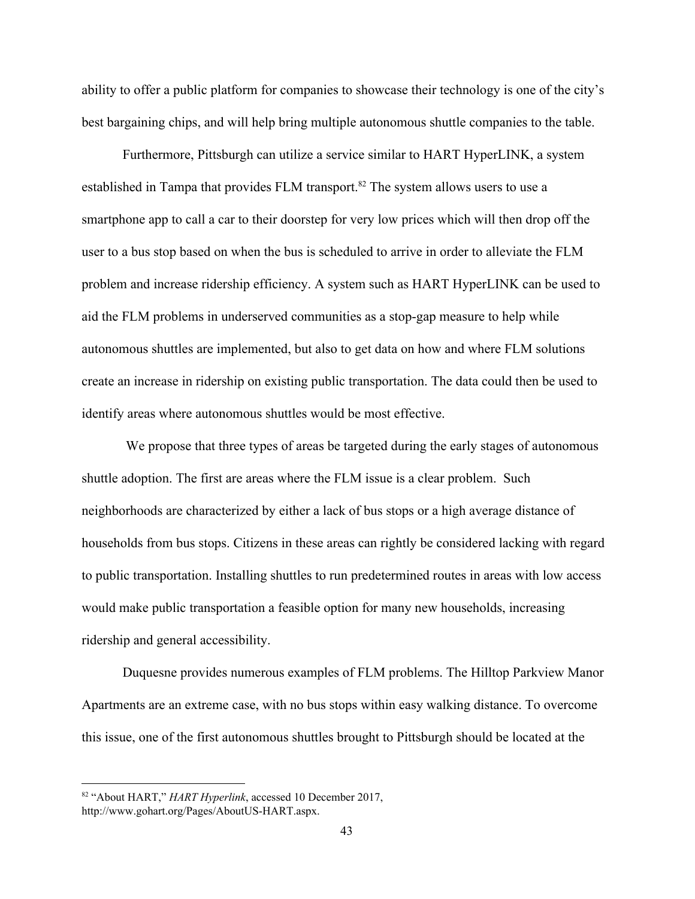ability to offer a public platform for companies to showcase their technology is one of the city's best bargaining chips, and will help bring multiple autonomous shuttle companies to the table.

Furthermore, Pittsburgh can utilize a service similar to HART HyperLINK, a system established in Tampa that provides FLM transport.[82] The system allows users to use a smartphone app to call a car to their doorstep for very low prices which will then drop off the user to a bus stop based on when the bus is scheduled to arrive in order to alleviate the FLM problem and increase ridership efficiency. A system such as HART HyperLINK can be used to aid the FLM problems in underserved communities as a stop-gap measure to help while autonomous shuttles are implemented, but also to get data on how and where FLM solutions create an increase in ridership on existing public transportation. The data could then be used to identify areas where autonomous shuttles would be most effective.

We propose that three types of areas be targeted during the early stages of autonomous shuttle adoption. The first are areas where the FLM issue is a clear problem. Such neighborhoods are characterized by either a lack of bus stops or a high average distance of households from bus stops. Citizens in these areas can rightly be considered lacking with regard to public transportation. Installing shuttles to run predetermined routes in areas with low access would make public transportation a feasible option for many new households, increasing ridership and general accessibility.

Duquesne provides numerous examples of FLM problems. The Hilltop Parkview Manor Apartments are an extreme case, with no bus stops within easy walking distance. To overcome this issue, one of the first autonomous shuttles brought to Pittsburgh should be located at the

---

[82] "About HART," *HART Hyperlink*, accessed 10 December 2017, http://www.gohart.org/Pages/AboutUS-HART.aspx.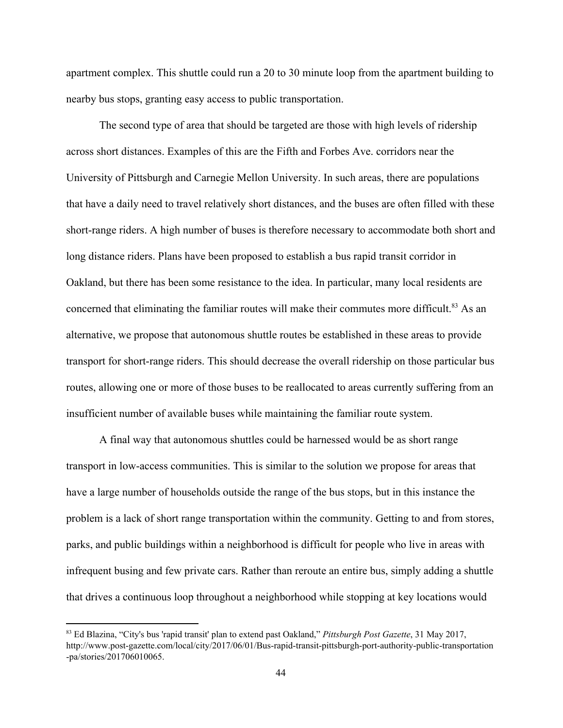apartment complex. This shuttle could run a 20 to 30 minute loop from the apartment building to nearby bus stops, granting easy access to public transportation.

The second type of area that should be targeted are those with high levels of ridership across short distances. Examples of this are the Fifth and Forbes Ave. corridors near the University of Pittsburgh and Carnegie Mellon University. In such areas, there are populations that have a daily need to travel relatively short distances, and the buses are often filled with these short-range riders. A high number of buses is therefore necessary to accommodate both short and long distance riders. Plans have been proposed to establish a bus rapid transit corridor in Oakland, but there has been some resistance to the idea. In particular, many local residents are concerned that eliminating the familiar routes will make their commutes more difficult.[83] As an alternative, we propose that autonomous shuttle routes be established in these areas to provide transport for short-range riders. This should decrease the overall ridership on those particular bus routes, allowing one or more of those buses to be reallocated to areas currently suffering from an insufficient number of available buses while maintaining the familiar route system.

A final way that autonomous shuttles could be harnessed would be as short range transport in low-access communities. This is similar to the solution we propose for areas that have a large number of households outside the range of the bus stops, but in this instance the problem is a lack of short range transportation within the community. Getting to and from stores, parks, and public buildings within a neighborhood is difficult for people who live in areas with infrequent busing and few private cars. Rather than reroute an entire bus, simply adding a shuttle that drives a continuous loop throughout a neighborhood while stopping at key locations would

[83] Ed Blazina, "City's bus 'rapid transit' plan to extend past Oakland," *Pittsburgh Post Gazette*, 31 May 2017, http://www.post-gazette.com/local/city/2017/06/01/Bus-rapid-transit-pittsburgh-port-authority-public-transportation-pa/stories/201706010065.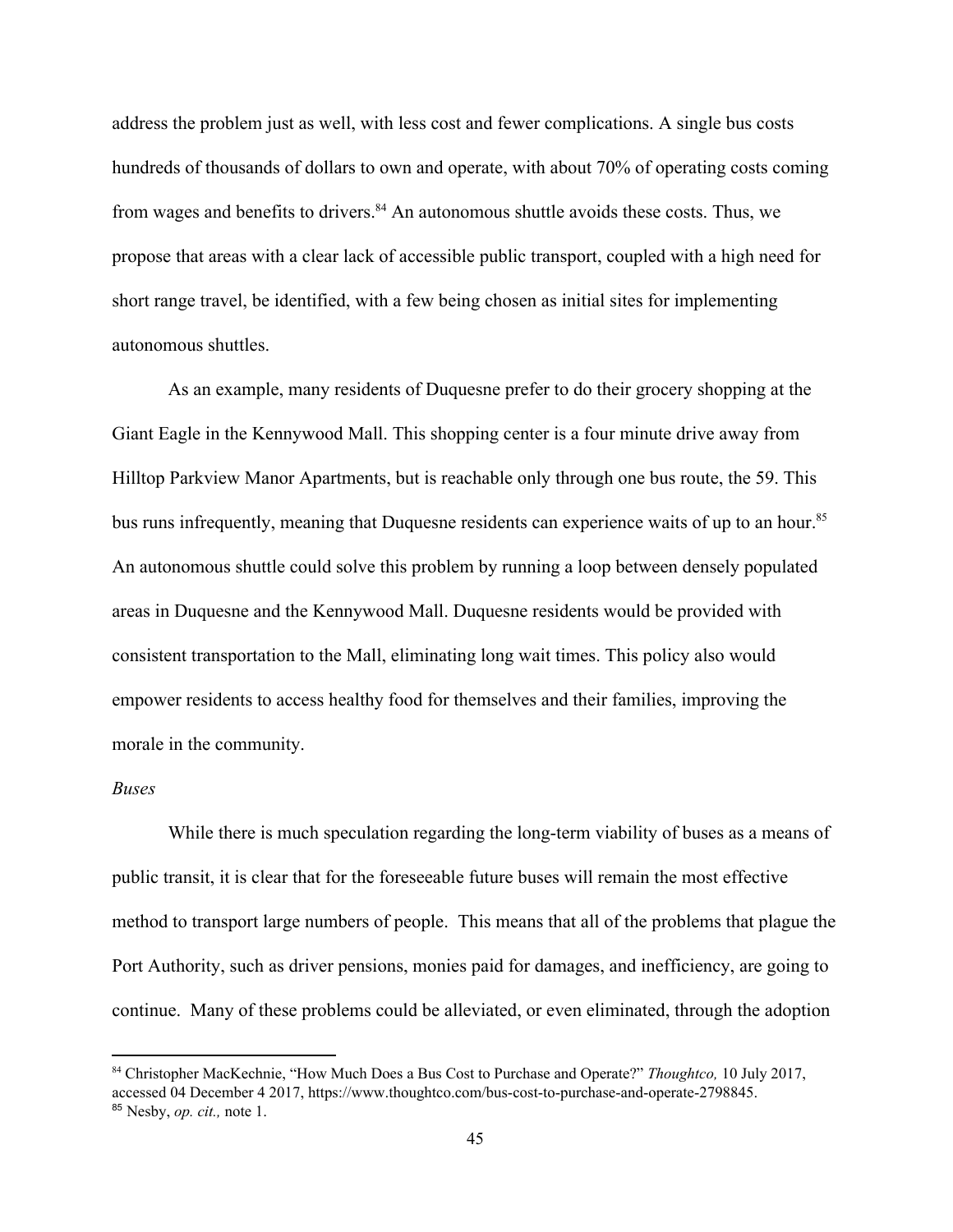address the problem just as well, with less cost and fewer complications. A single bus costs hundreds of thousands of dollars to own and operate, with about 70% of operating costs coming from wages and benefits to drivers.[84] An autonomous shuttle avoids these costs. Thus, we propose that areas with a clear lack of accessible public transport, coupled with a high need for short range travel, be identified, with a few being chosen as initial sites for implementing autonomous shuttles.

As an example, many residents of Duquesne prefer to do their grocery shopping at the Giant Eagle in the Kennywood Mall. This shopping center is a four minute drive away from Hilltop Parkview Manor Apartments, but is reachable only through one bus route, the 59. This bus runs infrequently, meaning that Duquesne residents can experience waits of up to an hour.[85] An autonomous shuttle could solve this problem by running a loop between densely populated areas in Duquesne and the Kennywood Mall. Duquesne residents would be provided with consistent transportation to the Mall, eliminating long wait times. This policy also would empower residents to access healthy food for themselves and their families, improving the morale in the community.

*Buses*

While there is much speculation regarding the long-term viability of buses as a means of public transit, it is clear that for the foreseeable future buses will remain the most effective method to transport large numbers of people. This means that all of the problems that plague the Port Authority, such as driver pensions, monies paid for damages, and inefficiency, are going to continue. Many of these problems could be alleviated, or even eliminated, through the adoption

[84] Christopher MacKechnie, "How Much Does a Bus Cost to Purchase and Operate?" *Thoughtco,* 10 July 2017, accessed 04 December 4 2017, https://www.thoughtco.com/bus-cost-to-purchase-and-operate-2798845.

[85] Nesby, *op. cit.,* note 1.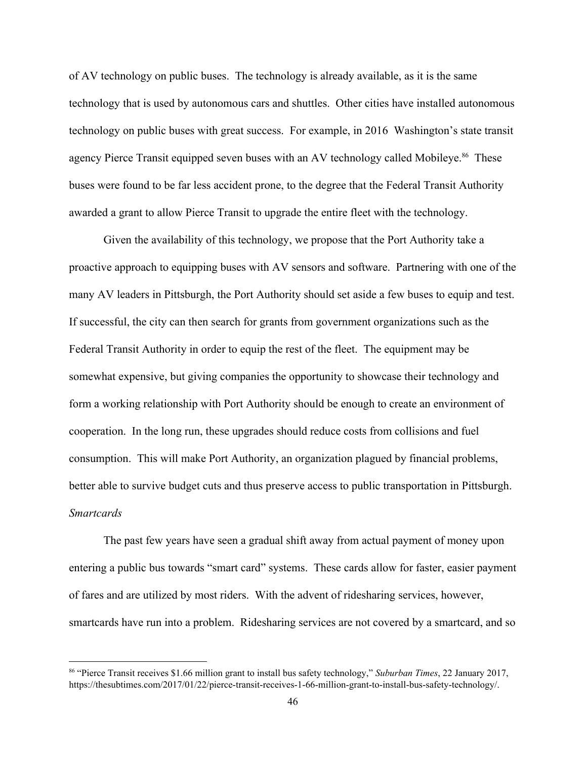of AV technology on public buses. The technology is already available, as it is the same technology that is used by autonomous cars and shuttles. Other cities have installed autonomous technology on public buses with great success. For example, in 2016 Washington's state transit agency Pierce Transit equipped seven buses with an AV technology called Mobileye.[86] These buses were found to be far less accident prone, to the degree that the Federal Transit Authority awarded a grant to allow Pierce Transit to upgrade the entire fleet with the technology.

Given the availability of this technology, we propose that the Port Authority take a proactive approach to equipping buses with AV sensors and software. Partnering with one of the many AV leaders in Pittsburgh, the Port Authority should set aside a few buses to equip and test. If successful, the city can then search for grants from government organizations such as the Federal Transit Authority in order to equip the rest of the fleet. The equipment may be somewhat expensive, but giving companies the opportunity to showcase their technology and form a working relationship with Port Authority should be enough to create an environment of cooperation. In the long run, these upgrades should reduce costs from collisions and fuel consumption. This will make Port Authority, an organization plagued by financial problems, better able to survive budget cuts and thus preserve access to public transportation in Pittsburgh.

*Smartcards*

The past few years have seen a gradual shift away from actual payment of money upon entering a public bus towards "smart card" systems. These cards allow for faster, easier payment of fares and are utilized by most riders. With the advent of ridesharing services, however, smartcards have run into a problem. Ridesharing services are not covered by a smartcard, and so

---

[86] "Pierce Transit receives $1.66 million grant to install bus safety technology," *Suburban Times*, 22 January 2017, https://thesubtimes.com/2017/01/22/pierce-transit-receives-1-66-million-grant-to-install-bus-safety-technology/.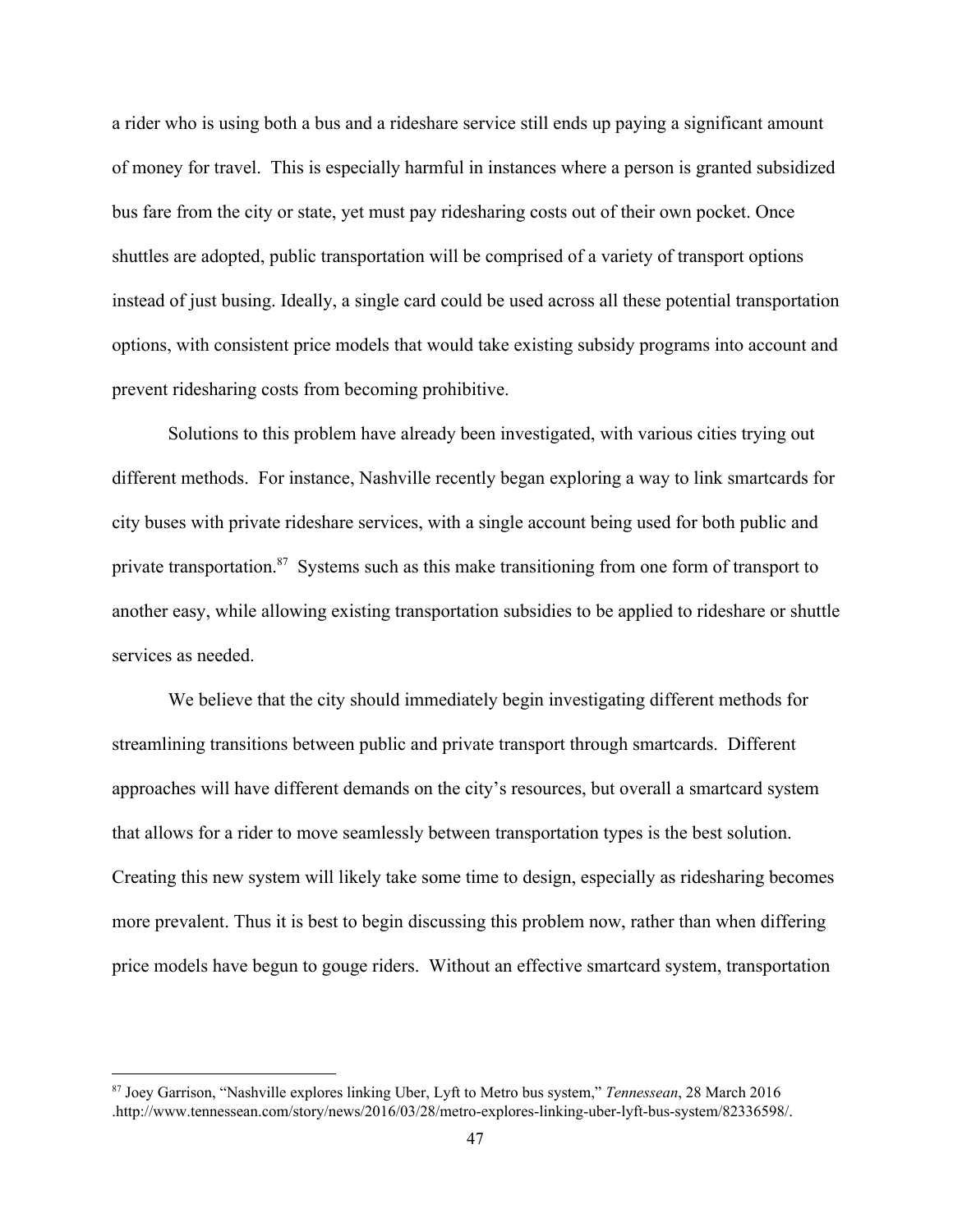a rider who is using both a bus and a rideshare service still ends up paying a significant amount of money for travel. This is especially harmful in instances where a person is granted subsidized bus fare from the city or state, yet must pay ridesharing costs out of their own pocket. Once shuttles are adopted, public transportation will be comprised of a variety of transport options instead of just busing. Ideally, a single card could be used across all these potential transportation options, with consistent price models that would take existing subsidy programs into account and prevent ridesharing costs from becoming prohibitive.

Solutions to this problem have already been investigated, with various cities trying out different methods. For instance, Nashville recently began exploring a way to link smartcards for city buses with private rideshare services, with a single account being used for both public and private transportation.[87] Systems such as this make transitioning from one form of transport to another easy, while allowing existing transportation subsidies to be applied to rideshare or shuttle services as needed.

We believe that the city should immediately begin investigating different methods for streamlining transitions between public and private transport through smartcards. Different approaches will have different demands on the city's resources, but overall a smartcard system that allows for a rider to move seamlessly between transportation types is the best solution. Creating this new system will likely take some time to design, especially as ridesharing becomes more prevalent. Thus it is best to begin discussing this problem now, rather than when differing price models have begun to gouge riders. Without an effective smartcard system, transportation

---

[87] Joey Garrison, "Nashville explores linking Uber, Lyft to Metro bus system," *Tennessean*, 28 March 2016 .http://www.tennessean.com/story/news/2016/03/28/metro-explores-linking-uber-lyft-bus-system/82336598/.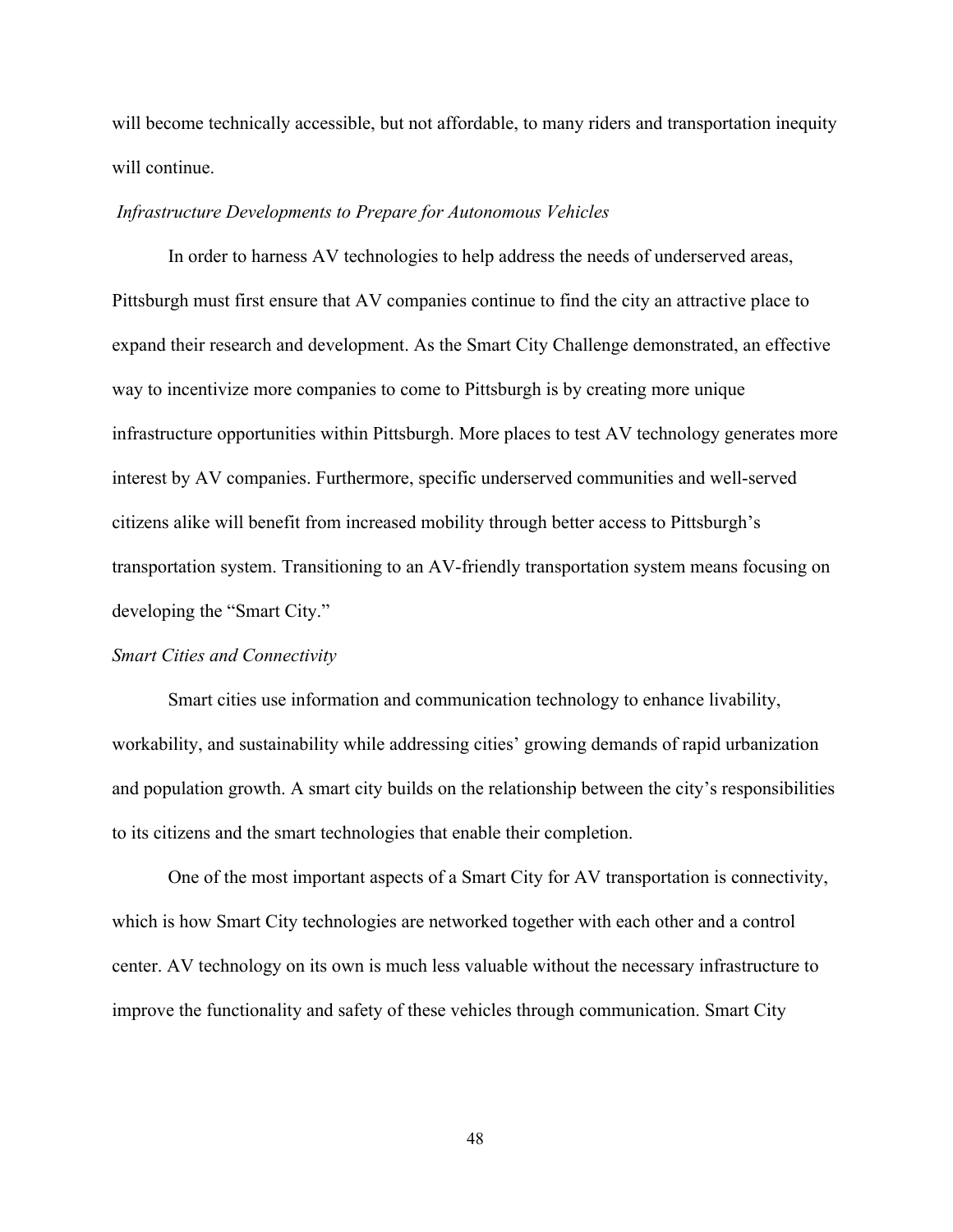will become technically accessible, but not affordable, to many riders and transportation inequity will continue.

### *Infrastructure Developments to Prepare for Autonomous Vehicles*

In order to harness AV technologies to help address the needs of underserved areas, Pittsburgh must first ensure that AV companies continue to find the city an attractive place to expand their research and development. As the Smart City Challenge demonstrated, an effective way to incentivize more companies to come to Pittsburgh is by creating more unique infrastructure opportunities within Pittsburgh. More places to test AV technology generates more interest by AV companies. Furthermore, specific underserved communities and well-served citizens alike will benefit from increased mobility through better access to Pittsburgh's transportation system. Transitioning to an AV-friendly transportation system means focusing on developing the "Smart City."

### *Smart Cities and Connectivity*

Smart cities use information and communication technology to enhance livability, workability, and sustainability while addressing cities' growing demands of rapid urbanization and population growth. A smart city builds on the relationship between the city's responsibilities to its citizens and the smart technologies that enable their completion.

One of the most important aspects of a Smart City for AV transportation is connectivity, which is how Smart City technologies are networked together with each other and a control center. AV technology on its own is much less valuable without the necessary infrastructure to improve the functionality and safety of these vehicles through communication. Smart City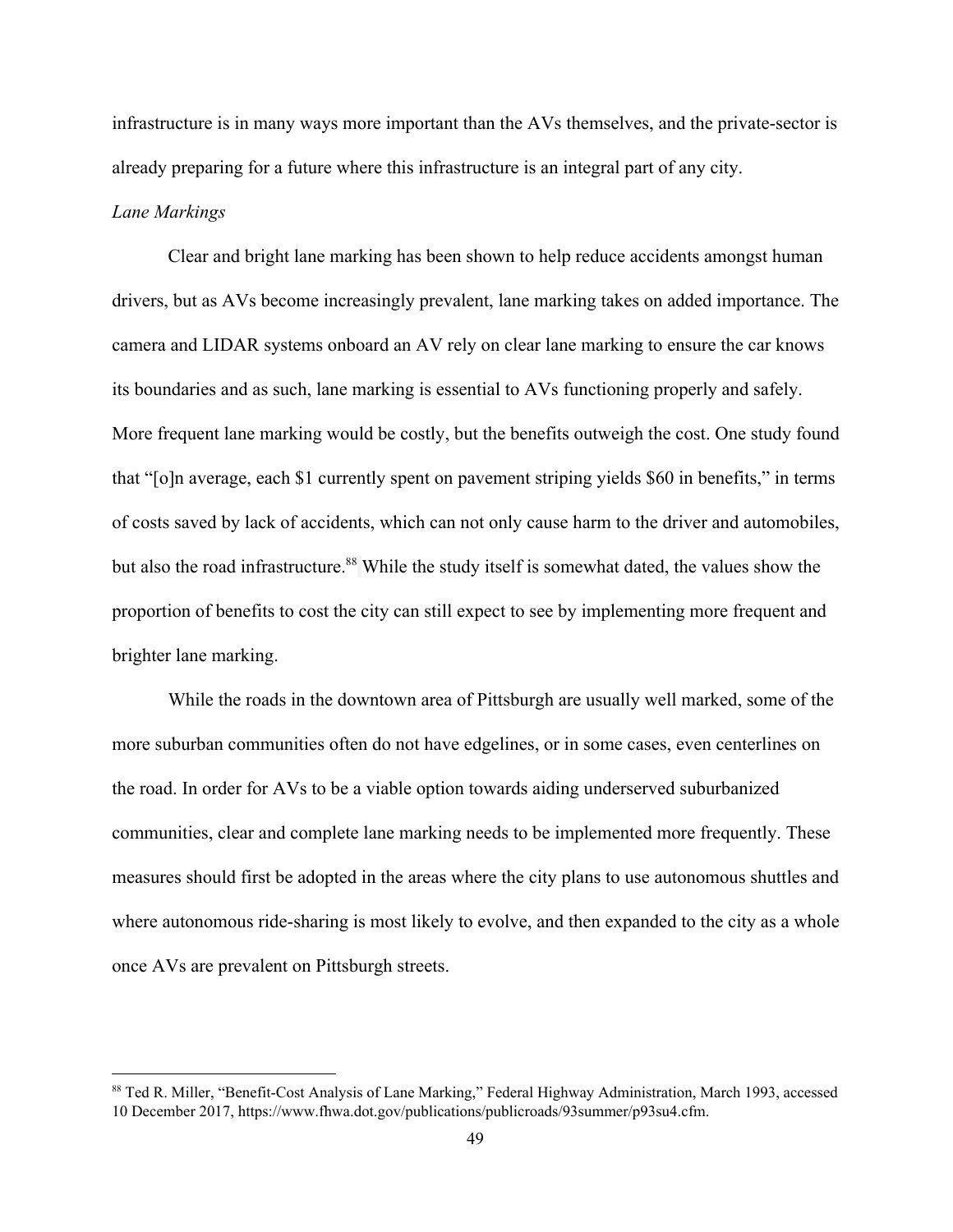infrastructure is in many ways more important than the AVs themselves, and the private-sector is already preparing for a future where this infrastructure is an integral part of any city.

*Lane Markings*

Clear and bright lane marking has been shown to help reduce accidents amongst human drivers, but as AVs become increasingly prevalent, lane marking takes on added importance. The camera and LIDAR systems onboard an AV rely on clear lane marking to ensure the car knows its boundaries and as such, lane marking is essential to AVs functioning properly and safely. More frequent lane marking would be costly, but the benefits outweigh the cost. One study found that "[o]n average, each $1 currently spent on pavement striping yields $60 in benefits," in terms of costs saved by lack of accidents, which can not only cause harm to the driver and automobiles, but also the road infrastructure.[88] While the study itself is somewhat dated, the values show the proportion of benefits to cost the city can still expect to see by implementing more frequent and brighter lane marking.

While the roads in the downtown area of Pittsburgh are usually well marked, some of the more suburban communities often do not have edgelines, or in some cases, even centerlines on the road. In order for AVs to be a viable option towards aiding underserved suburbanized communities, clear and complete lane marking needs to be implemented more frequently. These measures should first be adopted in the areas where the city plans to use autonomous shuttles and where autonomous ride-sharing is most likely to evolve, and then expanded to the city as a whole once AVs are prevalent on Pittsburgh streets.

---

[88] Ted R. Miller, "Benefit-Cost Analysis of Lane Marking," Federal Highway Administration, March 1993, accessed 10 December 2017, https://www.fhwa.dot.gov/publications/publicroads/93summer/p93su4.cfm.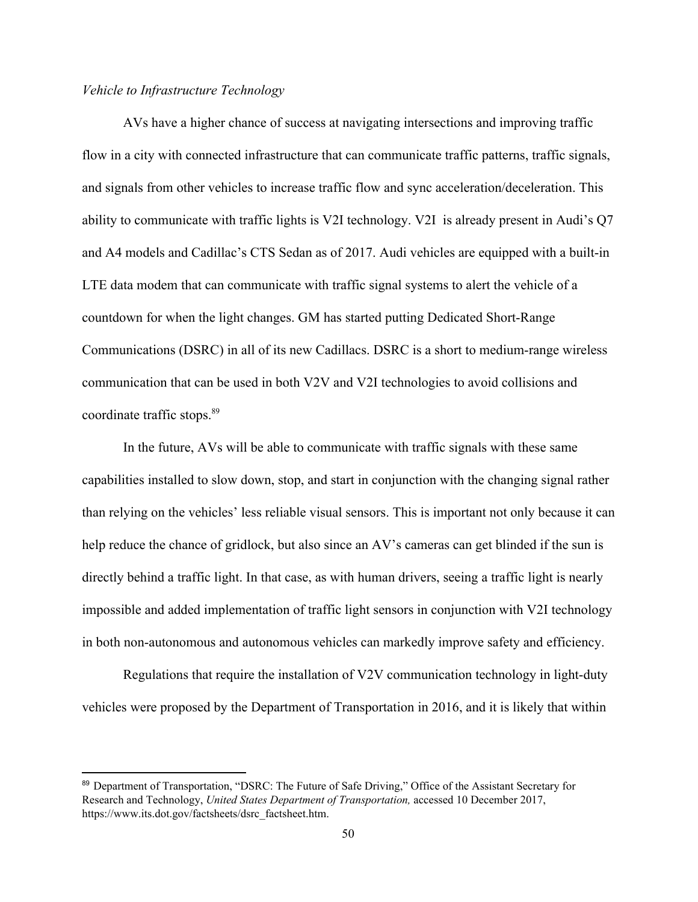*Vehicle to Infrastructure Technology*

AVs have a higher chance of success at navigating intersections and improving traffic flow in a city with connected infrastructure that can communicate traffic patterns, traffic signals, and signals from other vehicles to increase traffic flow and sync acceleration/deceleration. This ability to communicate with traffic lights is V2I technology. V2I is already present in Audi's Q7 and A4 models and Cadillac's CTS Sedan as of 2017. Audi vehicles are equipped with a built-in LTE data modem that can communicate with traffic signal systems to alert the vehicle of a countdown for when the light changes. GM has started putting Dedicated Short-Range Communications (DSRC) in all of its new Cadillacs. DSRC is a short to medium-range wireless communication that can be used in both V2V and V2I technologies to avoid collisions and coordinate traffic stops.[89]

In the future, AVs will be able to communicate with traffic signals with these same capabilities installed to slow down, stop, and start in conjunction with the changing signal rather than relying on the vehicles' less reliable visual sensors. This is important not only because it can help reduce the chance of gridlock, but also since an AV's cameras can get blinded if the sun is directly behind a traffic light. In that case, as with human drivers, seeing a traffic light is nearly impossible and added implementation of traffic light sensors in conjunction with V2I technology in both non-autonomous and autonomous vehicles can markedly improve safety and efficiency.

Regulations that require the installation of V2V communication technology in light-duty vehicles were proposed by the Department of Transportation in 2016, and it is likely that within

---

[89] Department of Transportation, "DSRC: The Future of Safe Driving," Office of the Assistant Secretary for Research and Technology, *United States Department of Transportation,* accessed 10 December 2017, https://www.its.dot.gov/factsheets/dsrc_factsheet.htm.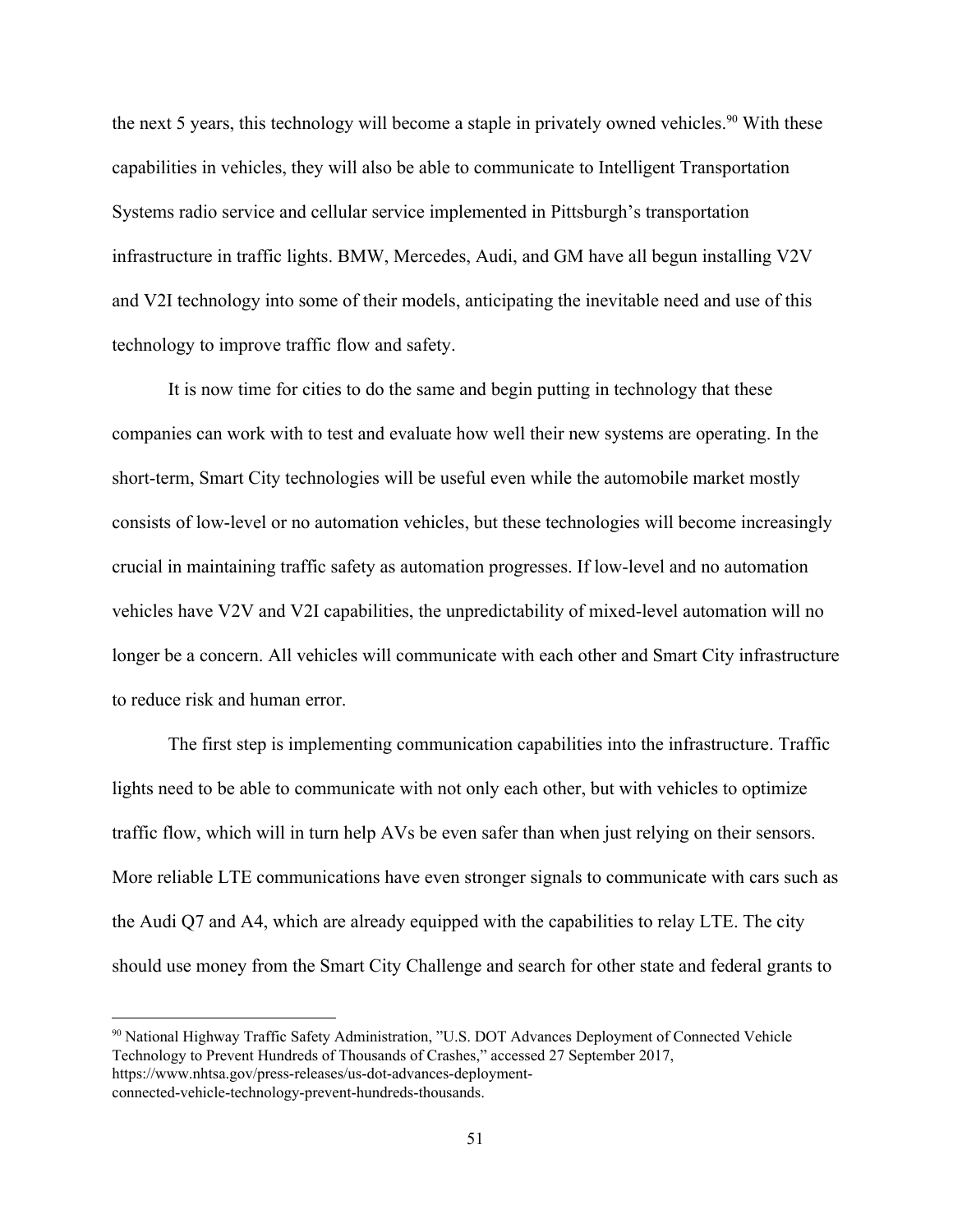the next 5 years, this technology will become a staple in privately owned vehicles.[90] With these capabilities in vehicles, they will also be able to communicate to Intelligent Transportation Systems radio service and cellular service implemented in Pittsburgh's transportation infrastructure in traffic lights. BMW, Mercedes, Audi, and GM have all begun installing V2V and V2I technology into some of their models, anticipating the inevitable need and use of this technology to improve traffic flow and safety.

It is now time for cities to do the same and begin putting in technology that these companies can work with to test and evaluate how well their new systems are operating. In the short-term, Smart City technologies will be useful even while the automobile market mostly consists of low-level or no automation vehicles, but these technologies will become increasingly crucial in maintaining traffic safety as automation progresses. If low-level and no automation vehicles have V2V and V2I capabilities, the unpredictability of mixed-level automation will no longer be a concern. All vehicles will communicate with each other and Smart City infrastructure to reduce risk and human error.

The first step is implementing communication capabilities into the infrastructure. Traffic lights need to be able to communicate with not only each other, but with vehicles to optimize traffic flow, which will in turn help AVs be even safer than when just relying on their sensors. More reliable LTE communications have even stronger signals to communicate with cars such as the Audi Q7 and A4, which are already equipped with the capabilities to relay LTE. The city should use money from the Smart City Challenge and search for other state and federal grants to

---

[90] National Highway Traffic Safety Administration, "U.S. DOT Advances Deployment of Connected Vehicle Technology to Prevent Hundreds of Thousands of Crashes," accessed 27 September 2017, https://www.nhtsa.gov/press-releases/us-dot-advances-deployment-connected-vehicle-technology-prevent-hundreds-thousands.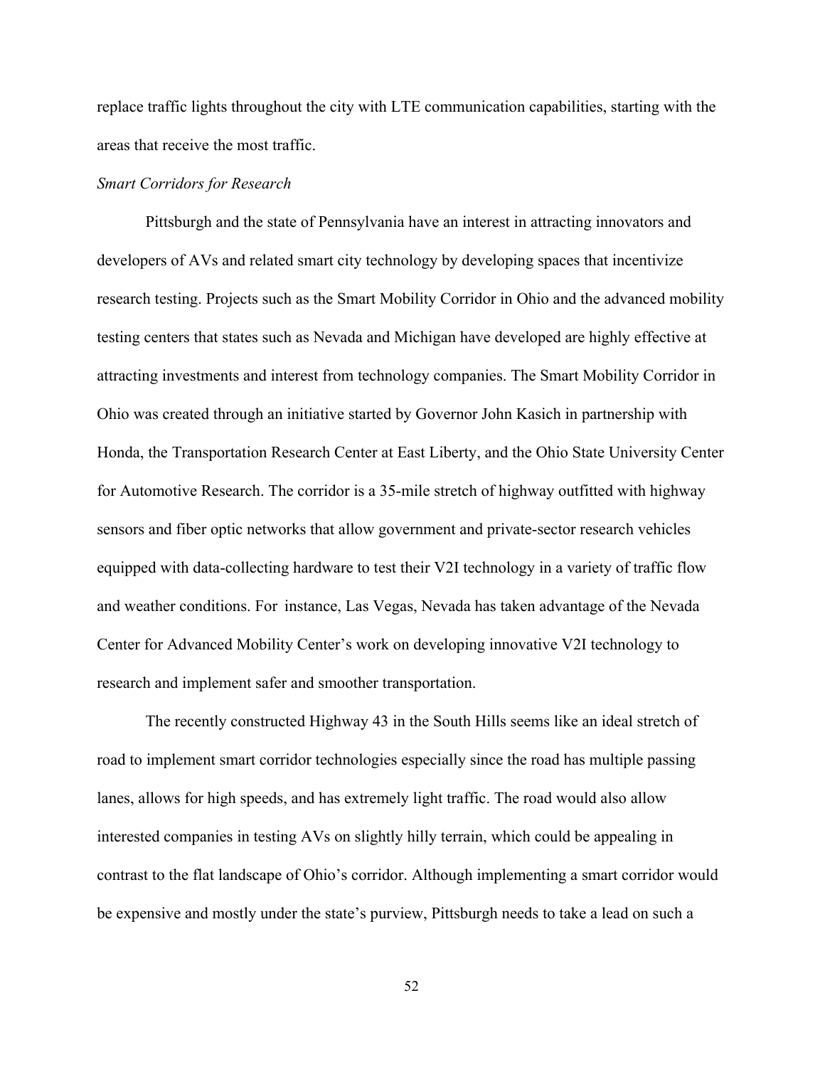replace traffic lights throughout the city with LTE communication capabilities, starting with the areas that receive the most traffic.

*Smart Corridors for Research*

Pittsburgh and the state of Pennsylvania have an interest in attracting innovators and developers of AVs and related smart city technology by developing spaces that incentivize research testing. Projects such as the Smart Mobility Corridor in Ohio and the advanced mobility testing centers that states such as Nevada and Michigan have developed are highly effective at attracting investments and interest from technology companies. The Smart Mobility Corridor in Ohio was created through an initiative started by Governor John Kasich in partnership with Honda, the Transportation Research Center at East Liberty, and the Ohio State University Center for Automotive Research. The corridor is a 35-mile stretch of highway outfitted with highway sensors and fiber optic networks that allow government and private-sector research vehicles equipped with data-collecting hardware to test their V2I technology in a variety of traffic flow and weather conditions. For instance, Las Vegas, Nevada has taken advantage of the Nevada Center for Advanced Mobility Center's work on developing innovative V2I technology to research and implement safer and smoother transportation.

The recently constructed Highway 43 in the South Hills seems like an ideal stretch of road to implement smart corridor technologies especially since the road has multiple passing lanes, allows for high speeds, and has extremely light traffic. The road would also allow interested companies in testing AVs on slightly hilly terrain, which could be appealing in contrast to the flat landscape of Ohio's corridor. Although implementing a smart corridor would be expensive and mostly under the state's purview, Pittsburgh needs to take a lead on such a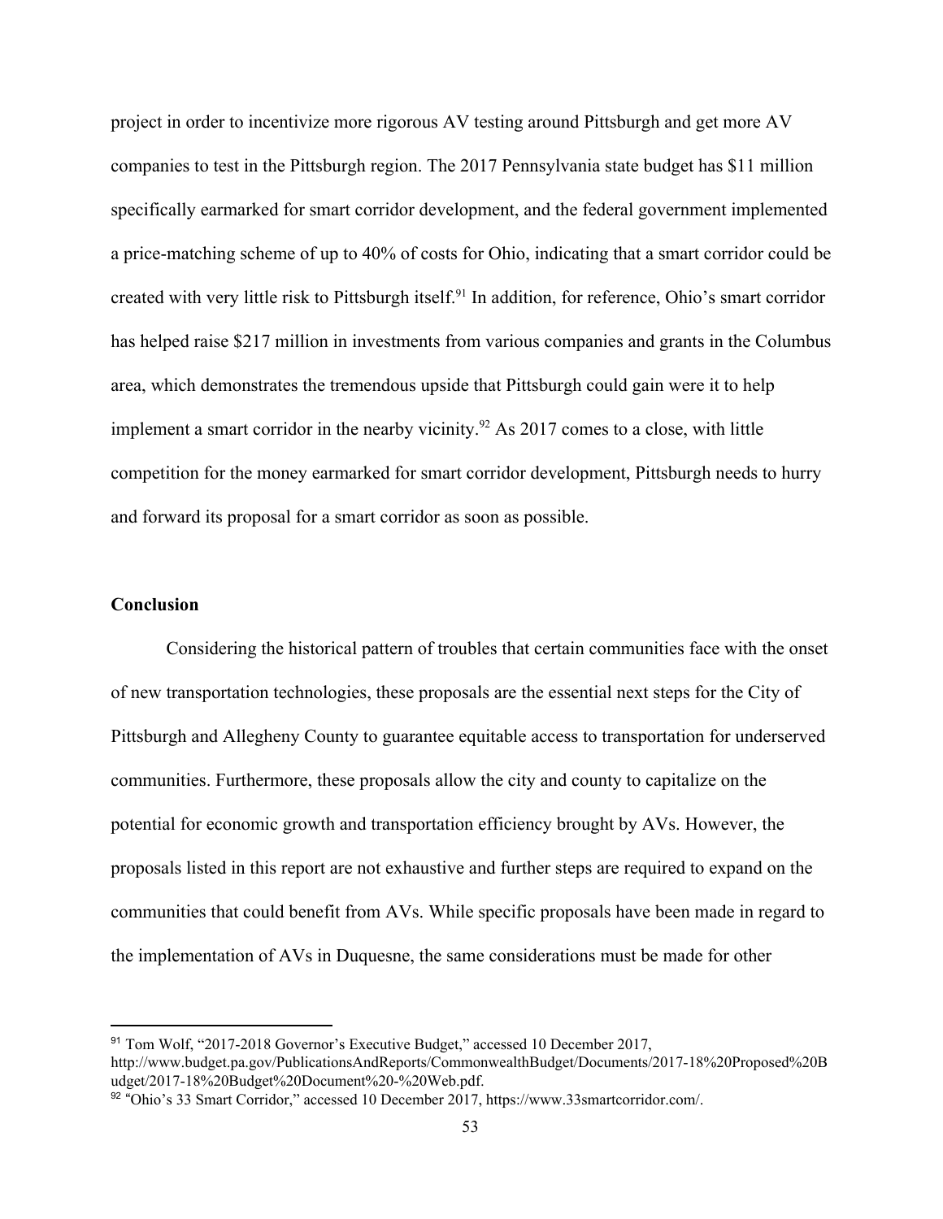project in order to incentivize more rigorous AV testing around Pittsburgh and get more AV companies to test in the Pittsburgh region. The 2017 Pennsylvania state budget has $11 million specifically earmarked for smart corridor development, and the federal government implemented a price-matching scheme of up to 40% of costs for Ohio, indicating that a smart corridor could be created with very little risk to Pittsburgh itself.[91] In addition, for reference, Ohio's smart corridor has helped raise $217 million in investments from various companies and grants in the Columbus area, which demonstrates the tremendous upside that Pittsburgh could gain were it to help implement a smart corridor in the nearby vicinity.[92] As 2017 comes to a close, with little competition for the money earmarked for smart corridor development, Pittsburgh needs to hurry and forward its proposal for a smart corridor as soon as possible.

**Conclusion**

Considering the historical pattern of troubles that certain communities face with the onset of new transportation technologies, these proposals are the essential next steps for the City of Pittsburgh and Allegheny County to guarantee equitable access to transportation for underserved communities. Furthermore, these proposals allow the city and county to capitalize on the potential for economic growth and transportation efficiency brought by AVs. However, the proposals listed in this report are not exhaustive and further steps are required to expand on the communities that could benefit from AVs. While specific proposals have been made in regard to the implementation of AVs in Duquesne, the same considerations must be made for other

---

[91] Tom Wolf, "2017-2018 Governor's Executive Budget," accessed 10 December 2017, http://www.budget.pa.gov/PublicationsAndReports/CommonwealthBudget/Documents/2017-18%20Proposed%20Budget/2017-18%20Budget%20Document%20-%20Web.pdf.

[92] "Ohio's 33 Smart Corridor," accessed 10 December 2017, https://www.33smartcorridor.com/.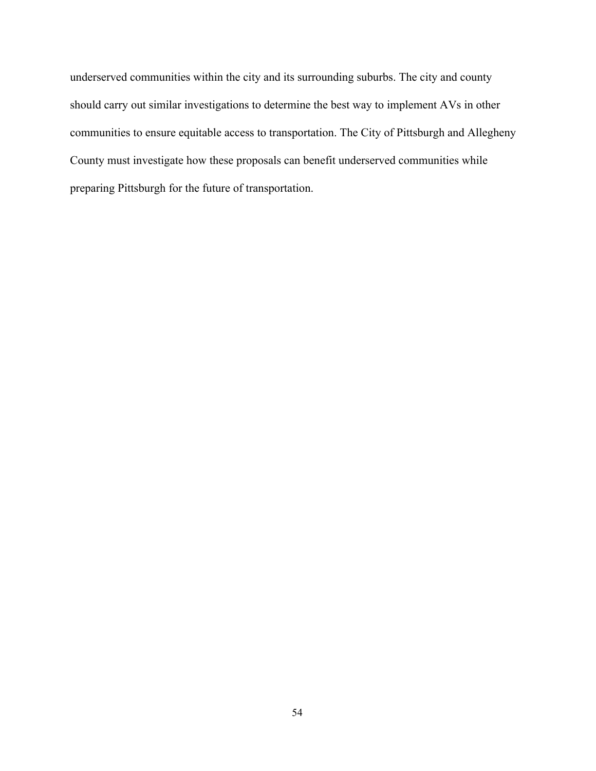underserved communities within the city and its surrounding suburbs. The city and county should carry out similar investigations to determine the best way to implement AVs in other communities to ensure equitable access to transportation. The City of Pittsburgh and Allegheny County must investigate how these proposals can benefit underserved communities while preparing Pittsburgh for the future of transportation.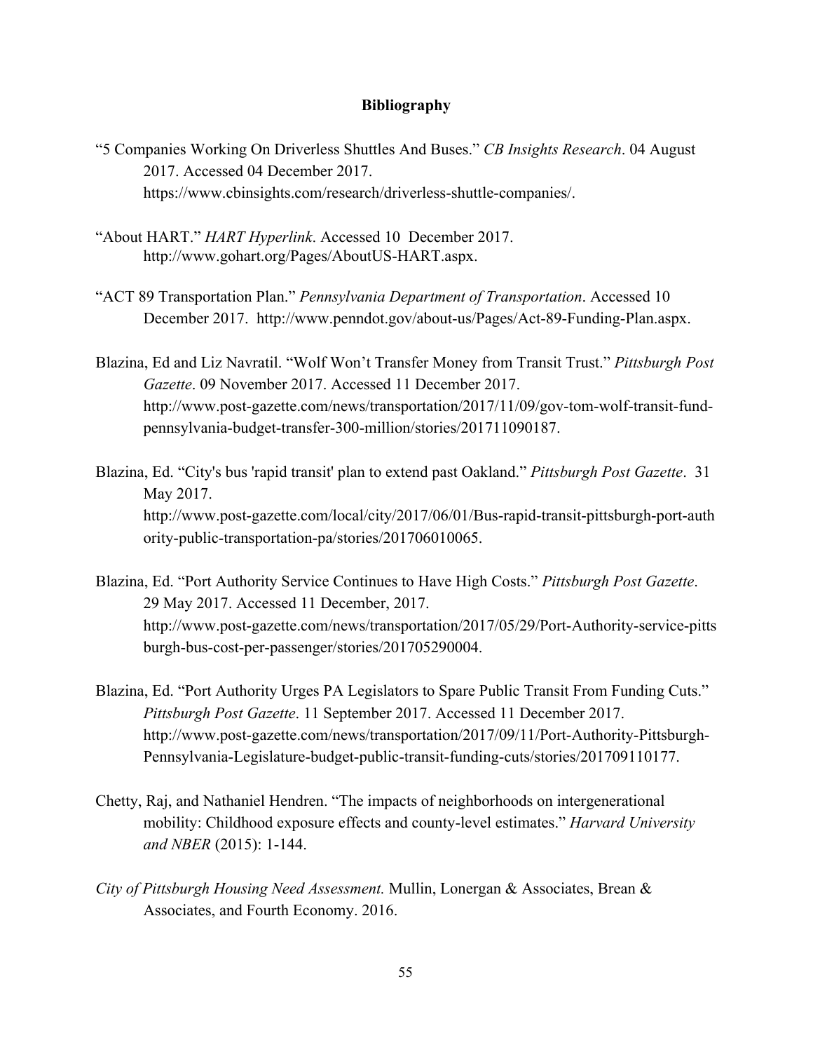**Bibliography**

"5 Companies Working On Driverless Shuttles And Buses." *CB Insights Research*. 04 August 2017. Accessed 04 December 2017. https://www.cbinsights.com/research/driverless-shuttle-companies/.

"About HART." *HART Hyperlink*. Accessed 10 December 2017. http://www.gohart.org/Pages/AboutUS-HART.aspx.

"ACT 89 Transportation Plan." *Pennsylvania Department of Transportation*. Accessed 10 December 2017. http://www.penndot.gov/about-us/Pages/Act-89-Funding-Plan.aspx.

Blazina, Ed and Liz Navratil. "Wolf Won't Transfer Money from Transit Trust." *Pittsburgh Post Gazette*. 09 November 2017. Accessed 11 December 2017. http://www.post-gazette.com/news/transportation/2017/11/09/gov-tom-wolf-transit-fund-pennsylvania-budget-transfer-300-million/stories/201711090187.

Blazina, Ed. "City's bus 'rapid transit' plan to extend past Oakland." *Pittsburgh Post Gazette*. 31 May 2017. http://www.post-gazette.com/local/city/2017/06/01/Bus-rapid-transit-pittsburgh-port-authority-public-transportation-pa/stories/201706010065.

Blazina, Ed. "Port Authority Service Continues to Have High Costs." *Pittsburgh Post Gazette*. 29 May 2017. Accessed 11 December, 2017. http://www.post-gazette.com/news/transportation/2017/05/29/Port-Authority-service-pittsburgh-bus-cost-per-passenger/stories/201705290004.

Blazina, Ed. "Port Authority Urges PA Legislators to Spare Public Transit From Funding Cuts." *Pittsburgh Post Gazette*. 11 September 2017. Accessed 11 December 2017. http://www.post-gazette.com/news/transportation/2017/09/11/Port-Authority-Pittsburgh-Pennsylvania-Legislature-budget-public-transit-funding-cuts/stories/201709110177.

Chetty, Raj, and Nathaniel Hendren. "The impacts of neighborhoods on intergenerational mobility: Childhood exposure effects and county-level estimates." *Harvard University and NBER* (2015): 1-144.

*City of Pittsburgh Housing Need Assessment.* Mullin, Lonergan & Associates, Brean & Associates, and Fourth Economy. 2016.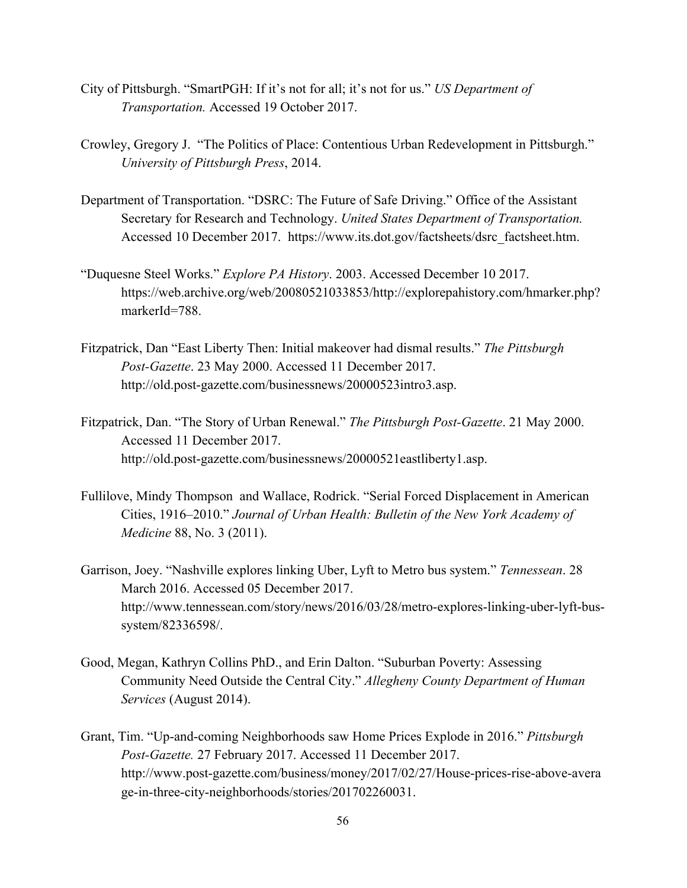City of Pittsburgh. "SmartPGH: If it's not for all; it's not for us." *US Department of Transportation.* Accessed 19 October 2017.

Crowley, Gregory J. "The Politics of Place: Contentious Urban Redevelopment in Pittsburgh." *University of Pittsburgh Press*, 2014.

Department of Transportation. "DSRC: The Future of Safe Driving." Office of the Assistant Secretary for Research and Technology. *United States Department of Transportation.* Accessed 10 December 2017. https://www.its.dot.gov/factsheets/dsrc_factsheet.htm.

"Duquesne Steel Works." *Explore PA History*. 2003. Accessed December 10 2017. https://web.archive.org/web/20080521033853/http://explorepahistory.com/hmarker.php?markerId=788.

Fitzpatrick, Dan "East Liberty Then: Initial makeover had dismal results." *The Pittsburgh Post-Gazette*. 23 May 2000. Accessed 11 December 2017. http://old.post-gazette.com/businessnews/20000523intro3.asp.

Fitzpatrick, Dan. "The Story of Urban Renewal." *The Pittsburgh Post-Gazette*. 21 May 2000. Accessed 11 December 2017. http://old.post-gazette.com/businessnews/20000521eastliberty1.asp.

Fullilove, Mindy Thompson and Wallace, Rodrick. "Serial Forced Displacement in American Cities, 1916–2010." *Journal of Urban Health: Bulletin of the New York Academy of Medicine* 88, No. 3 (2011).

Garrison, Joey. "Nashville explores linking Uber, Lyft to Metro bus system." *Tennessean*. 28 March 2016. Accessed 05 December 2017. http://www.tennessean.com/story/news/2016/03/28/metro-explores-linking-uber-lyft-bus-system/82336598/.

Good, Megan, Kathryn Collins PhD., and Erin Dalton. "Suburban Poverty: Assessing Community Need Outside the Central City." *Allegheny County Department of Human Services* (August 2014).

Grant, Tim. "Up-and-coming Neighborhoods saw Home Prices Explode in 2016." *Pittsburgh Post-Gazette.* 27 February 2017. Accessed 11 December 2017. http://www.post-gazette.com/business/money/2017/02/27/House-prices-rise-above-average-in-three-city-neighborhoods/stories/201702260031.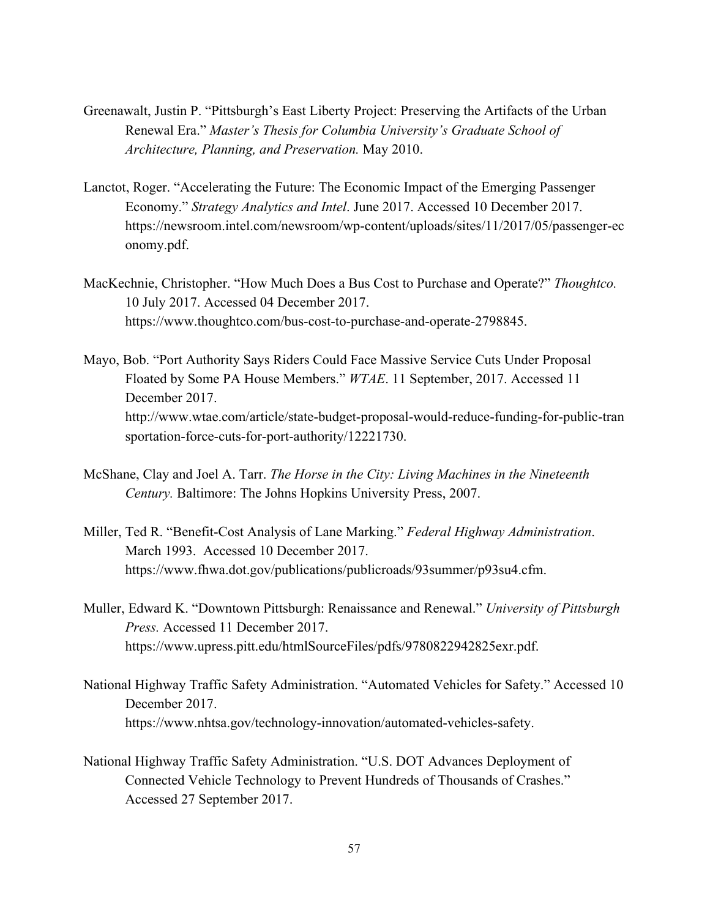Greenawalt, Justin P. "Pittsburgh's East Liberty Project: Preserving the Artifacts of the Urban Renewal Era." *Master's Thesis for Columbia University's Graduate School of Architecture, Planning, and Preservation.* May 2010.

Lanctot, Roger. "Accelerating the Future: The Economic Impact of the Emerging Passenger Economy." *Strategy Analytics and Intel*. June 2017. Accessed 10 December 2017. https://newsroom.intel.com/newsroom/wp-content/uploads/sites/11/2017/05/passenger-economy.pdf.

MacKechnie, Christopher. "How Much Does a Bus Cost to Purchase and Operate?" *Thoughtco.* 10 July 2017. Accessed 04 December 2017. https://www.thoughtco.com/bus-cost-to-purchase-and-operate-2798845.

Mayo, Bob. "Port Authority Says Riders Could Face Massive Service Cuts Under Proposal Floated by Some PA House Members." *WTAE*. 11 September, 2017. Accessed 11 December 2017. http://www.wtae.com/article/state-budget-proposal-would-reduce-funding-for-public-transportation-force-cuts-for-port-authority/12221730.

McShane, Clay and Joel A. Tarr. *The Horse in the City: Living Machines in the Nineteenth Century.* Baltimore: The Johns Hopkins University Press, 2007.

Miller, Ted R. "Benefit-Cost Analysis of Lane Marking." *Federal Highway Administration*. March 1993. Accessed 10 December 2017. https://www.fhwa.dot.gov/publications/publicroads/93summer/p93su4.cfm.

Muller, Edward K. "Downtown Pittsburgh: Renaissance and Renewal." *University of Pittsburgh Press.* Accessed 11 December 2017. https://www.upress.pitt.edu/htmlSourceFiles/pdfs/9780822942825exr.pdf.

National Highway Traffic Safety Administration. "Automated Vehicles for Safety." Accessed 10 December 2017. https://www.nhtsa.gov/technology-innovation/automated-vehicles-safety.

National Highway Traffic Safety Administration. "U.S. DOT Advances Deployment of Connected Vehicle Technology to Prevent Hundreds of Thousands of Crashes." Accessed 27 September 2017.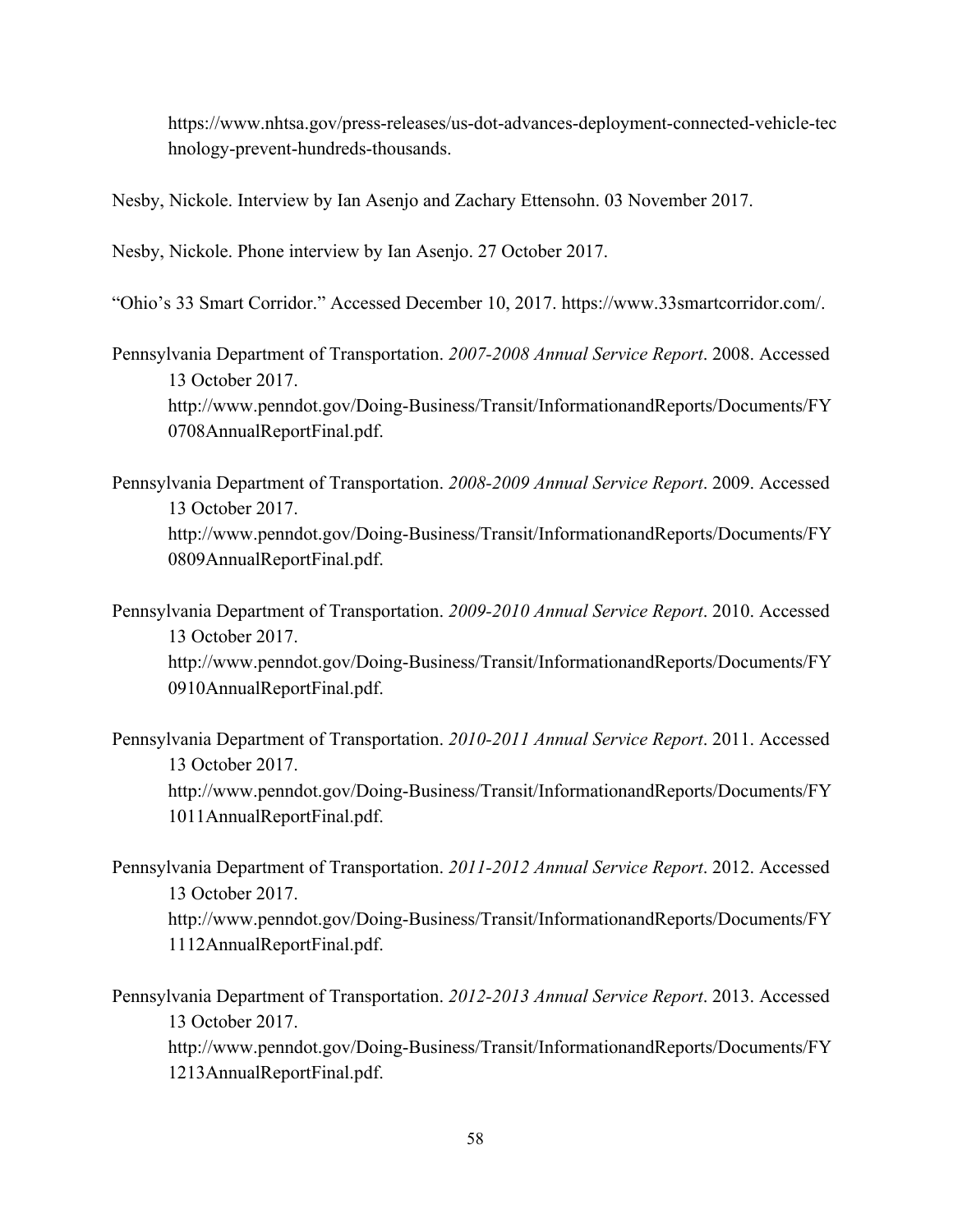https://www.nhtsa.gov/press-releases/us-dot-advances-deployment-connected-vehicle-technology-prevent-hundreds-thousands.

Nesby, Nickole. Interview by Ian Asenjo and Zachary Ettensohn. 03 November 2017.

Nesby, Nickole. Phone interview by Ian Asenjo. 27 October 2017.

"Ohio's 33 Smart Corridor." Accessed December 10, 2017. https://www.33smartcorridor.com/.

Pennsylvania Department of Transportation. *2007-2008 Annual Service Report*. 2008. Accessed 13 October 2017. http://www.penndot.gov/Doing-Business/Transit/InformationandReports/Documents/FY0708AnnualReportFinal.pdf.

Pennsylvania Department of Transportation. *2008-2009 Annual Service Report*. 2009. Accessed 13 October 2017. http://www.penndot.gov/Doing-Business/Transit/InformationandReports/Documents/FY0809AnnualReportFinal.pdf.

Pennsylvania Department of Transportation. *2009-2010 Annual Service Report*. 2010. Accessed 13 October 2017. http://www.penndot.gov/Doing-Business/Transit/InformationandReports/Documents/FY0910AnnualReportFinal.pdf.

Pennsylvania Department of Transportation. *2010-2011 Annual Service Report*. 2011. Accessed 13 October 2017. http://www.penndot.gov/Doing-Business/Transit/InformationandReports/Documents/FY1011AnnualReportFinal.pdf.

Pennsylvania Department of Transportation. *2011-2012 Annual Service Report*. 2012. Accessed 13 October 2017. http://www.penndot.gov/Doing-Business/Transit/InformationandReports/Documents/FY1112AnnualReportFinal.pdf.

Pennsylvania Department of Transportation. *2012-2013 Annual Service Report*. 2013. Accessed 13 October 2017. http://www.penndot.gov/Doing-Business/Transit/InformationandReports/Documents/FY1213AnnualReportFinal.pdf.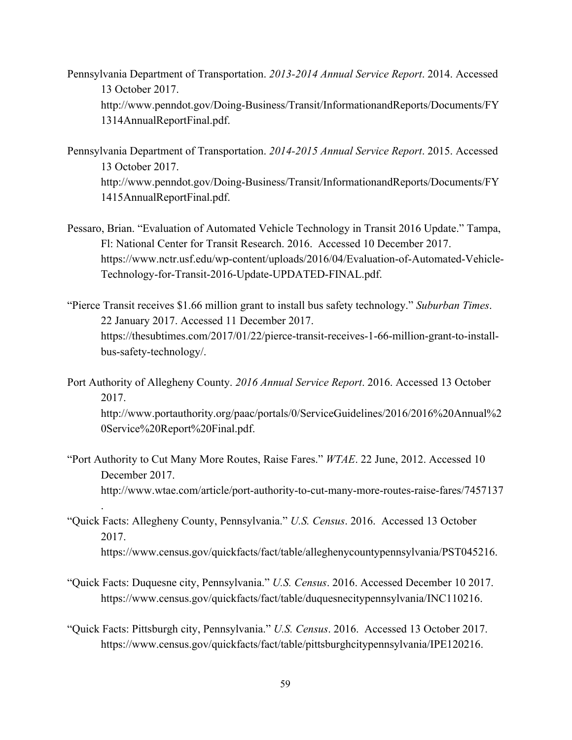Pennsylvania Department of Transportation. *2013-2014 Annual Service Report*. 2014. Accessed 13 October 2017. http://www.penndot.gov/Doing-Business/Transit/InformationandReports/Documents/FY1314AnnualReportFinal.pdf.

Pennsylvania Department of Transportation. *2014-2015 Annual Service Report*. 2015. Accessed 13 October 2017. http://www.penndot.gov/Doing-Business/Transit/InformationandReports/Documents/FY1415AnnualReportFinal.pdf.

Pessaro, Brian. "Evaluation of Automated Vehicle Technology in Transit 2016 Update." Tampa, Fl: National Center for Transit Research. 2016. Accessed 10 December 2017. https://www.nctr.usf.edu/wp-content/uploads/2016/04/Evaluation-of-Automated-Vehicle-Technology-for-Transit-2016-Update-UPDATED-FINAL.pdf.

"Pierce Transit receives $1.66 million grant to install bus safety technology." *Suburban Times*. 22 January 2017. Accessed 11 December 2017. https://thesubtimes.com/2017/01/22/pierce-transit-receives-1-66-million-grant-to-install-bus-safety-technology/.

Port Authority of Allegheny County. *2016 Annual Service Report*. 2016. Accessed 13 October 2017. http://www.portauthority.org/paac/portals/0/ServiceGuidelines/2016/2016%20Annual%20Service%20Report%20Final.pdf.

"Port Authority to Cut Many More Routes, Raise Fares." *WTAE*. 22 June, 2012. Accessed 10 December 2017. http://www.wtae.com/article/port-authority-to-cut-many-more-routes-raise-fares/7457137.

"Quick Facts: Allegheny County, Pennsylvania." *U.S. Census*. 2016. Accessed 13 October 2017. https://www.census.gov/quickfacts/fact/table/alleghenycountypennsylvania/PST045216.

"Quick Facts: Duquesne city, Pennsylvania." *U.S. Census*. 2016. Accessed December 10 2017. https://www.census.gov/quickfacts/fact/table/duquesnecitypennsylvania/INC110216.

"Quick Facts: Pittsburgh city, Pennsylvania." *U.S. Census*. 2016. Accessed 13 October 2017. https://www.census.gov/quickfacts/fact/table/pittsburghcitypennsylvania/IPE120216.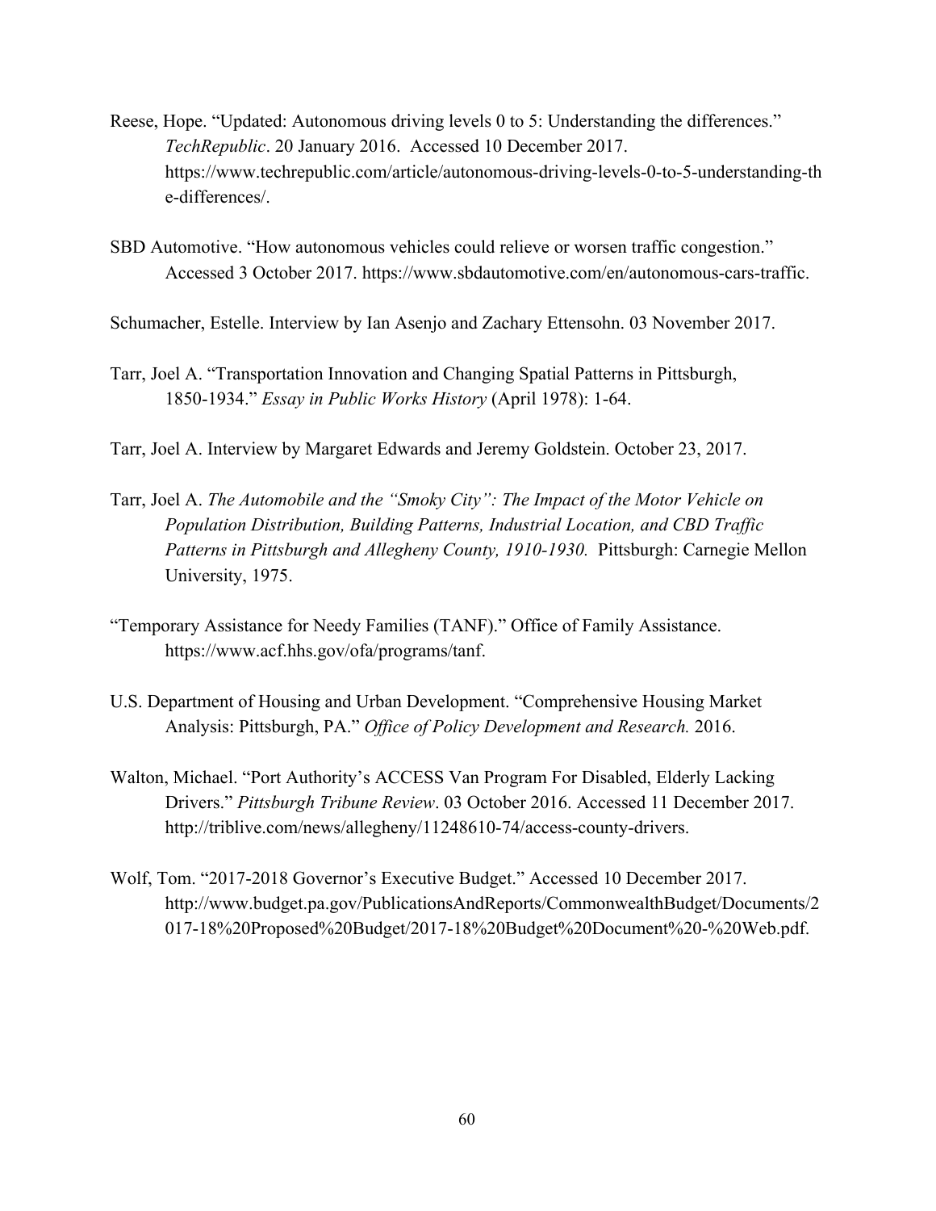Reese, Hope. "Updated: Autonomous driving levels 0 to 5: Understanding the differences." *TechRepublic*. 20 January 2016. Accessed 10 December 2017. https://www.techrepublic.com/article/autonomous-driving-levels-0-to-5-understanding-the-differences/.

SBD Automotive. "How autonomous vehicles could relieve or worsen traffic congestion." Accessed 3 October 2017. https://www.sbdautomotive.com/en/autonomous-cars-traffic.

Schumacher, Estelle. Interview by Ian Asenjo and Zachary Ettensohn. 03 November 2017.

Tarr, Joel A. "Transportation Innovation and Changing Spatial Patterns in Pittsburgh, 1850-1934." *Essay in Public Works History* (April 1978): 1-64.

Tarr, Joel A. Interview by Margaret Edwards and Jeremy Goldstein. October 23, 2017.

Tarr, Joel A. *The Automobile and the "Smoky City": The Impact of the Motor Vehicle on Population Distribution, Building Patterns, Industrial Location, and CBD Traffic Patterns in Pittsburgh and Allegheny County, 1910-1930.* Pittsburgh: Carnegie Mellon University, 1975.

"Temporary Assistance for Needy Families (TANF)." Office of Family Assistance. https://www.acf.hhs.gov/ofa/programs/tanf.

U.S. Department of Housing and Urban Development. "Comprehensive Housing Market Analysis: Pittsburgh, PA." *Office of Policy Development and Research.* 2016.

Walton, Michael. "Port Authority's ACCESS Van Program For Disabled, Elderly Lacking Drivers." *Pittsburgh Tribune Review*. 03 October 2016. Accessed 11 December 2017. http://triblive.com/news/allegheny/11248610-74/access-county-drivers.

Wolf, Tom. "2017-2018 Governor's Executive Budget." Accessed 10 December 2017. http://www.budget.pa.gov/PublicationsAndReports/CommonwealthBudget/Documents/2017-18%20Proposed%20Budget/2017-18%20Budget%20Document%20-%20Web.pdf.